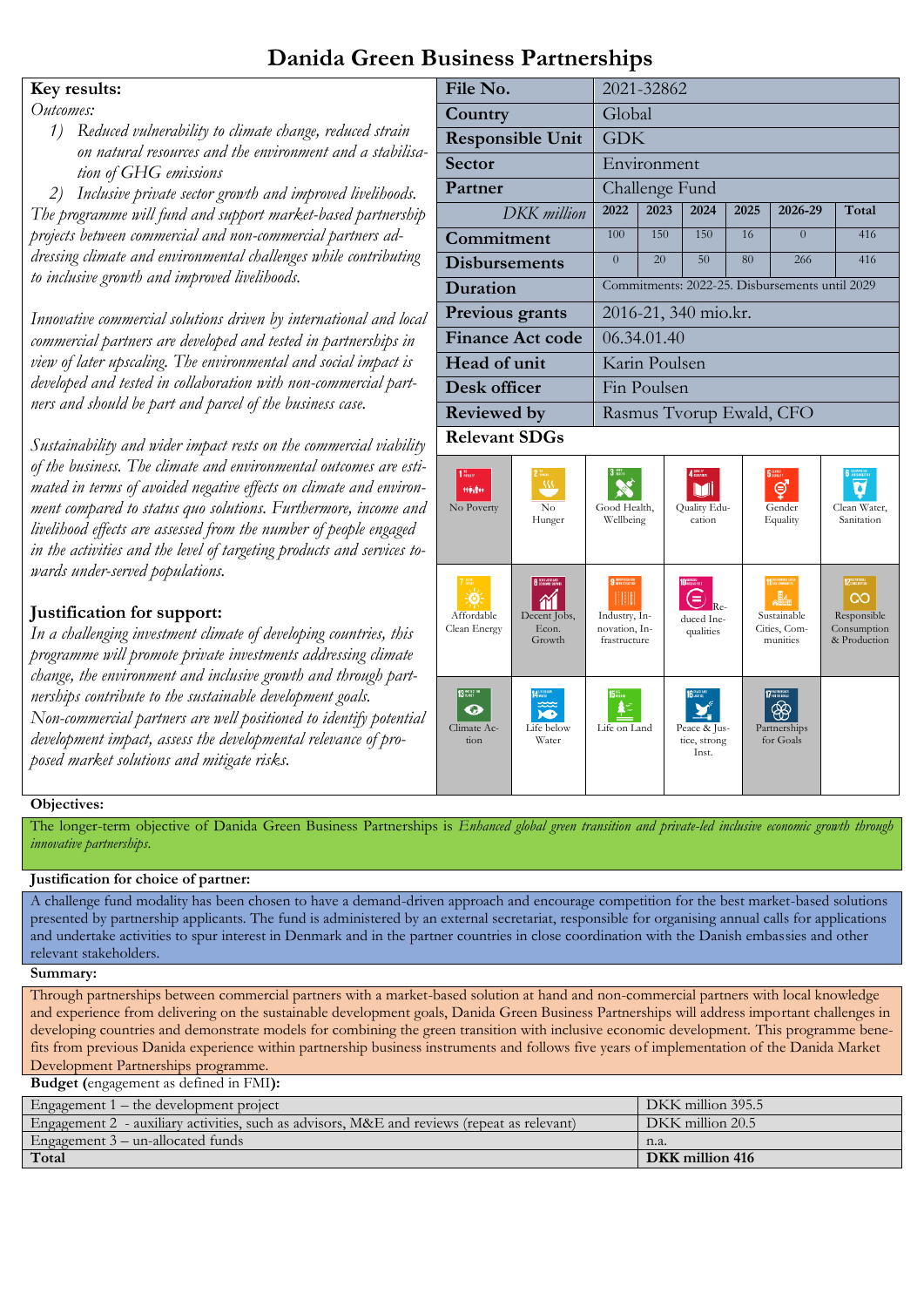# Danida Green Business Partnerships

**Key results:**

*Outcomes:*

1) *Reduced vulnerability to climate change, reduced strain on natural resources and the environment and a stabilisation of GHG emissions*
2) *Inclusive private sector growth and improved livelihoods.*

*The programme will fund and support market-based partnership projects between commercial and non-commercial partners addressing climate and environmental challenges while contributing to inclusive growth and improved livelihoods.*

*Innovative commercial solutions driven by international and local commercial partners are developed and tested in partnerships in view of later upscaling. The environmental and social impact is developed and tested in collaboration with non-commercial partners and should be part and parcel of the business case.*

*Sustainability and wider impact rests on the commercial viability of the business. The climate and environmental outcomes are estimated in terms of avoided negative effects on climate and environment compared to status quo solutions. Furthermore, income and livelihood effects are assessed from the number of people engaged in the activities and the level of targeting products and services towards under-served populations.*

**Justification for support:**

*In a challenging investment climate of developing countries, this programme will promote private investments addressing climate change, the environment and inclusive growth and through partnerships contribute to the sustainable development goals. Non-commercial partners are well positioned to identify potential development impact, assess the developmental relevance of proposed market solutions and mitigate risks.*

| **File No.** | 2021-32862 | | | | | |
|---|---|---|---|---|---|---|
| **Country** | Global | | | | | |
| **Responsible Unit** | GDK | | | | | |
| **Sector** | Environment | | | | | |
| **Partner** | Challenge Fund | | | | | |
| *DKK million* | **2022** | **2023** | **2024** | **2025** | **2026-29** | **Total** |
| **Commitment** | 100 | 150 | 150 | 16 | 0 | 416 |
| **Disbursements** | 0 | 20 | 50 | 80 | 266 | 416 |
| **Duration** | Commitments: 2022-25. Disbursements until 2029 | | | | | |
| **Previous grants** | 2016-21, 340 mio.kr. | | | | | |
| **Finance Act code** | 06.34.01.40 | | | | | |
| **Head of unit** | Karin Poulsen | | | | | |
| **Desk officer** | Fin Poulsen | | | | | |
| **Reviewed by** | Rasmus Tvorup Ewald, CFO | | | | | |

**Relevant SDGs**

| | | | | | |
|---|---|---|---|---|---|
| No Poverty | No Hunger | Good Health, Wellbeing | Quality Education | Gender Equality | Clean Water, Sanitation |
| Affordable Clean Energy | Decent Jobs, Econ. Growth | Industry, Innovation, Infrastructure | Reduced Inequalities | Sustainable Cities, Communities | Responsible Consumption & Production |
| Climate Action | Life below Water | Life on Land | Peace & Justice, strong Inst. | Partnerships for Goals | |

**Objectives:**

The longer-term objective of Danida Green Business Partnerships is *Enhanced global green transition and private-led inclusive economic growth through innovative partnerships.*

**Justification for choice of partner:**

A challenge fund modality has been chosen to have a demand-driven approach and encourage competition for the best market-based solutions presented by partnership applicants. The fund is administered by an external secretariat, responsible for organising annual calls for applications and undertake activities to spur interest in Denmark and in the partner countries in close coordination with the Danish embassies and other relevant stakeholders.

**Summary:**

Through partnerships between commercial partners with a market-based solution at hand and non-commercial partners with local knowledge and experience from delivering on the sustainable development goals, Danida Green Business Partnerships will address important challenges in developing countries and demonstrate models for combining the green transition with inclusive economic development. This programme benefits from previous Danida experience within partnership business instruments and follows five years of implementation of the Danida Market Development Partnerships programme.

**Budget (**engagement as defined in FMI**):**

| | |
|---|---|
| Engagement 1 – the development project | DKK million 395.5 |
| Engagement 2 - auxiliary activities, such as advisors, M&E and reviews (repeat as relevant) | DKK million 20.5 |
| Engagement 3 – un-allocated funds | n.a. |
| **Total** | **DKK million 416** |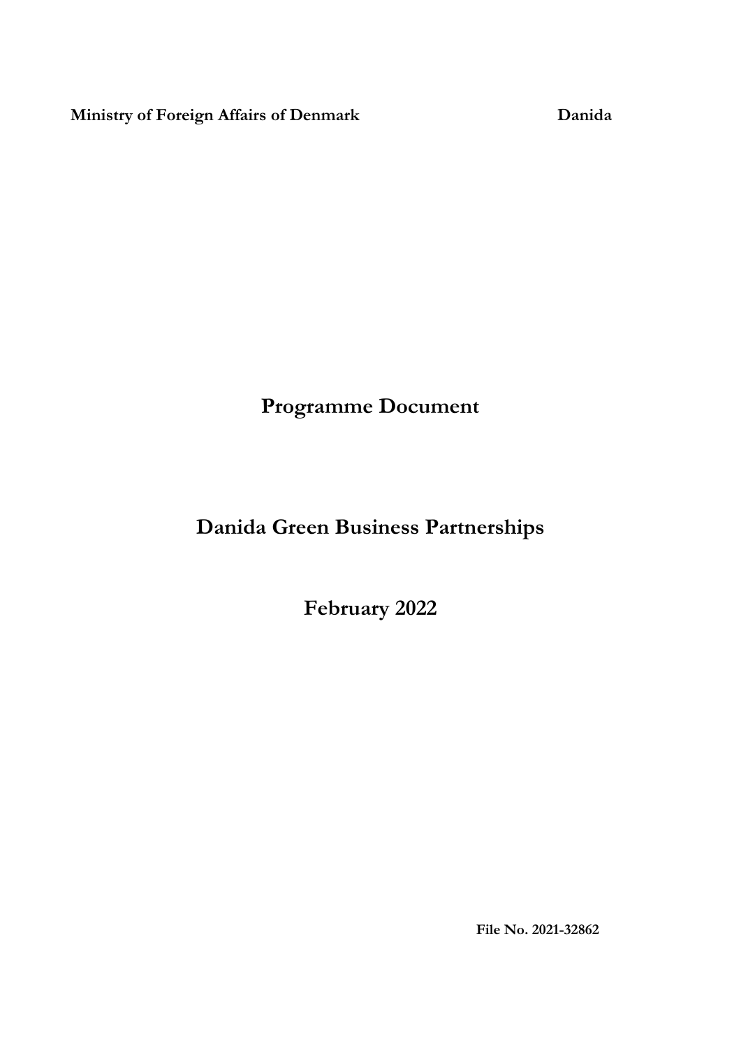**Ministry of Foreign Affairs of Denmark** **Danida**

# Programme Document

# Danida Green Business Partnerships

# February 2022

**File No. 2021-32862**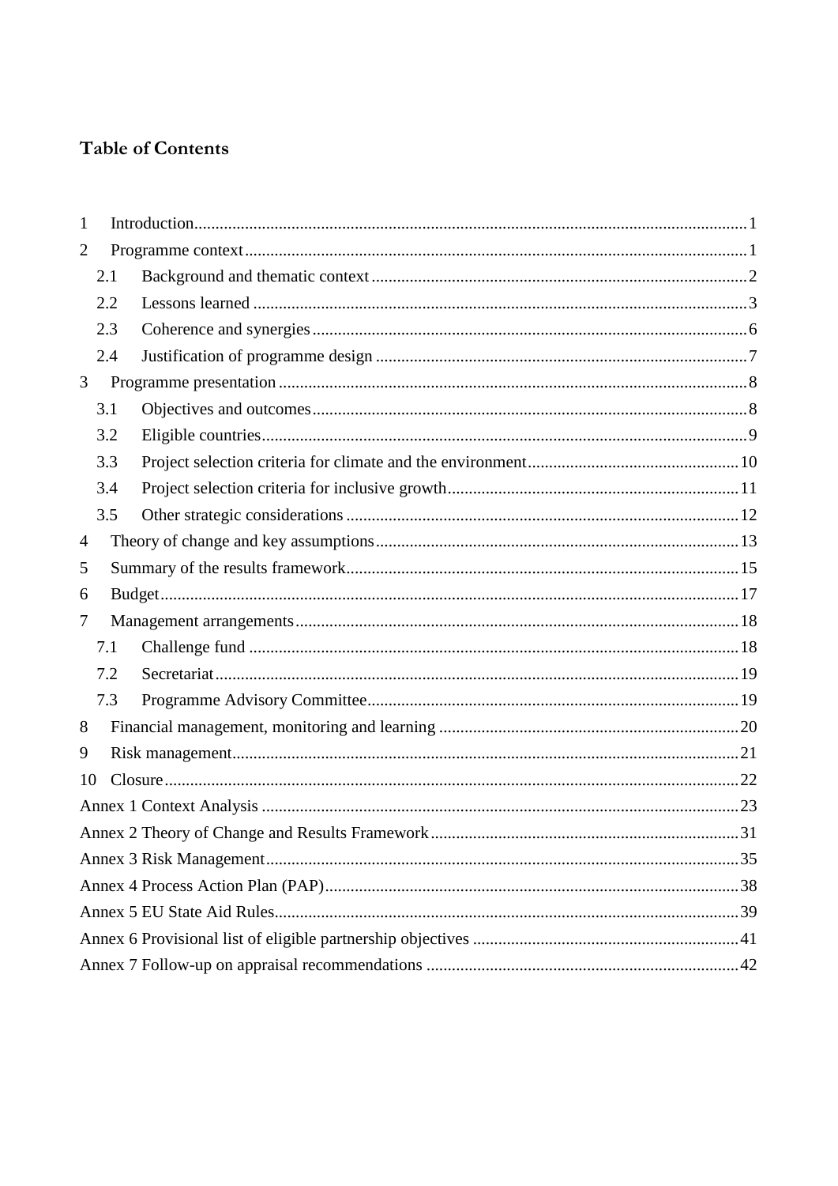# Table of Contents

1 Introduction ..... 1
2 Programme context ..... 1
  2.1 Background and thematic context ..... 2
  2.2 Lessons learned ..... 3
  2.3 Coherence and synergies ..... 6
  2.4 Justification of programme design ..... 7
3 Programme presentation ..... 8
  3.1 Objectives and outcomes ..... 8
  3.2 Eligible countries ..... 9
  3.3 Project selection criteria for climate and the environment ..... 10
  3.4 Project selection criteria for inclusive growth ..... 11
  3.5 Other strategic considerations ..... 12
4 Theory of change and key assumptions ..... 13
5 Summary of the results framework ..... 15
6 Budget ..... 17
7 Management arrangements ..... 18
  7.1 Challenge fund ..... 18
  7.2 Secretariat ..... 19
  7.3 Programme Advisory Committee ..... 19
8 Financial management, monitoring and learning ..... 20
9 Risk management ..... 21
10 Closure ..... 22
Annex 1 Context Analysis ..... 23
Annex 2 Theory of Change and Results Framework ..... 31
Annex 3 Risk Management ..... 35
Annex 4 Process Action Plan (PAP) ..... 38
Annex 5 EU State Aid Rules ..... 39
Annex 6 Provisional list of eligible partnership objectives ..... 41
Annex 7 Follow-up on appraisal recommendations ..... 42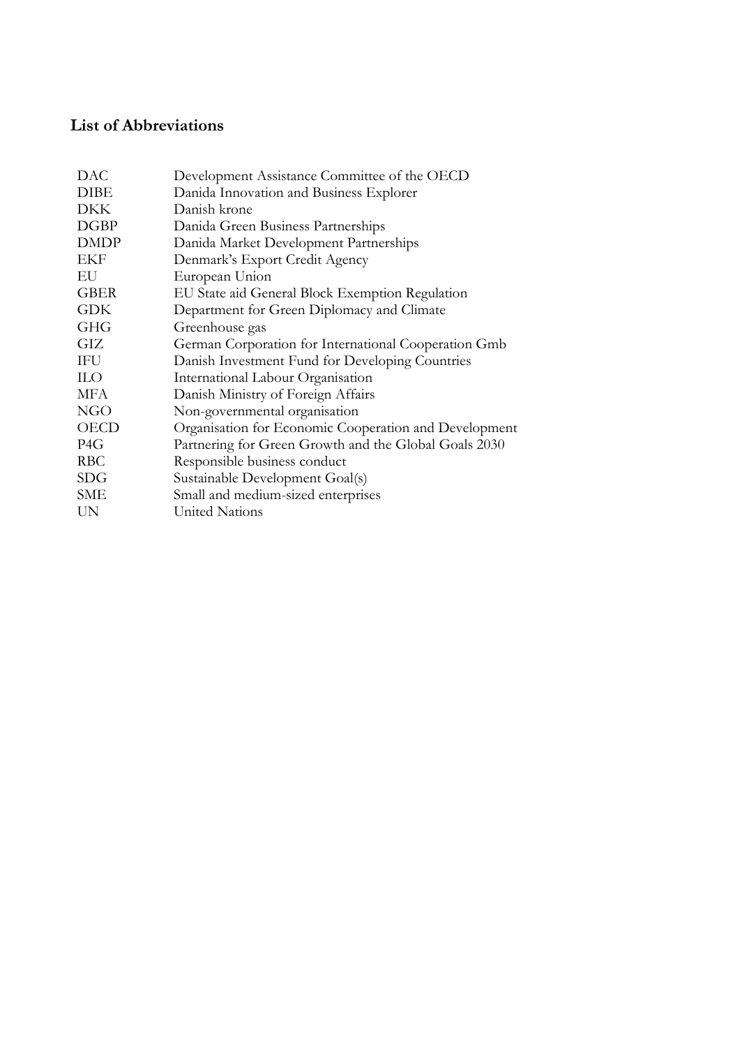## List of Abbreviations

| | |
|---|---|
| DAC | Development Assistance Committee of the OECD |
| DIBE | Danida Innovation and Business Explorer |
| DKK | Danish krone |
| DGBP | Danida Green Business Partnerships |
| DMDP | Danida Market Development Partnerships |
| EKF | Denmark's Export Credit Agency |
| EU | European Union |
| GBER | EU State aid General Block Exemption Regulation |
| GDK | Department for Green Diplomacy and Climate |
| GHG | Greenhouse gas |
| GIZ | German Corporation for International Cooperation Gmb |
| IFU | Danish Investment Fund for Developing Countries |
| ILO | International Labour Organisation |
| MFA | Danish Ministry of Foreign Affairs |
| NGO | Non-governmental organisation |
| OECD | Organisation for Economic Cooperation and Development |
| P4G | Partnering for Green Growth and the Global Goals 2030 |
| RBC | Responsible business conduct |
| SDG | Sustainable Development Goal(s) |
| SME | Small and medium-sized enterprises |
| UN | United Nations |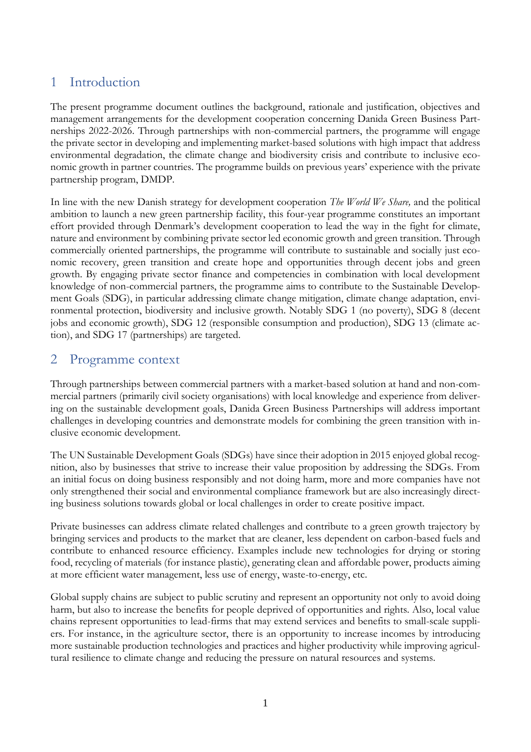# 1 Introduction

The present programme document outlines the background, rationale and justification, objectives and management arrangements for the development cooperation concerning Danida Green Business Partnerships 2022-2026. Through partnerships with non-commercial partners, the programme will engage the private sector in developing and implementing market-based solutions with high impact that address environmental degradation, the climate change and biodiversity crisis and contribute to inclusive economic growth in partner countries. The programme builds on previous years' experience with the private partnership program, DMDP.

In line with the new Danish strategy for development cooperation *The World We Share,* and the political ambition to launch a new green partnership facility, this four-year programme constitutes an important effort provided through Denmark's development cooperation to lead the way in the fight for climate, nature and environment by combining private sector led economic growth and green transition. Through commercially oriented partnerships, the programme will contribute to sustainable and socially just economic recovery, green transition and create hope and opportunities through decent jobs and green growth. By engaging private sector finance and competencies in combination with local development knowledge of non-commercial partners, the programme aims to contribute to the Sustainable Development Goals (SDG), in particular addressing climate change mitigation, climate change adaptation, environmental protection, biodiversity and inclusive growth. Notably SDG 1 (no poverty), SDG 8 (decent jobs and economic growth), SDG 12 (responsible consumption and production), SDG 13 (climate action), and SDG 17 (partnerships) are targeted.

# 2 Programme context

Through partnerships between commercial partners with a market-based solution at hand and non-commercial partners (primarily civil society organisations) with local knowledge and experience from delivering on the sustainable development goals, Danida Green Business Partnerships will address important challenges in developing countries and demonstrate models for combining the green transition with inclusive economic development.

The UN Sustainable Development Goals (SDGs) have since their adoption in 2015 enjoyed global recognition, also by businesses that strive to increase their value proposition by addressing the SDGs. From an initial focus on doing business responsibly and not doing harm, more and more companies have not only strengthened their social and environmental compliance framework but are also increasingly directing business solutions towards global or local challenges in order to create positive impact.

Private businesses can address climate related challenges and contribute to a green growth trajectory by bringing services and products to the market that are cleaner, less dependent on carbon-based fuels and contribute to enhanced resource efficiency. Examples include new technologies for drying or storing food, recycling of materials (for instance plastic), generating clean and affordable power, products aiming at more efficient water management, less use of energy, waste-to-energy, etc.

Global supply chains are subject to public scrutiny and represent an opportunity not only to avoid doing harm, but also to increase the benefits for people deprived of opportunities and rights. Also, local value chains represent opportunities to lead-firms that may extend services and benefits to small-scale suppliers. For instance, in the agriculture sector, there is an opportunity to increase incomes by introducing more sustainable production technologies and practices and higher productivity while improving agricultural resilience to climate change and reducing the pressure on natural resources and systems.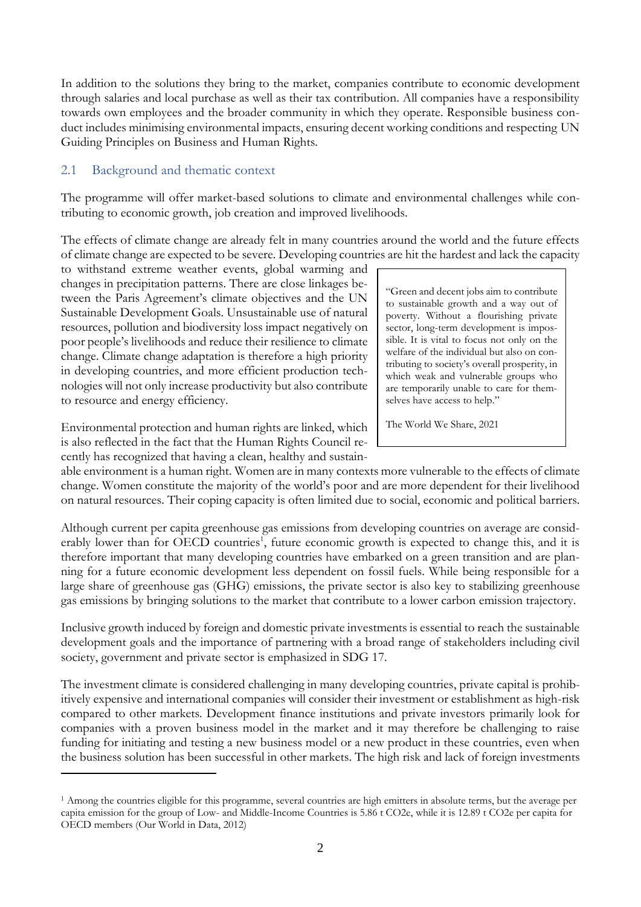In addition to the solutions they bring to the market, companies contribute to economic development through salaries and local purchase as well as their tax contribution. All companies have a responsibility towards own employees and the broader community in which they operate. Responsible business conduct includes minimising environmental impacts, ensuring decent working conditions and respecting UN Guiding Principles on Business and Human Rights.

## 2.1 Background and thematic context

The programme will offer market-based solutions to climate and environmental challenges while contributing to economic growth, job creation and improved livelihoods.

The effects of climate change are already felt in many countries around the world and the future effects of climate change are expected to be severe. Developing countries are hit the hardest and lack the capacity to withstand extreme weather events, global warming and changes in precipitation patterns. There are close linkages between the Paris Agreement's climate objectives and the UN Sustainable Development Goals. Unsustainable use of natural resources, pollution and biodiversity loss impact negatively on poor people's livelihoods and reduce their resilience to climate change. Climate change adaptation is therefore a high priority in developing countries, and more efficient production technologies will not only increase productivity but also contribute to resource and energy efficiency.

> "Green and decent jobs aim to contribute to sustainable growth and a way out of poverty. Without a flourishing private sector, long-term development is impossible. It is vital to focus not only on the welfare of the individual but also on contributing to society's overall prosperity, in which weak and vulnerable groups who are temporarily unable to care for themselves have access to help."
>
> The World We Share, 2021

Environmental protection and human rights are linked, which is also reflected in the fact that the Human Rights Council recently has recognized that having a clean, healthy and sustainable environment is a human right. Women are in many contexts more vulnerable to the effects of climate change. Women constitute the majority of the world's poor and are more dependent for their livelihood on natural resources. Their coping capacity is often limited due to social, economic and political barriers.

Although current per capita greenhouse gas emissions from developing countries on average are considerably lower than for OECD countries[1], future economic growth is expected to change this, and it is therefore important that many developing countries have embarked on a green transition and are planning for a future economic development less dependent on fossil fuels. While being responsible for a large share of greenhouse gas (GHG) emissions, the private sector is also key to stabilizing greenhouse gas emissions by bringing solutions to the market that contribute to a lower carbon emission trajectory.

Inclusive growth induced by foreign and domestic private investments is essential to reach the sustainable development goals and the importance of partnering with a broad range of stakeholders including civil society, government and private sector is emphasized in SDG 17.

The investment climate is considered challenging in many developing countries, private capital is prohibitively expensive and international companies will consider their investment or establishment as high-risk compared to other markets. Development finance institutions and private investors primarily look for companies with a proven business model in the market and it may therefore be challenging to raise funding for initiating and testing a new business model or a new product in these countries, even when the business solution has been successful in other markets. The high risk and lack of foreign investments

[1] Among the countries eligible for this programme, several countries are high emitters in absolute terms, but the average per capita emission for the group of Low- and Middle-Income Countries is 5.86 t CO2e, while it is 12.89 t CO2e per capita for OECD members (Our World in Data, 2012)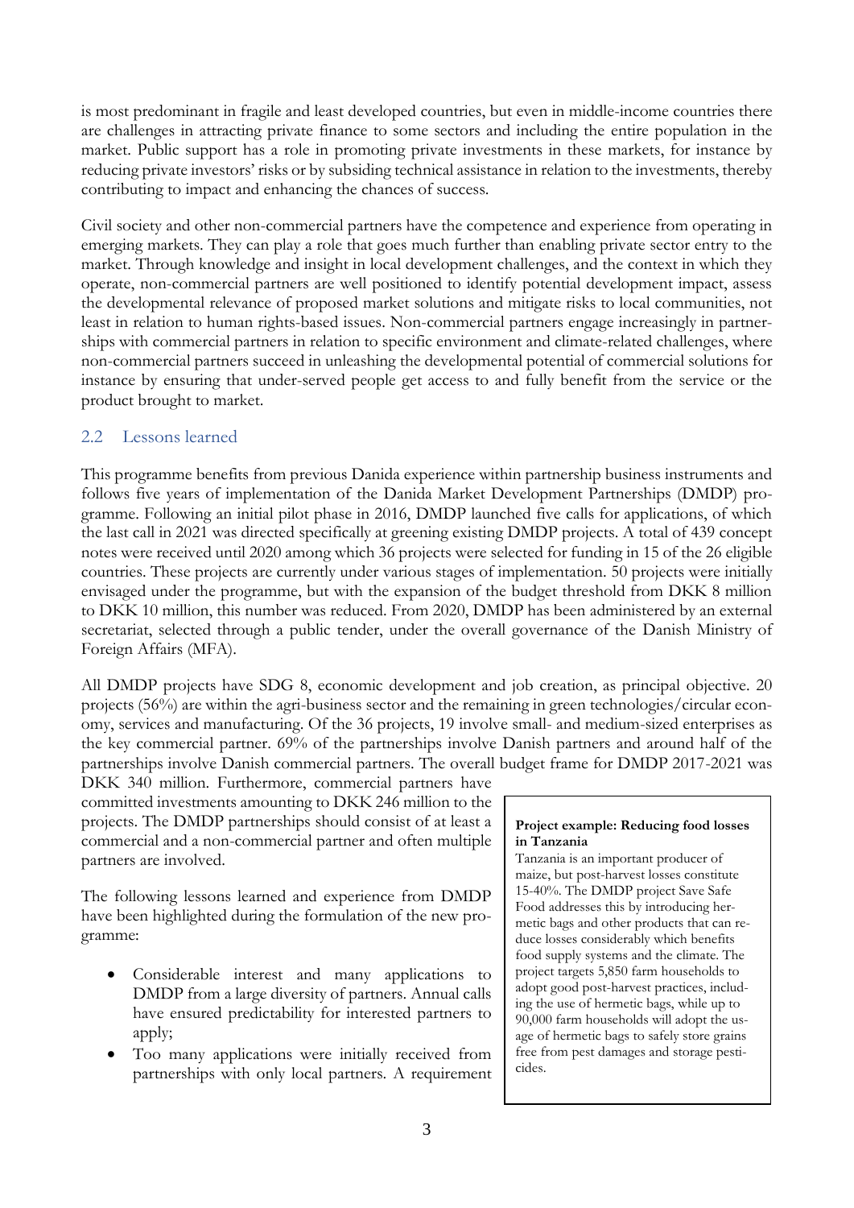is most predominant in fragile and least developed countries, but even in middle-income countries there are challenges in attracting private finance to some sectors and including the entire population in the market. Public support has a role in promoting private investments in these markets, for instance by reducing private investors' risks or by subsiding technical assistance in relation to the investments, thereby contributing to impact and enhancing the chances of success.

Civil society and other non-commercial partners have the competence and experience from operating in emerging markets. They can play a role that goes much further than enabling private sector entry to the market. Through knowledge and insight in local development challenges, and the context in which they operate, non-commercial partners are well positioned to identify potential development impact, assess the developmental relevance of proposed market solutions and mitigate risks to local communities, not least in relation to human rights-based issues. Non-commercial partners engage increasingly in partnerships with commercial partners in relation to specific environment and climate-related challenges, where non-commercial partners succeed in unleashing the developmental potential of commercial solutions for instance by ensuring that under-served people get access to and fully benefit from the service or the product brought to market.

## 2.2 Lessons learned

This programme benefits from previous Danida experience within partnership business instruments and follows five years of implementation of the Danida Market Development Partnerships (DMDP) programme. Following an initial pilot phase in 2016, DMDP launched five calls for applications, of which the last call in 2021 was directed specifically at greening existing DMDP projects. A total of 439 concept notes were received until 2020 among which 36 projects were selected for funding in 15 of the 26 eligible countries. These projects are currently under various stages of implementation. 50 projects were initially envisaged under the programme, but with the expansion of the budget threshold from DKK 8 million to DKK 10 million, this number was reduced. From 2020, DMDP has been administered by an external secretariat, selected through a public tender, under the overall governance of the Danish Ministry of Foreign Affairs (MFA).

All DMDP projects have SDG 8, economic development and job creation, as principal objective. 20 projects (56%) are within the agri-business sector and the remaining in green technologies/circular economy, services and manufacturing. Of the 36 projects, 19 involve small- and medium-sized enterprises as the key commercial partner. 69% of the partnerships involve Danish partners and around half of the partnerships involve Danish commercial partners. The overall budget frame for DMDP 2017-2021 was DKK 340 million. Furthermore, commercial partners have committed investments amounting to DKK 246 million to the projects. The DMDP partnerships should consist of at least a commercial and a non-commercial partner and often multiple partners are involved.

The following lessons learned and experience from DMDP have been highlighted during the formulation of the new programme:

- Considerable interest and many applications to DMDP from a large diversity of partners. Annual calls have ensured predictability for interested partners to apply;
- Too many applications were initially received from partnerships with only local partners. A requirement

> **Project example: Reducing food losses in Tanzania**
>
> Tanzania is an important producer of maize, but post-harvest losses constitute 15-40%. The DMDP project Save Safe Food addresses this by introducing hermetic bags and other products that can reduce losses considerably which benefits food supply systems and the climate. The project targets 5,850 farm households to adopt good post-harvest practices, including the use of hermetic bags, while up to 90,000 farm households will adopt the usage of hermetic bags to safely store grains free from pest damages and storage pesticides.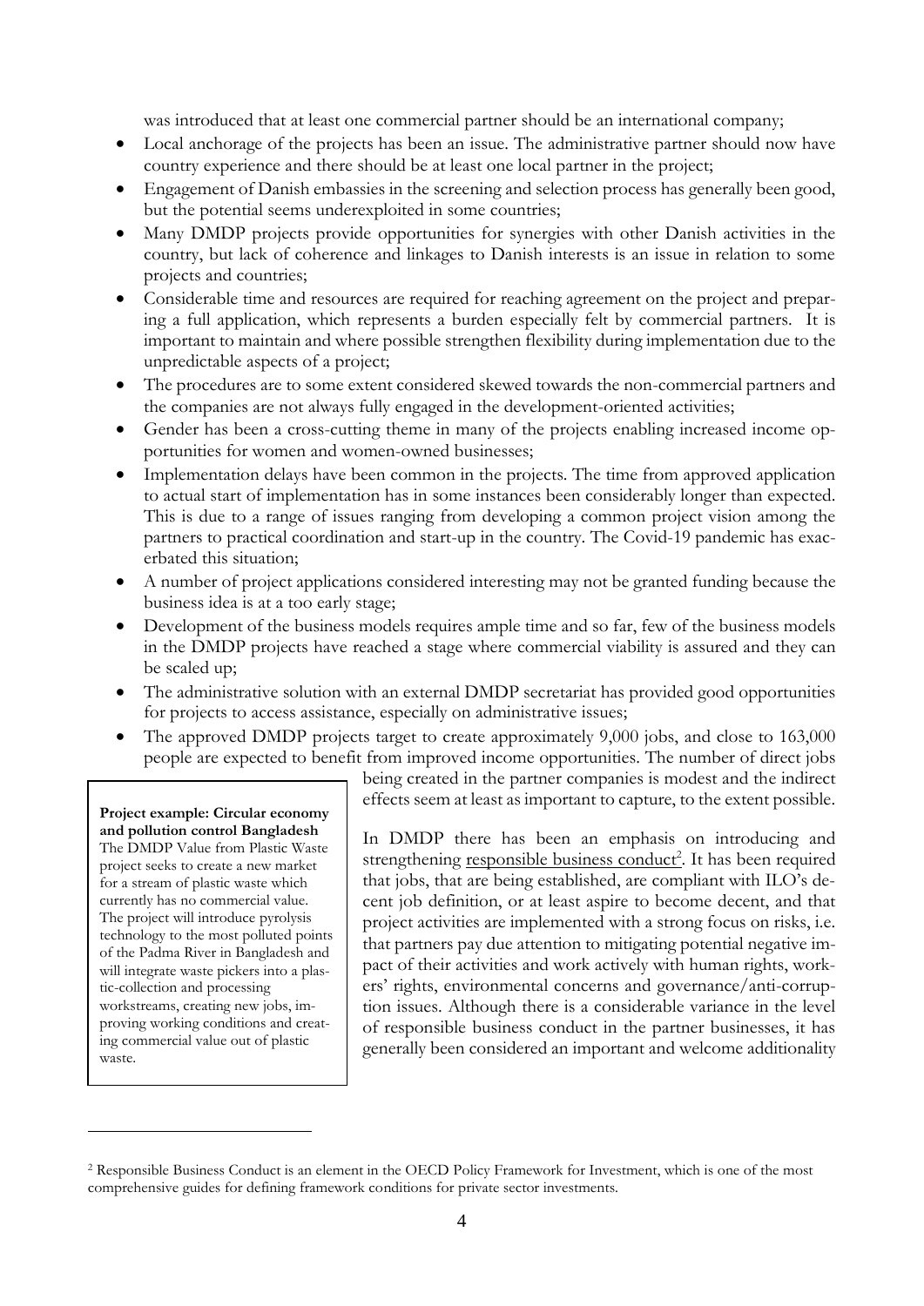was introduced that at least one commercial partner should be an international company;

- Local anchorage of the projects has been an issue. The administrative partner should now have country experience and there should be at least one local partner in the project;
- Engagement of Danish embassies in the screening and selection process has generally been good, but the potential seems underexploited in some countries;
- Many DMDP projects provide opportunities for synergies with other Danish activities in the country, but lack of coherence and linkages to Danish interests is an issue in relation to some projects and countries;
- Considerable time and resources are required for reaching agreement on the project and preparing a full application, which represents a burden especially felt by commercial partners. It is important to maintain and where possible strengthen flexibility during implementation due to the unpredictable aspects of a project;
- The procedures are to some extent considered skewed towards the non-commercial partners and the companies are not always fully engaged in the development-oriented activities;
- Gender has been a cross-cutting theme in many of the projects enabling increased income opportunities for women and women-owned businesses;
- Implementation delays have been common in the projects. The time from approved application to actual start of implementation has in some instances been considerably longer than expected. This is due to a range of issues ranging from developing a common project vision among the partners to practical coordination and start-up in the country. The Covid-19 pandemic has exacerbated this situation;
- A number of project applications considered interesting may not be granted funding because the business idea is at a too early stage;
- Development of the business models requires ample time and so far, few of the business models in the DMDP projects have reached a stage where commercial viability is assured and they can be scaled up;
- The administrative solution with an external DMDP secretariat has provided good opportunities for projects to access assistance, especially on administrative issues;
- The approved DMDP projects target to create approximately 9,000 jobs, and close to 163,000 people are expected to benefit from improved income opportunities. The number of direct jobs being created in the partner companies is modest and the indirect effects seem at least as important to capture, to the extent possible.

In DMDP there has been an emphasis on introducing and strengthening responsible business conduct[2]. It has been required that jobs, that are being established, are compliant with ILO's decent job definition, or at least aspire to become decent, and that project activities are implemented with a strong focus on risks, i.e. that partners pay due attention to mitigating potential negative impact of their activities and work actively with human rights, workers' rights, environmental concerns and governance/anti-corruption issues. Although there is a considerable variance in the level of responsible business conduct in the partner businesses, it has generally been considered an important and welcome additionality

> **Project example: Circular economy and pollution control Bangladesh**
> The DMDP Value from Plastic Waste project seeks to create a new market for a stream of plastic waste which currently has no commercial value. The project will introduce pyrolysis technology to the most polluted points of the Padma River in Bangladesh and will integrate waste pickers into a plastic-collection and processing workstreams, creating new jobs, improving working conditions and creating commercial value out of plastic waste.

[2] Responsible Business Conduct is an element in the OECD Policy Framework for Investment, which is one of the most comprehensive guides for defining framework conditions for private sector investments.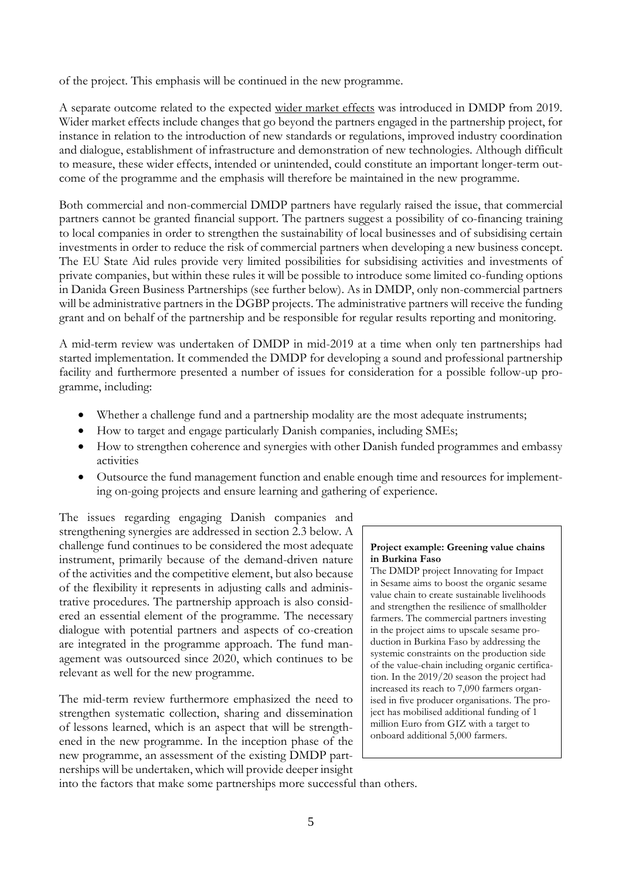of the project. This emphasis will be continued in the new programme.

A separate outcome related to the expected wider market effects was introduced in DMDP from 2019. Wider market effects include changes that go beyond the partners engaged in the partnership project, for instance in relation to the introduction of new standards or regulations, improved industry coordination and dialogue, establishment of infrastructure and demonstration of new technologies. Although difficult to measure, these wider effects, intended or unintended, could constitute an important longer-term outcome of the programme and the emphasis will therefore be maintained in the new programme.

Both commercial and non-commercial DMDP partners have regularly raised the issue, that commercial partners cannot be granted financial support. The partners suggest a possibility of co-financing training to local companies in order to strengthen the sustainability of local businesses and of subsidising certain investments in order to reduce the risk of commercial partners when developing a new business concept. The EU State Aid rules provide very limited possibilities for subsidising activities and investments of private companies, but within these rules it will be possible to introduce some limited co-funding options in Danida Green Business Partnerships (see further below). As in DMDP, only non-commercial partners will be administrative partners in the DGBP projects. The administrative partners will receive the funding grant and on behalf of the partnership and be responsible for regular results reporting and monitoring.

A mid-term review was undertaken of DMDP in mid-2019 at a time when only ten partnerships had started implementation. It commended the DMDP for developing a sound and professional partnership facility and furthermore presented a number of issues for consideration for a possible follow-up programme, including:

- Whether a challenge fund and a partnership modality are the most adequate instruments;
- How to target and engage particularly Danish companies, including SMEs;
- How to strengthen coherence and synergies with other Danish funded programmes and embassy activities
- Outsource the fund management function and enable enough time and resources for implementing on-going projects and ensure learning and gathering of experience.

The issues regarding engaging Danish companies and strengthening synergies are addressed in section 2.3 below. A challenge fund continues to be considered the most adequate instrument, primarily because of the demand-driven nature of the activities and the competitive element, but also because of the flexibility it represents in adjusting calls and administrative procedures. The partnership approach is also considered an essential element of the programme. The necessary dialogue with potential partners and aspects of co-creation are integrated in the programme approach. The fund management was outsourced since 2020, which continues to be relevant as well for the new programme.

The mid-term review furthermore emphasized the need to strengthen systematic collection, sharing and dissemination of lessons learned, which is an aspect that will be strengthened in the new programme. In the inception phase of the new programme, an assessment of the existing DMDP partnerships will be undertaken, which will provide deeper insight into the factors that make some partnerships more successful than others.

**Project example: Greening value chains in Burkina Faso**

The DMDP project Innovating for Impact in Sesame aims to boost the organic sesame value chain to create sustainable livelihoods and strengthen the resilience of smallholder farmers. The commercial partners investing in the project aims to upscale sesame production in Burkina Faso by addressing the systemic constraints on the production side of the value-chain including organic certification. In the 2019/20 season the project had increased its reach to 7,090 farmers organised in five producer organisations. The project has mobilised additional funding of 1 million Euro from GIZ with a target to onboard additional 5,000 farmers.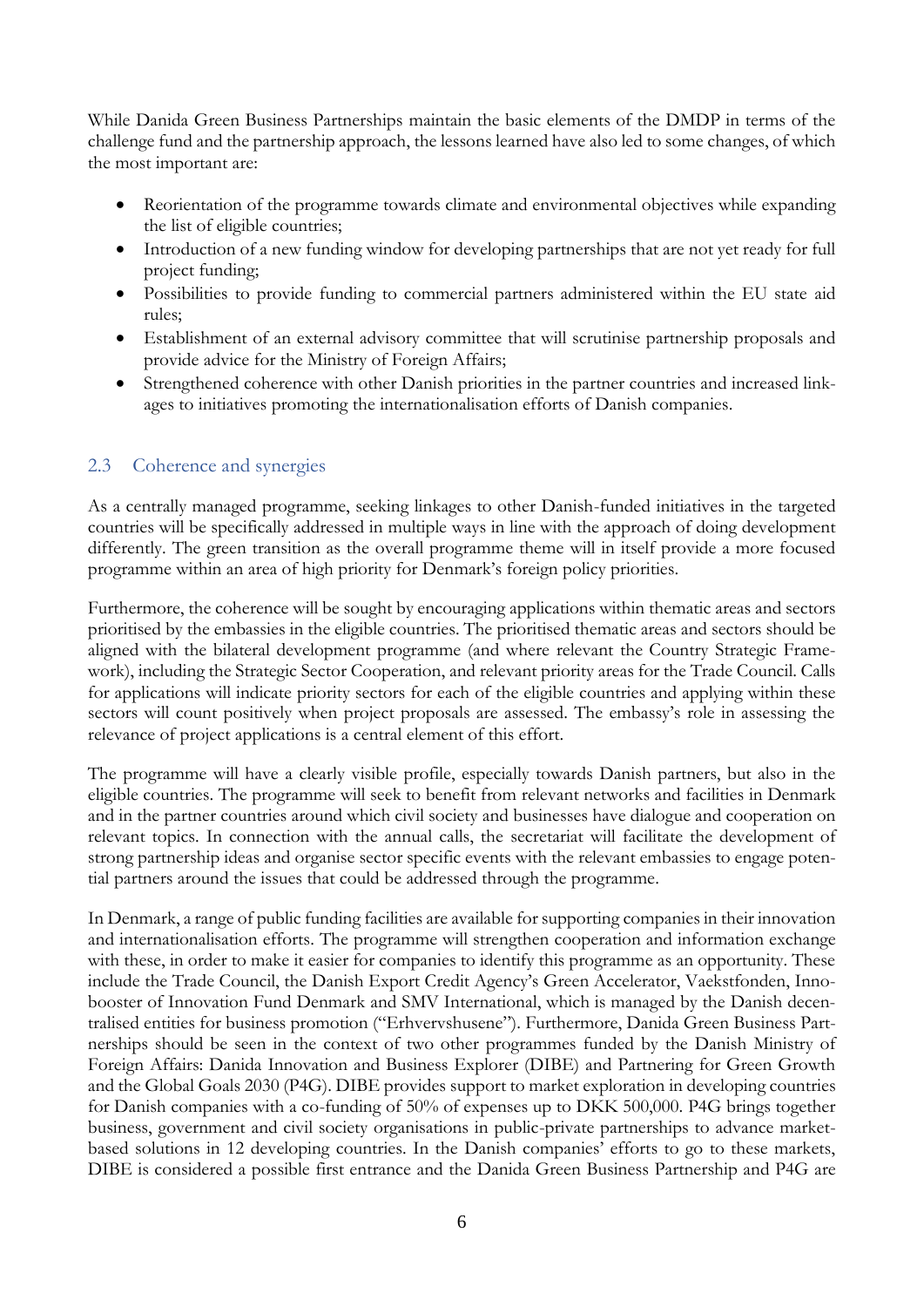While Danida Green Business Partnerships maintain the basic elements of the DMDP in terms of the challenge fund and the partnership approach, the lessons learned have also led to some changes, of which the most important are:

- Reorientation of the programme towards climate and environmental objectives while expanding the list of eligible countries;
- Introduction of a new funding window for developing partnerships that are not yet ready for full project funding;
- Possibilities to provide funding to commercial partners administered within the EU state aid rules;
- Establishment of an external advisory committee that will scrutinise partnership proposals and provide advice for the Ministry of Foreign Affairs;
- Strengthened coherence with other Danish priorities in the partner countries and increased linkages to initiatives promoting the internationalisation efforts of Danish companies.

## 2.3 Coherence and synergies

As a centrally managed programme, seeking linkages to other Danish-funded initiatives in the targeted countries will be specifically addressed in multiple ways in line with the approach of doing development differently. The green transition as the overall programme theme will in itself provide a more focused programme within an area of high priority for Denmark's foreign policy priorities.

Furthermore, the coherence will be sought by encouraging applications within thematic areas and sectors prioritised by the embassies in the eligible countries. The prioritised thematic areas and sectors should be aligned with the bilateral development programme (and where relevant the Country Strategic Framework), including the Strategic Sector Cooperation, and relevant priority areas for the Trade Council. Calls for applications will indicate priority sectors for each of the eligible countries and applying within these sectors will count positively when project proposals are assessed. The embassy's role in assessing the relevance of project applications is a central element of this effort.

The programme will have a clearly visible profile, especially towards Danish partners, but also in the eligible countries. The programme will seek to benefit from relevant networks and facilities in Denmark and in the partner countries around which civil society and businesses have dialogue and cooperation on relevant topics. In connection with the annual calls, the secretariat will facilitate the development of strong partnership ideas and organise sector specific events with the relevant embassies to engage potential partners around the issues that could be addressed through the programme.

In Denmark, a range of public funding facilities are available for supporting companies in their innovation and internationalisation efforts. The programme will strengthen cooperation and information exchange with these, in order to make it easier for companies to identify this programme as an opportunity. These include the Trade Council, the Danish Export Credit Agency's Green Accelerator, Vaekstfonden, Innobooster of Innovation Fund Denmark and SMV International, which is managed by the Danish decentralised entities for business promotion ("Erhvervshusene"). Furthermore, Danida Green Business Partnerships should be seen in the context of two other programmes funded by the Danish Ministry of Foreign Affairs: Danida Innovation and Business Explorer (DIBE) and Partnering for Green Growth and the Global Goals 2030 (P4G). DIBE provides support to market exploration in developing countries for Danish companies with a co-funding of 50% of expenses up to DKK 500,000. P4G brings together business, government and civil society organisations in public-private partnerships to advance market-based solutions in 12 developing countries. In the Danish companies' efforts to go to these markets, DIBE is considered a possible first entrance and the Danida Green Business Partnership and P4G are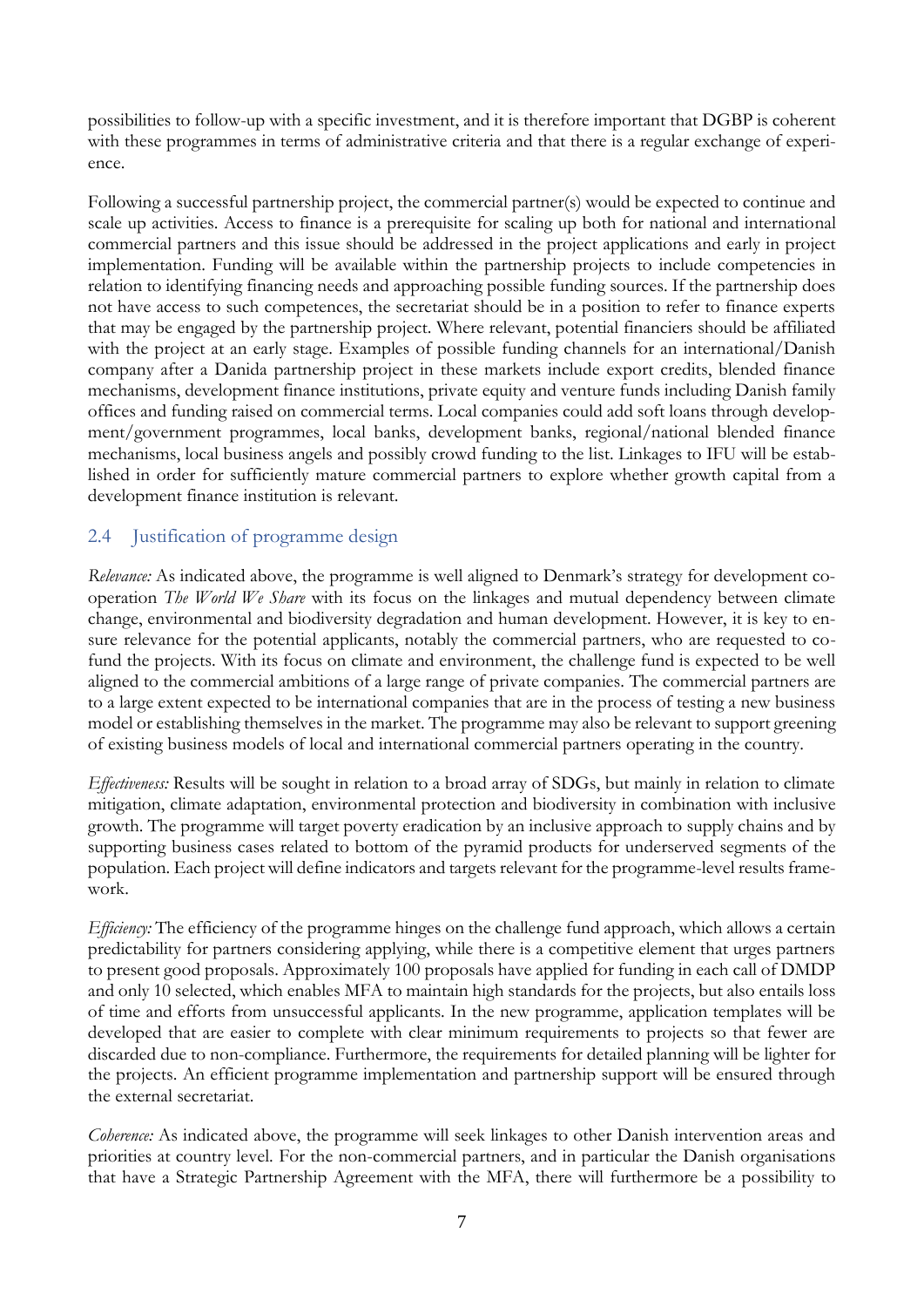possibilities to follow-up with a specific investment, and it is therefore important that DGBP is coherent with these programmes in terms of administrative criteria and that there is a regular exchange of experience.

Following a successful partnership project, the commercial partner(s) would be expected to continue and scale up activities. Access to finance is a prerequisite for scaling up both for national and international commercial partners and this issue should be addressed in the project applications and early in project implementation. Funding will be available within the partnership projects to include competencies in relation to identifying financing needs and approaching possible funding sources. If the partnership does not have access to such competences, the secretariat should be in a position to refer to finance experts that may be engaged by the partnership project. Where relevant, potential financiers should be affiliated with the project at an early stage. Examples of possible funding channels for an international/Danish company after a Danida partnership project in these markets include export credits, blended finance mechanisms, development finance institutions, private equity and venture funds including Danish family offices and funding raised on commercial terms. Local companies could add soft loans through development/government programmes, local banks, development banks, regional/national blended finance mechanisms, local business angels and possibly crowd funding to the list. Linkages to IFU will be established in order for sufficiently mature commercial partners to explore whether growth capital from a development finance institution is relevant.

## 2.4 Justification of programme design

*Relevance:* As indicated above, the programme is well aligned to Denmark's strategy for development cooperation *The World We Share* with its focus on the linkages and mutual dependency between climate change, environmental and biodiversity degradation and human development. However, it is key to ensure relevance for the potential applicants, notably the commercial partners, who are requested to co-fund the projects. With its focus on climate and environment, the challenge fund is expected to be well aligned to the commercial ambitions of a large range of private companies. The commercial partners are to a large extent expected to be international companies that are in the process of testing a new business model or establishing themselves in the market. The programme may also be relevant to support greening of existing business models of local and international commercial partners operating in the country.

*Effectiveness:* Results will be sought in relation to a broad array of SDGs, but mainly in relation to climate mitigation, climate adaptation, environmental protection and biodiversity in combination with inclusive growth. The programme will target poverty eradication by an inclusive approach to supply chains and by supporting business cases related to bottom of the pyramid products for underserved segments of the population. Each project will define indicators and targets relevant for the programme-level results framework.

*Efficiency:* The efficiency of the programme hinges on the challenge fund approach, which allows a certain predictability for partners considering applying, while there is a competitive element that urges partners to present good proposals. Approximately 100 proposals have applied for funding in each call of DMDP and only 10 selected, which enables MFA to maintain high standards for the projects, but also entails loss of time and efforts from unsuccessful applicants. In the new programme, application templates will be developed that are easier to complete with clear minimum requirements to projects so that fewer are discarded due to non-compliance. Furthermore, the requirements for detailed planning will be lighter for the projects. An efficient programme implementation and partnership support will be ensured through the external secretariat.

*Coherence:* As indicated above, the programme will seek linkages to other Danish intervention areas and priorities at country level. For the non-commercial partners, and in particular the Danish organisations that have a Strategic Partnership Agreement with the MFA, there will furthermore be a possibility to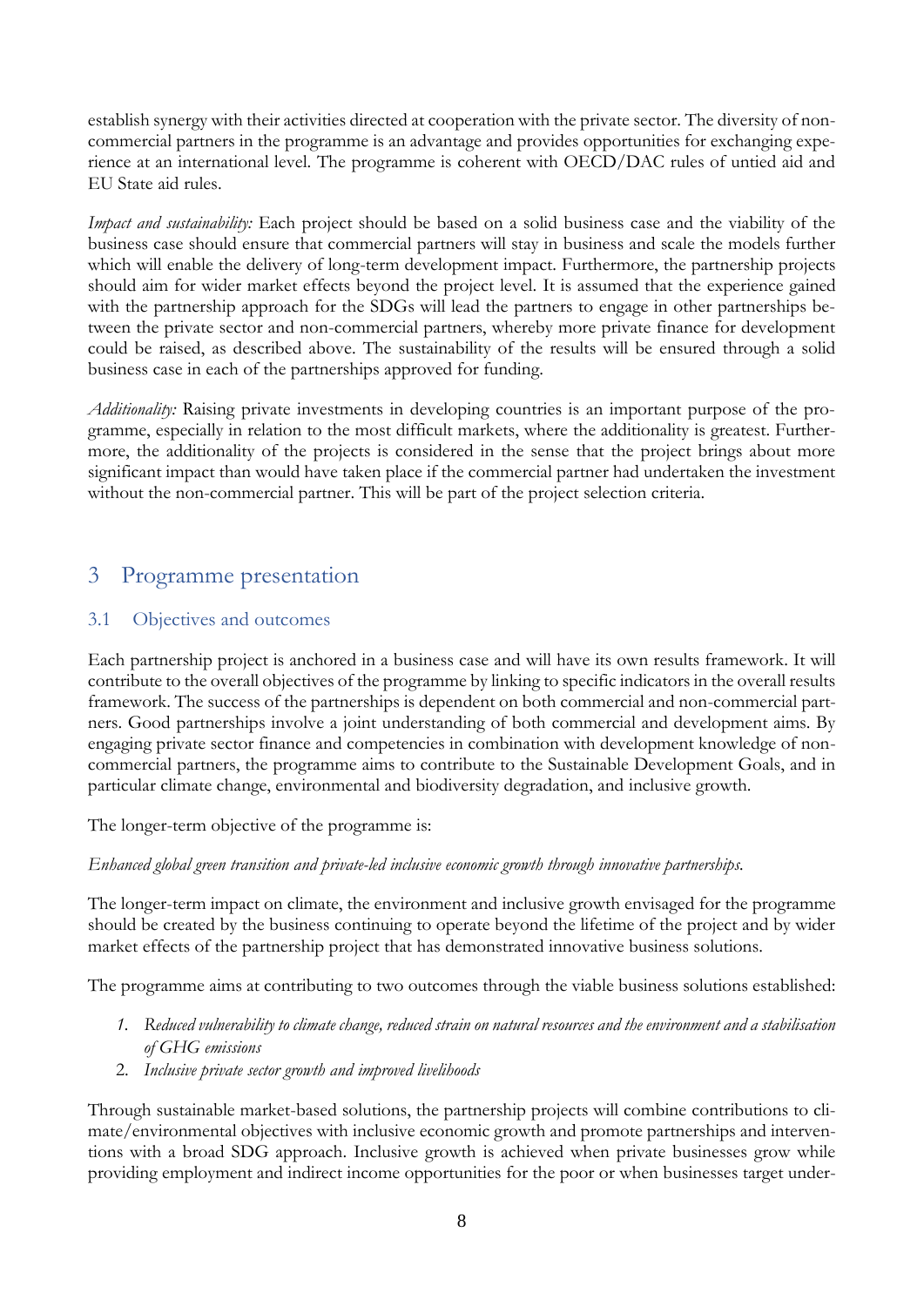establish synergy with their activities directed at cooperation with the private sector. The diversity of non-commercial partners in the programme is an advantage and provides opportunities for exchanging experience at an international level. The programme is coherent with OECD/DAC rules of untied aid and EU State aid rules.

*Impact and sustainability:* Each project should be based on a solid business case and the viability of the business case should ensure that commercial partners will stay in business and scale the models further which will enable the delivery of long-term development impact. Furthermore, the partnership projects should aim for wider market effects beyond the project level. It is assumed that the experience gained with the partnership approach for the SDGs will lead the partners to engage in other partnerships between the private sector and non-commercial partners, whereby more private finance for development could be raised, as described above. The sustainability of the results will be ensured through a solid business case in each of the partnerships approved for funding.

*Additionality:* Raising private investments in developing countries is an important purpose of the programme, especially in relation to the most difficult markets, where the additionality is greatest. Furthermore, the additionality of the projects is considered in the sense that the project brings about more significant impact than would have taken place if the commercial partner had undertaken the investment without the non-commercial partner. This will be part of the project selection criteria.

# 3 Programme presentation

## 3.1 Objectives and outcomes

Each partnership project is anchored in a business case and will have its own results framework. It will contribute to the overall objectives of the programme by linking to specific indicators in the overall results framework. The success of the partnerships is dependent on both commercial and non-commercial partners. Good partnerships involve a joint understanding of both commercial and development aims. By engaging private sector finance and competencies in combination with development knowledge of non-commercial partners, the programme aims to contribute to the Sustainable Development Goals, and in particular climate change, environmental and biodiversity degradation, and inclusive growth.

The longer-term objective of the programme is:

*Enhanced global green transition and private-led inclusive economic growth through innovative partnerships.*

The longer-term impact on climate, the environment and inclusive growth envisaged for the programme should be created by the business continuing to operate beyond the lifetime of the project and by wider market effects of the partnership project that has demonstrated innovative business solutions.

The programme aims at contributing to two outcomes through the viable business solutions established:

1. *Reduced vulnerability to climate change, reduced strain on natural resources and the environment and a stabilisation of GHG emissions*
2. *Inclusive private sector growth and improved livelihoods*

Through sustainable market-based solutions, the partnership projects will combine contributions to climate/environmental objectives with inclusive economic growth and promote partnerships and interventions with a broad SDG approach. Inclusive growth is achieved when private businesses grow while providing employment and indirect income opportunities for the poor or when businesses target under-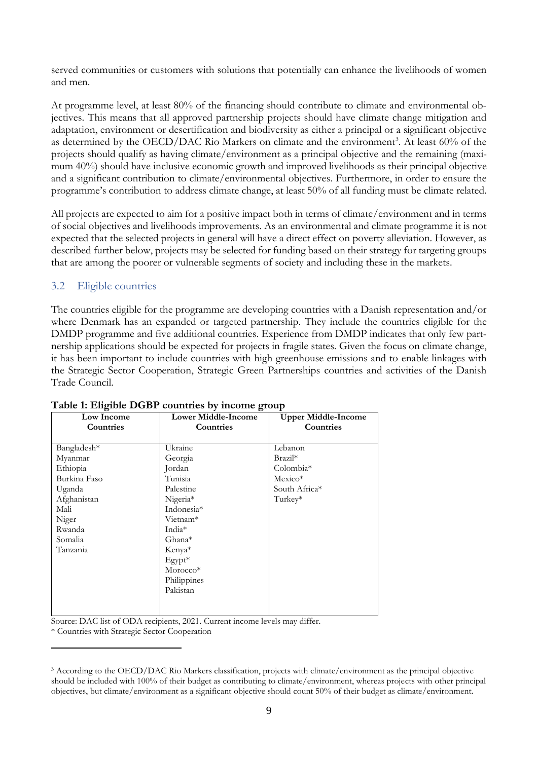served communities or customers with solutions that potentially can enhance the livelihoods of women and men.

At programme level, at least 80% of the financing should contribute to climate and environmental objectives. This means that all approved partnership projects should have climate change mitigation and adaptation, environment or desertification and biodiversity as either a principal or a significant objective as determined by the OECD/DAC Rio Markers on climate and the environment[3]. At least 60% of the projects should qualify as having climate/environment as a principal objective and the remaining (maximum 40%) should have inclusive economic growth and improved livelihoods as their principal objective and a significant contribution to climate/environmental objectives. Furthermore, in order to ensure the programme's contribution to address climate change, at least 50% of all funding must be climate related.

All projects are expected to aim for a positive impact both in terms of climate/environment and in terms of social objectives and livelihoods improvements. As an environmental and climate programme it is not expected that the selected projects in general will have a direct effect on poverty alleviation. However, as described further below, projects may be selected for funding based on their strategy for targeting groups that are among the poorer or vulnerable segments of society and including these in the markets.

## 3.2 Eligible countries

The countries eligible for the programme are developing countries with a Danish representation and/or where Denmark has an expanded or targeted partnership. They include the countries eligible for the DMDP programme and five additional countries. Experience from DMDP indicates that only few partnership applications should be expected for projects in fragile states. Given the focus on climate change, it has been important to include countries with high greenhouse emissions and to enable linkages with the Strategic Sector Cooperation, Strategic Green Partnerships countries and activities of the Danish Trade Council.

**Table 1: Eligible DGBP countries by income group**

| Low Income Countries | Lower Middle-Income Countries | Upper Middle-Income Countries |
|---|---|---|
| Bangladesh* | Ukraine | Lebanon |
| Myanmar | Georgia | Brazil* |
| Ethiopia | Jordan | Colombia* |
| Burkina Faso | Tunisia | Mexico* |
| Uganda | Palestine | South Africa* |
| Afghanistan | Nigeria* | Turkey* |
| Mali | Indonesia* | |
| Niger | Vietnam* | |
| Rwanda | India* | |
| Somalia | Ghana* | |
| Tanzania | Kenya* | |
| | Egypt* | |
| | Morocco* | |
| | Philippines | |
| | Pakistan | |

Source: DAC list of ODA recipients, 2021. Current income levels may differ.
* Countries with Strategic Sector Cooperation

[3] According to the OECD/DAC Rio Markers classification, projects with climate/environment as the principal objective should be included with 100% of their budget as contributing to climate/environment, whereas projects with other principal objectives, but climate/environment as a significant objective should count 50% of their budget as climate/environment.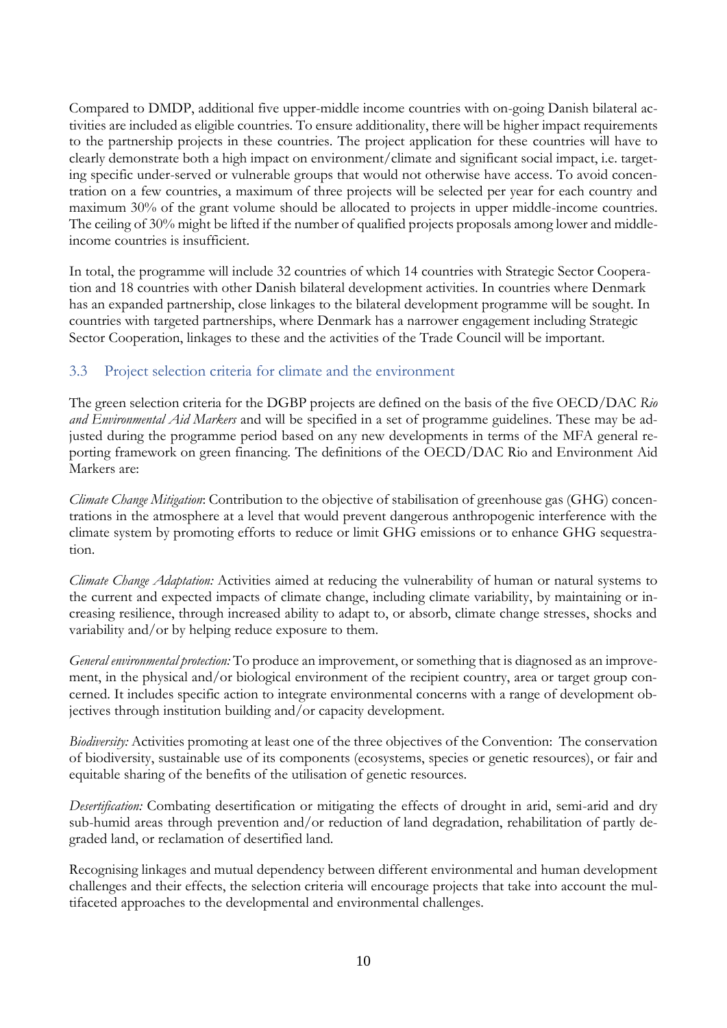Compared to DMDP, additional five upper-middle income countries with on-going Danish bilateral activities are included as eligible countries. To ensure additionality, there will be higher impact requirements to the partnership projects in these countries. The project application for these countries will have to clearly demonstrate both a high impact on environment/climate and significant social impact, i.e. targeting specific under-served or vulnerable groups that would not otherwise have access. To avoid concentration on a few countries, a maximum of three projects will be selected per year for each country and maximum 30% of the grant volume should be allocated to projects in upper middle-income countries. The ceiling of 30% might be lifted if the number of qualified projects proposals among lower and middle-income countries is insufficient.

In total, the programme will include 32 countries of which 14 countries with Strategic Sector Cooperation and 18 countries with other Danish bilateral development activities. In countries where Denmark has an expanded partnership, close linkages to the bilateral development programme will be sought. In countries with targeted partnerships, where Denmark has a narrower engagement including Strategic Sector Cooperation, linkages to these and the activities of the Trade Council will be important.

### 3.3 Project selection criteria for climate and the environment

The green selection criteria for the DGBP projects are defined on the basis of the five OECD/DAC *Rio and Environmental Aid Markers* and will be specified in a set of programme guidelines. These may be adjusted during the programme period based on any new developments in terms of the MFA general reporting framework on green financing. The definitions of the OECD/DAC Rio and Environment Aid Markers are:

*Climate Change Mitigation*: Contribution to the objective of stabilisation of greenhouse gas (GHG) concentrations in the atmosphere at a level that would prevent dangerous anthropogenic interference with the climate system by promoting efforts to reduce or limit GHG emissions or to enhance GHG sequestration.

*Climate Change Adaptation:* Activities aimed at reducing the vulnerability of human or natural systems to the current and expected impacts of climate change, including climate variability, by maintaining or increasing resilience, through increased ability to adapt to, or absorb, climate change stresses, shocks and variability and/or by helping reduce exposure to them.

*General environmental protection:* To produce an improvement, or something that is diagnosed as an improvement, in the physical and/or biological environment of the recipient country, area or target group concerned. It includes specific action to integrate environmental concerns with a range of development objectives through institution building and/or capacity development.

*Biodiversity:* Activities promoting at least one of the three objectives of the Convention: The conservation of biodiversity, sustainable use of its components (ecosystems, species or genetic resources), or fair and equitable sharing of the benefits of the utilisation of genetic resources.

*Desertification:* Combating desertification or mitigating the effects of drought in arid, semi-arid and dry sub-humid areas through prevention and/or reduction of land degradation, rehabilitation of partly degraded land, or reclamation of desertified land.

Recognising linkages and mutual dependency between different environmental and human development challenges and their effects, the selection criteria will encourage projects that take into account the multifaceted approaches to the developmental and environmental challenges.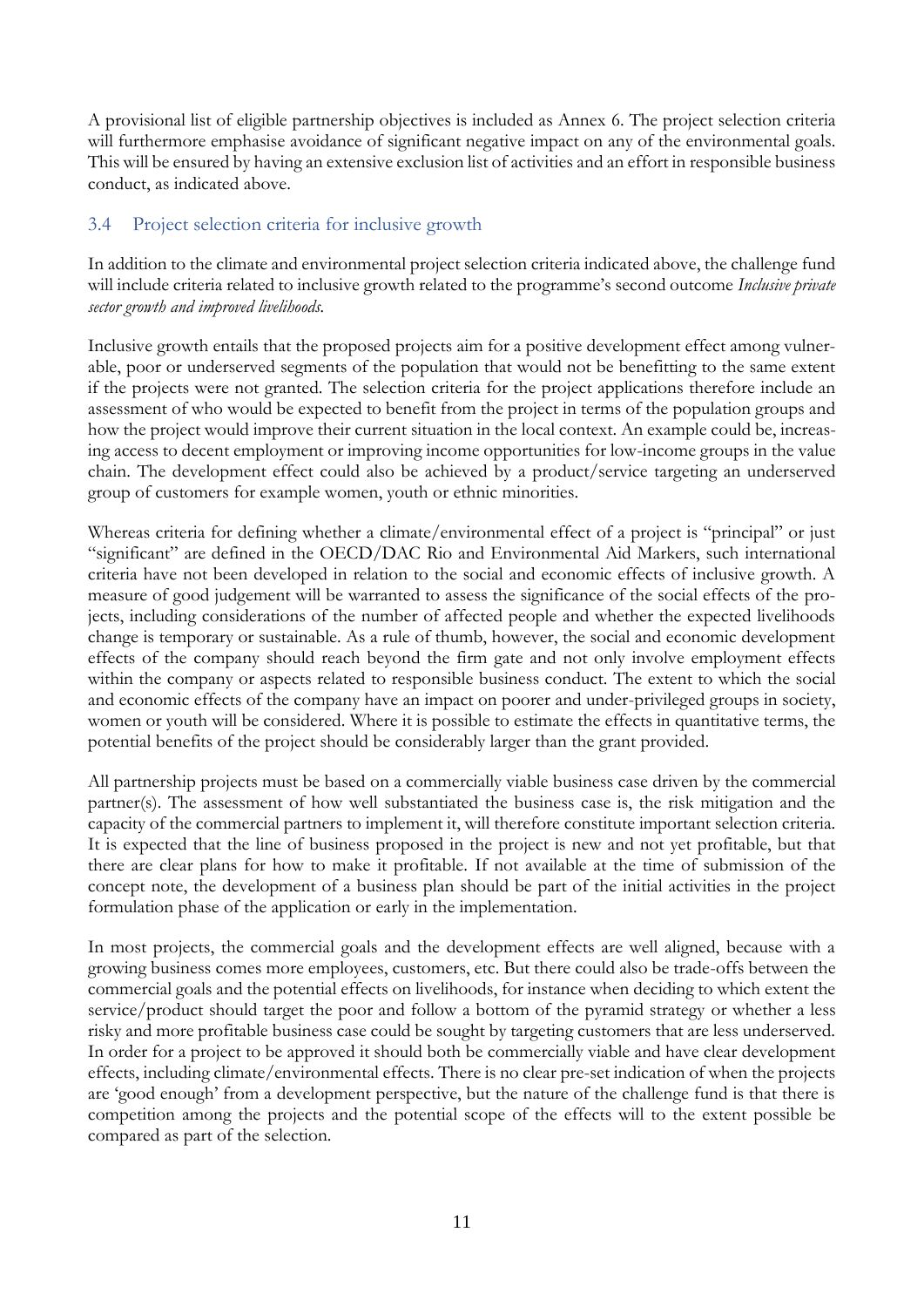A provisional list of eligible partnership objectives is included as Annex 6. The project selection criteria will furthermore emphasise avoidance of significant negative impact on any of the environmental goals. This will be ensured by having an extensive exclusion list of activities and an effort in responsible business conduct, as indicated above.

### 3.4 Project selection criteria for inclusive growth

In addition to the climate and environmental project selection criteria indicated above, the challenge fund will include criteria related to inclusive growth related to the programme's second outcome *Inclusive private sector growth and improved livelihoods.*

Inclusive growth entails that the proposed projects aim for a positive development effect among vulnerable, poor or underserved segments of the population that would not be benefitting to the same extent if the projects were not granted. The selection criteria for the project applications therefore include an assessment of who would be expected to benefit from the project in terms of the population groups and how the project would improve their current situation in the local context. An example could be, increasing access to decent employment or improving income opportunities for low-income groups in the value chain. The development effect could also be achieved by a product/service targeting an underserved group of customers for example women, youth or ethnic minorities.

Whereas criteria for defining whether a climate/environmental effect of a project is "principal" or just "significant" are defined in the OECD/DAC Rio and Environmental Aid Markers, such international criteria have not been developed in relation to the social and economic effects of inclusive growth. A measure of good judgement will be warranted to assess the significance of the social effects of the projects, including considerations of the number of affected people and whether the expected livelihoods change is temporary or sustainable. As a rule of thumb, however, the social and economic development effects of the company should reach beyond the firm gate and not only involve employment effects within the company or aspects related to responsible business conduct. The extent to which the social and economic effects of the company have an impact on poorer and under-privileged groups in society, women or youth will be considered. Where it is possible to estimate the effects in quantitative terms, the potential benefits of the project should be considerably larger than the grant provided.

All partnership projects must be based on a commercially viable business case driven by the commercial partner(s). The assessment of how well substantiated the business case is, the risk mitigation and the capacity of the commercial partners to implement it, will therefore constitute important selection criteria. It is expected that the line of business proposed in the project is new and not yet profitable, but that there are clear plans for how to make it profitable. If not available at the time of submission of the concept note, the development of a business plan should be part of the initial activities in the project formulation phase of the application or early in the implementation.

In most projects, the commercial goals and the development effects are well aligned, because with a growing business comes more employees, customers, etc. But there could also be trade-offs between the commercial goals and the potential effects on livelihoods, for instance when deciding to which extent the service/product should target the poor and follow a bottom of the pyramid strategy or whether a less risky and more profitable business case could be sought by targeting customers that are less underserved. In order for a project to be approved it should both be commercially viable and have clear development effects, including climate/environmental effects. There is no clear pre-set indication of when the projects are 'good enough' from a development perspective, but the nature of the challenge fund is that there is competition among the projects and the potential scope of the effects will to the extent possible be compared as part of the selection.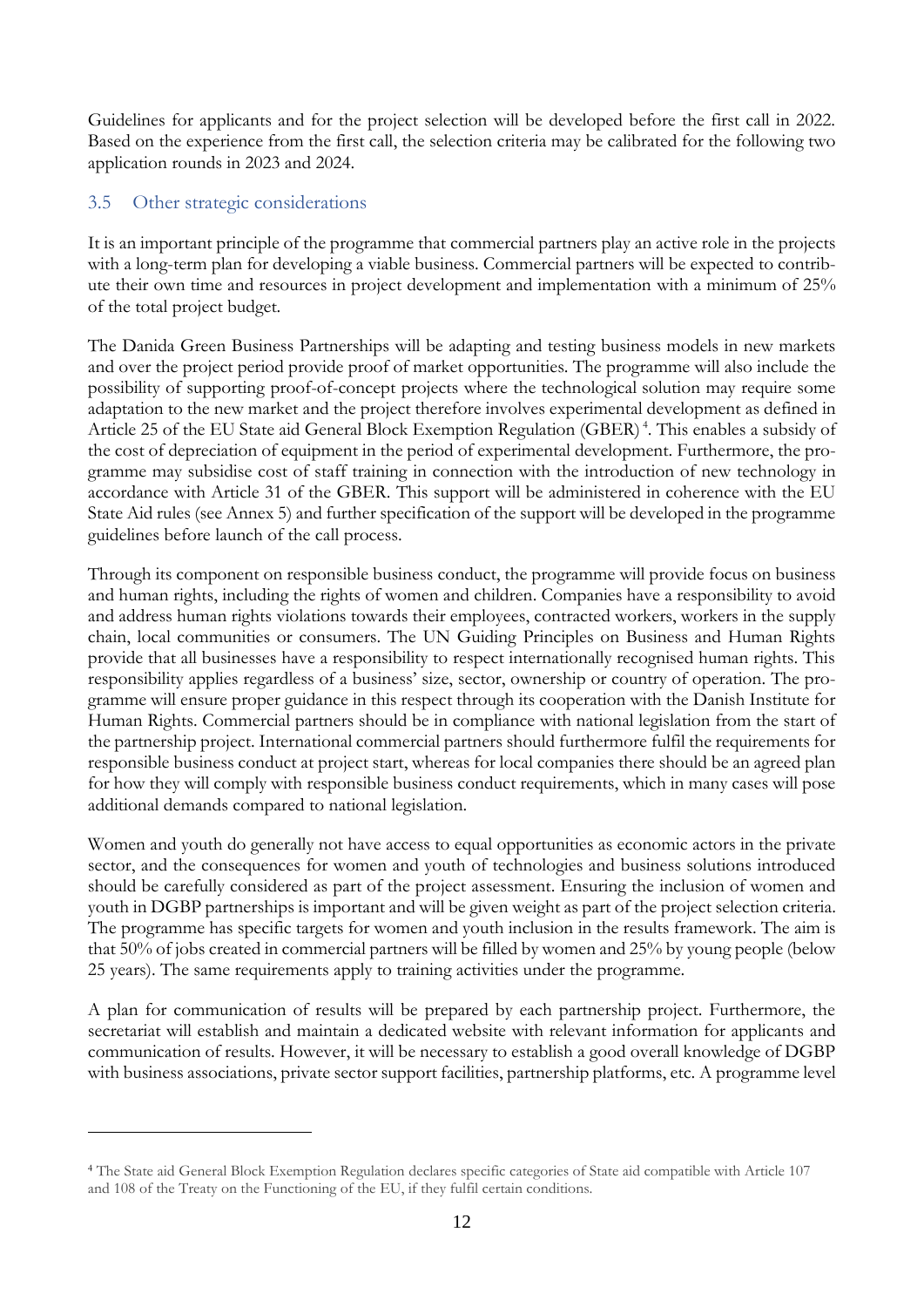Guidelines for applicants and for the project selection will be developed before the first call in 2022. Based on the experience from the first call, the selection criteria may be calibrated for the following two application rounds in 2023 and 2024.

### 3.5 Other strategic considerations

It is an important principle of the programme that commercial partners play an active role in the projects with a long-term plan for developing a viable business. Commercial partners will be expected to contribute their own time and resources in project development and implementation with a minimum of 25% of the total project budget.

The Danida Green Business Partnerships will be adapting and testing business models in new markets and over the project period provide proof of market opportunities. The programme will also include the possibility of supporting proof-of-concept projects where the technological solution may require some adaptation to the new market and the project therefore involves experimental development as defined in Article 25 of the EU State aid General Block Exemption Regulation (GBER)[4]. This enables a subsidy of the cost of depreciation of equipment in the period of experimental development. Furthermore, the programme may subsidise cost of staff training in connection with the introduction of new technology in accordance with Article 31 of the GBER. This support will be administered in coherence with the EU State Aid rules (see Annex 5) and further specification of the support will be developed in the programme guidelines before launch of the call process.

Through its component on responsible business conduct, the programme will provide focus on business and human rights, including the rights of women and children. Companies have a responsibility to avoid and address human rights violations towards their employees, contracted workers, workers in the supply chain, local communities or consumers. The UN Guiding Principles on Business and Human Rights provide that all businesses have a responsibility to respect internationally recognised human rights. This responsibility applies regardless of a business' size, sector, ownership or country of operation. The programme will ensure proper guidance in this respect through its cooperation with the Danish Institute for Human Rights. Commercial partners should be in compliance with national legislation from the start of the partnership project. International commercial partners should furthermore fulfil the requirements for responsible business conduct at project start, whereas for local companies there should be an agreed plan for how they will comply with responsible business conduct requirements, which in many cases will pose additional demands compared to national legislation.

Women and youth do generally not have access to equal opportunities as economic actors in the private sector, and the consequences for women and youth of technologies and business solutions introduced should be carefully considered as part of the project assessment. Ensuring the inclusion of women and youth in DGBP partnerships is important and will be given weight as part of the project selection criteria. The programme has specific targets for women and youth inclusion in the results framework. The aim is that 50% of jobs created in commercial partners will be filled by women and 25% by young people (below 25 years). The same requirements apply to training activities under the programme.

A plan for communication of results will be prepared by each partnership project. Furthermore, the secretariat will establish and maintain a dedicated website with relevant information for applicants and communication of results. However, it will be necessary to establish a good overall knowledge of DGBP with business associations, private sector support facilities, partnership platforms, etc. A programme level

[4] The State aid General Block Exemption Regulation declares specific categories of State aid compatible with Article 107 and 108 of the Treaty on the Functioning of the EU, if they fulfil certain conditions.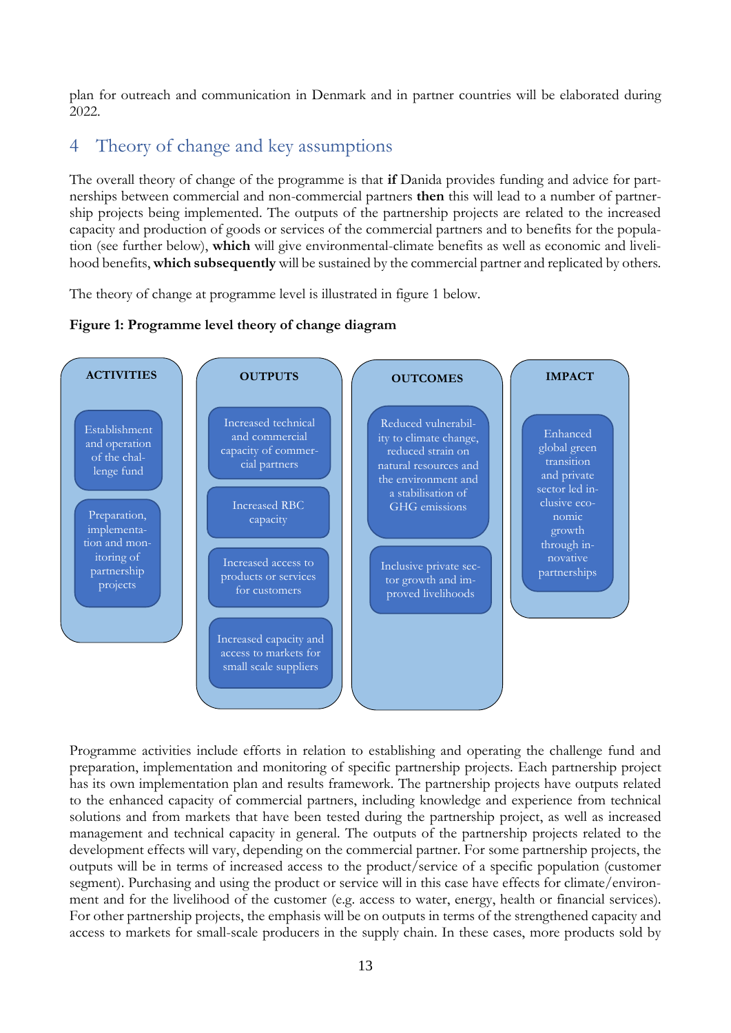plan for outreach and communication in Denmark and in partner countries will be elaborated during 2022.

# 4 Theory of change and key assumptions

The overall theory of change of the programme is that **if** Danida provides funding and advice for partnerships between commercial and non-commercial partners **then** this will lead to a number of partnership projects being implemented. The outputs of the partnership projects are related to the increased capacity and production of goods or services of the commercial partners and to benefits for the population (see further below), **which** will give environmental-climate benefits as well as economic and livelihood benefits, **which subsequently** will be sustained by the commercial partner and replicated by others.

The theory of change at programme level is illustrated in figure 1 below.

**Figure 1: Programme level theory of change diagram**

| ACTIVITIES | OUTPUTS | OUTCOMES | IMPACT |
|---|---|---|---|
| Establishment and operation of the challenge fund | Increased technical and commercial capacity of commercial partners | Reduced vulnerability to climate change, reduced strain on natural resources and the environment and a stabilisation of GHG emissions | Enhanced global green transition and private sector led inclusive economic growth through innovative partnerships |
| Preparation, implementation and monitoring of partnership projects | Increased RBC capacity | Inclusive private sector growth and improved livelihoods | |
| | Increased access to products or services for customers | | |
| | Increased capacity and access to markets for small scale suppliers | | |

Programme activities include efforts in relation to establishing and operating the challenge fund and preparation, implementation and monitoring of specific partnership projects. Each partnership project has its own implementation plan and results framework. The partnership projects have outputs related to the enhanced capacity of commercial partners, including knowledge and experience from technical solutions and from markets that have been tested during the partnership project, as well as increased management and technical capacity in general. The outputs of the partnership projects related to the development effects will vary, depending on the commercial partner. For some partnership projects, the outputs will be in terms of increased access to the product/service of a specific population (customer segment). Purchasing and using the product or service will in this case have effects for climate/environment and for the livelihood of the customer (e.g. access to water, energy, health or financial services). For other partnership projects, the emphasis will be on outputs in terms of the strengthened capacity and access to markets for small-scale producers in the supply chain. In these cases, more products sold by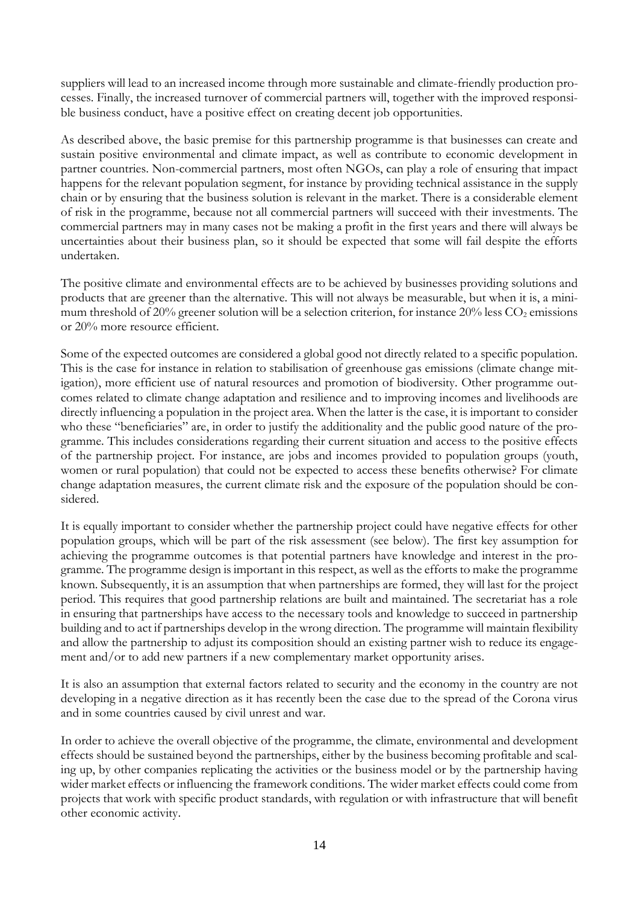suppliers will lead to an increased income through more sustainable and climate-friendly production processes. Finally, the increased turnover of commercial partners will, together with the improved responsible business conduct, have a positive effect on creating decent job opportunities.

As described above, the basic premise for this partnership programme is that businesses can create and sustain positive environmental and climate impact, as well as contribute to economic development in partner countries. Non-commercial partners, most often NGOs, can play a role of ensuring that impact happens for the relevant population segment, for instance by providing technical assistance in the supply chain or by ensuring that the business solution is relevant in the market. There is a considerable element of risk in the programme, because not all commercial partners will succeed with their investments. The commercial partners may in many cases not be making a profit in the first years and there will always be uncertainties about their business plan, so it should be expected that some will fail despite the efforts undertaken.

The positive climate and environmental effects are to be achieved by businesses providing solutions and products that are greener than the alternative. This will not always be measurable, but when it is, a minimum threshold of 20% greener solution will be a selection criterion, for instance 20% less $CO_2$ emissions or 20% more resource efficient.

Some of the expected outcomes are considered a global good not directly related to a specific population. This is the case for instance in relation to stabilisation of greenhouse gas emissions (climate change mitigation), more efficient use of natural resources and promotion of biodiversity. Other programme outcomes related to climate change adaptation and resilience and to improving incomes and livelihoods are directly influencing a population in the project area. When the latter is the case, it is important to consider who these "beneficiaries" are, in order to justify the additionality and the public good nature of the programme. This includes considerations regarding their current situation and access to the positive effects of the partnership project. For instance, are jobs and incomes provided to population groups (youth, women or rural population) that could not be expected to access these benefits otherwise? For climate change adaptation measures, the current climate risk and the exposure of the population should be considered.

It is equally important to consider whether the partnership project could have negative effects for other population groups, which will be part of the risk assessment (see below). The first key assumption for achieving the programme outcomes is that potential partners have knowledge and interest in the programme. The programme design is important in this respect, as well as the efforts to make the programme known. Subsequently, it is an assumption that when partnerships are formed, they will last for the project period. This requires that good partnership relations are built and maintained. The secretariat has a role in ensuring that partnerships have access to the necessary tools and knowledge to succeed in partnership building and to act if partnerships develop in the wrong direction. The programme will maintain flexibility and allow the partnership to adjust its composition should an existing partner wish to reduce its engagement and/or to add new partners if a new complementary market opportunity arises.

It is also an assumption that external factors related to security and the economy in the country are not developing in a negative direction as it has recently been the case due to the spread of the Corona virus and in some countries caused by civil unrest and war.

In order to achieve the overall objective of the programme, the climate, environmental and development effects should be sustained beyond the partnerships, either by the business becoming profitable and scaling up, by other companies replicating the activities or the business model or by the partnership having wider market effects or influencing the framework conditions. The wider market effects could come from projects that work with specific product standards, with regulation or with infrastructure that will benefit other economic activity.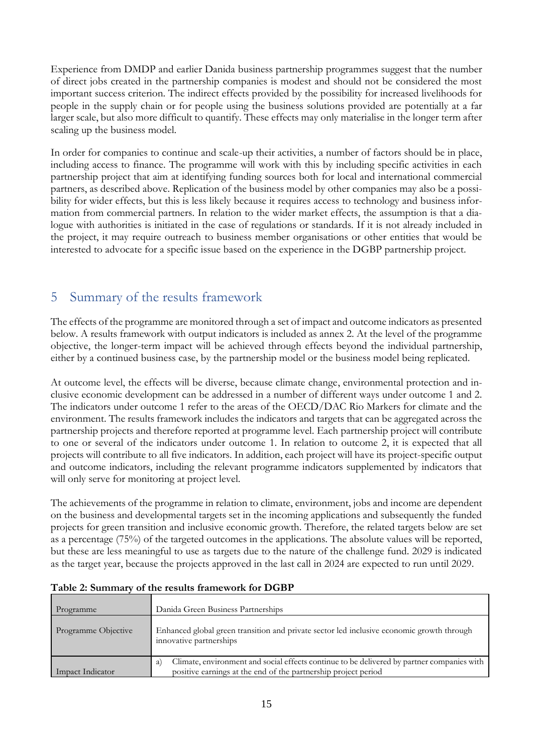Experience from DMDP and earlier Danida business partnership programmes suggest that the number of direct jobs created in the partnership companies is modest and should not be considered the most important success criterion. The indirect effects provided by the possibility for increased livelihoods for people in the supply chain or for people using the business solutions provided are potentially at a far larger scale, but also more difficult to quantify. These effects may only materialise in the longer term after scaling up the business model.

In order for companies to continue and scale-up their activities, a number of factors should be in place, including access to finance. The programme will work with this by including specific activities in each partnership project that aim at identifying funding sources both for local and international commercial partners, as described above. Replication of the business model by other companies may also be a possibility for wider effects, but this is less likely because it requires access to technology and business information from commercial partners. In relation to the wider market effects, the assumption is that a dialogue with authorities is initiated in the case of regulations or standards. If it is not already included in the project, it may require outreach to business member organisations or other entities that would be interested to advocate for a specific issue based on the experience in the DGBP partnership project.

## 5 Summary of the results framework

The effects of the programme are monitored through a set of impact and outcome indicators as presented below. A results framework with output indicators is included as annex 2. At the level of the programme objective, the longer-term impact will be achieved through effects beyond the individual partnership, either by a continued business case, by the partnership model or the business model being replicated.

At outcome level, the effects will be diverse, because climate change, environmental protection and inclusive economic development can be addressed in a number of different ways under outcome 1 and 2. The indicators under outcome 1 refer to the areas of the OECD/DAC Rio Markers for climate and the environment. The results framework includes the indicators and targets that can be aggregated across the partnership projects and therefore reported at programme level. Each partnership project will contribute to one or several of the indicators under outcome 1. In relation to outcome 2, it is expected that all projects will contribute to all five indicators. In addition, each project will have its project-specific output and outcome indicators, including the relevant programme indicators supplemented by indicators that will only serve for monitoring at project level.

The achievements of the programme in relation to climate, environment, jobs and income are dependent on the business and developmental targets set in the incoming applications and subsequently the funded projects for green transition and inclusive economic growth. Therefore, the related targets below are set as a percentage (75%) of the targeted outcomes in the applications. The absolute values will be reported, but these are less meaningful to use as targets due to the nature of the challenge fund. 2029 is indicated as the target year, because the projects approved in the last call in 2024 are expected to run until 2029.

**Table 2: Summary of the results framework for DGBP**

| Programme | Danida Green Business Partnerships |
|---|---|
| Programme Objective | Enhanced global green transition and private sector led inclusive economic growth through innovative partnerships |
| Impact Indicator | a) Climate, environment and social effects continue to be delivered by partner companies with positive earnings at the end of the partnership project period |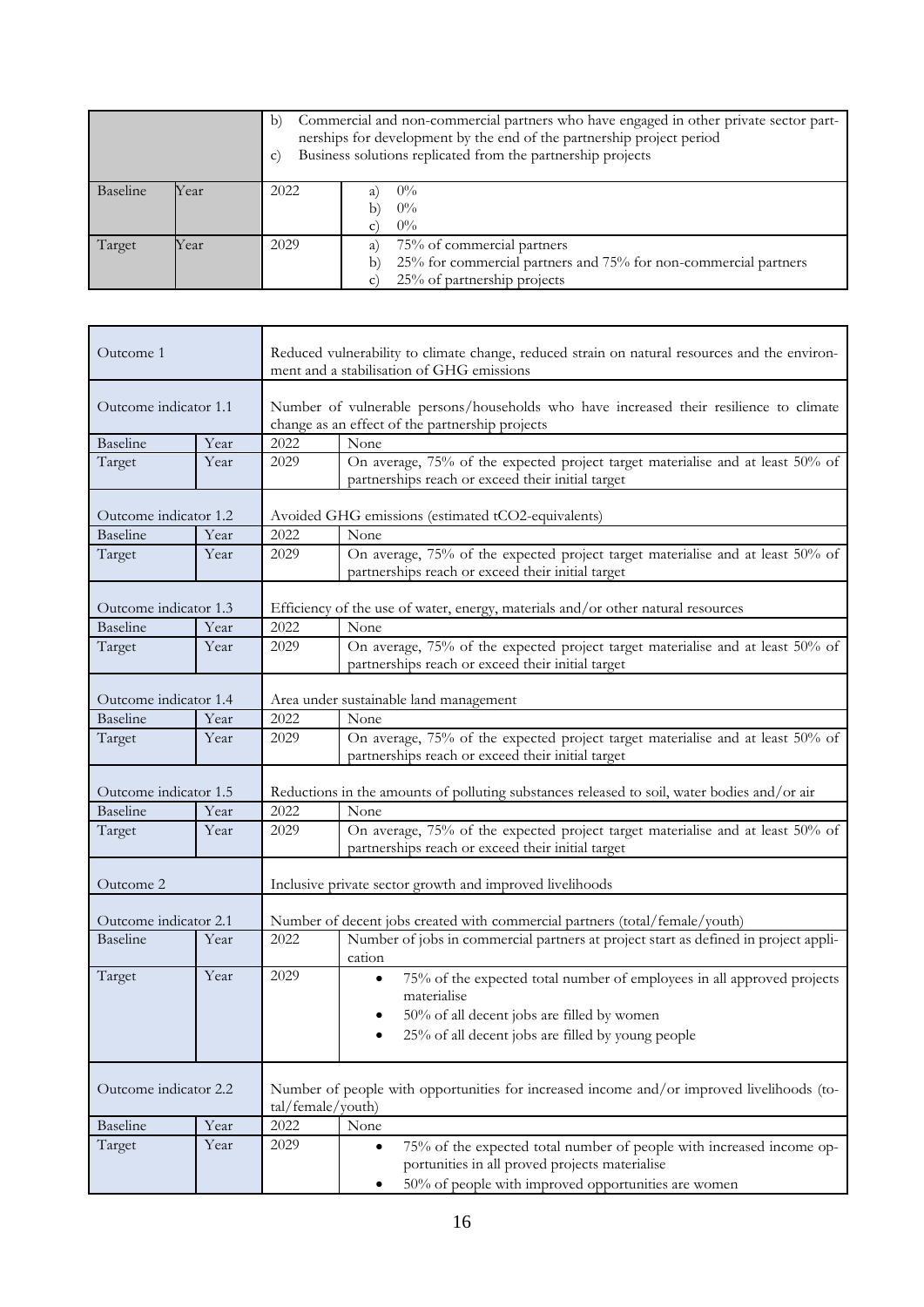| | | | |
|---|---|---|---|
| | | b) Commercial and non-commercial partners who have engaged in other private sector partnerships for development by the end of the partnership project period<br>c) Business solutions replicated from the partnership projects | |
| Baseline | Year | 2022 | a) 0%<br>b) 0%<br>c) 0% |
| Target | Year | 2029 | a) 75% of commercial partners<br>b) 25% for commercial partners and 75% for non-commercial partners<br>c) 25% of partnership projects |

| | | | |
|---|---|---|---|
| Outcome 1 | | Reduced vulnerability to climate change, reduced strain on natural resources and the environment and a stabilisation of GHG emissions | |
| Outcome indicator 1.1 | | Number of vulnerable persons/households who have increased their resilience to climate change as an effect of the partnership projects | |
| Baseline | Year | 2022 | None |
| Target | Year | 2029 | On average, 75% of the expected project target materialise and at least 50% of partnerships reach or exceed their initial target |
| Outcome indicator 1.2 | | Avoided GHG emissions (estimated $tCO_2$-equivalents) | |
| Baseline | Year | 2022 | None |
| Target | Year | 2029 | On average, 75% of the expected project target materialise and at least 50% of partnerships reach or exceed their initial target |
| Outcome indicator 1.3 | | Efficiency of the use of water, energy, materials and/or other natural resources | |
| Baseline | Year | 2022 | None |
| Target | Year | 2029 | On average, 75% of the expected project target materialise and at least 50% of partnerships reach or exceed their initial target |
| Outcome indicator 1.4 | | Area under sustainable land management | |
| Baseline | Year | 2022 | None |
| Target | Year | 2029 | On average, 75% of the expected project target materialise and at least 50% of partnerships reach or exceed their initial target |
| Outcome indicator 1.5 | | Reductions in the amounts of polluting substances released to soil, water bodies and/or air | |
| Baseline | Year | 2022 | None |
| Target | Year | 2029 | On average, 75% of the expected project target materialise and at least 50% of partnerships reach or exceed their initial target |
| Outcome 2 | | Inclusive private sector growth and improved livelihoods | |
| Outcome indicator 2.1 | | Number of decent jobs created with commercial partners (total/female/youth) | |
| Baseline | Year | 2022 | Number of jobs in commercial partners at project start as defined in project application |
| Target | Year | 2029 | • 75% of the expected total number of employees in all approved projects materialise<br>• 50% of all decent jobs are filled by women<br>• 25% of all decent jobs are filled by young people |
| Outcome indicator 2.2 | | Number of people with opportunities for increased income and/or improved livelihoods (total/female/youth) | |
| Baseline | Year | 2022 | None |
| Target | Year | 2029 | • 75% of the expected total number of people with increased income opportunities in all proved projects materialise<br>• 50% of people with improved opportunities are women |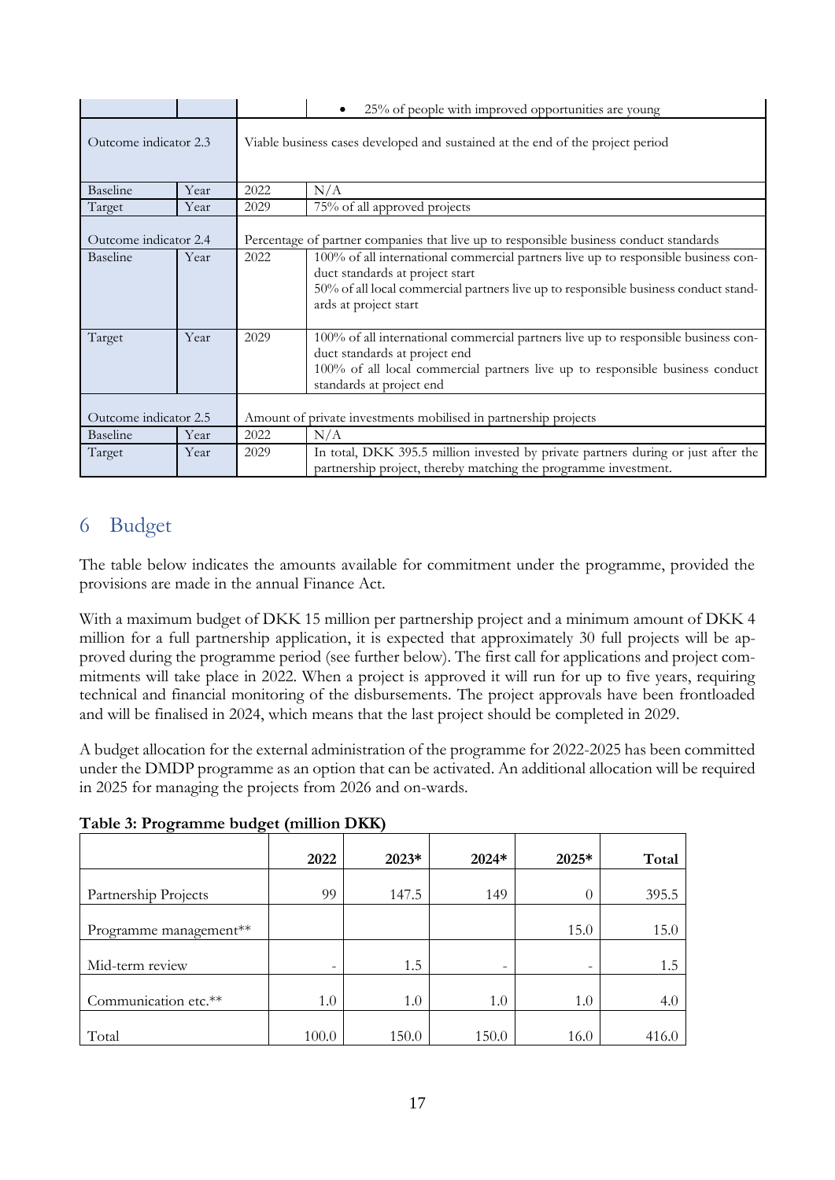| | | | |
|---|---|---|---|
| | | | • 25% of people with improved opportunities are young |
| Outcome indicator 2.3 | | Viable business cases developed and sustained at the end of the project period | |
| Baseline | Year | 2022 | N/A |
| Target | Year | 2029 | 75% of all approved projects |
| Outcome indicator 2.4 | | Percentage of partner companies that live up to responsible business conduct standards | |
| Baseline | Year | 2022 | 100% of all international commercial partners live up to responsible business conduct standards at project start<br>50% of all local commercial partners live up to responsible business conduct standards at project start |
| Target | Year | 2029 | 100% of all international commercial partners live up to responsible business conduct standards at project end<br>100% of all local commercial partners live up to responsible business conduct standards at project end |
| Outcome indicator 2.5 | | Amount of private investments mobilised in partnership projects | |
| Baseline | Year | 2022 | N/A |
| Target | Year | 2029 | In total, DKK 395.5 million invested by private partners during or just after the partnership project, thereby matching the programme investment. |

# 6 Budget

The table below indicates the amounts available for commitment under the programme, provided the provisions are made in the annual Finance Act.

With a maximum budget of DKK 15 million per partnership project and a minimum amount of DKK 4 million for a full partnership application, it is expected that approximately 30 full projects will be approved during the programme period (see further below). The first call for applications and project commitments will take place in 2022. When a project is approved it will run for up to five years, requiring technical and financial monitoring of the disbursements. The project approvals have been frontloaded and will be finalised in 2024, which means that the last project should be completed in 2029.

A budget allocation for the external administration of the programme for 2022-2025 has been committed under the DMDP programme as an option that can be activated. An additional allocation will be required in 2025 for managing the projects from 2026 and on-wards.

**Table 3: Programme budget (million DKK)**

| | 2022 | 2023* | 2024* | 2025* | Total |
|---|---|---|---|---|---|
| Partnership Projects | 99 | 147.5 | 149 | 0 | 395.5 |
| Programme management** | | | | 15.0 | 15.0 |
| Mid-term review | - | 1.5 | - | - | 1.5 |
| Communication etc.** | 1.0 | 1.0 | 1.0 | 1.0 | 4.0 |
| Total | 100.0 | 150.0 | 150.0 | 16.0 | 416.0 |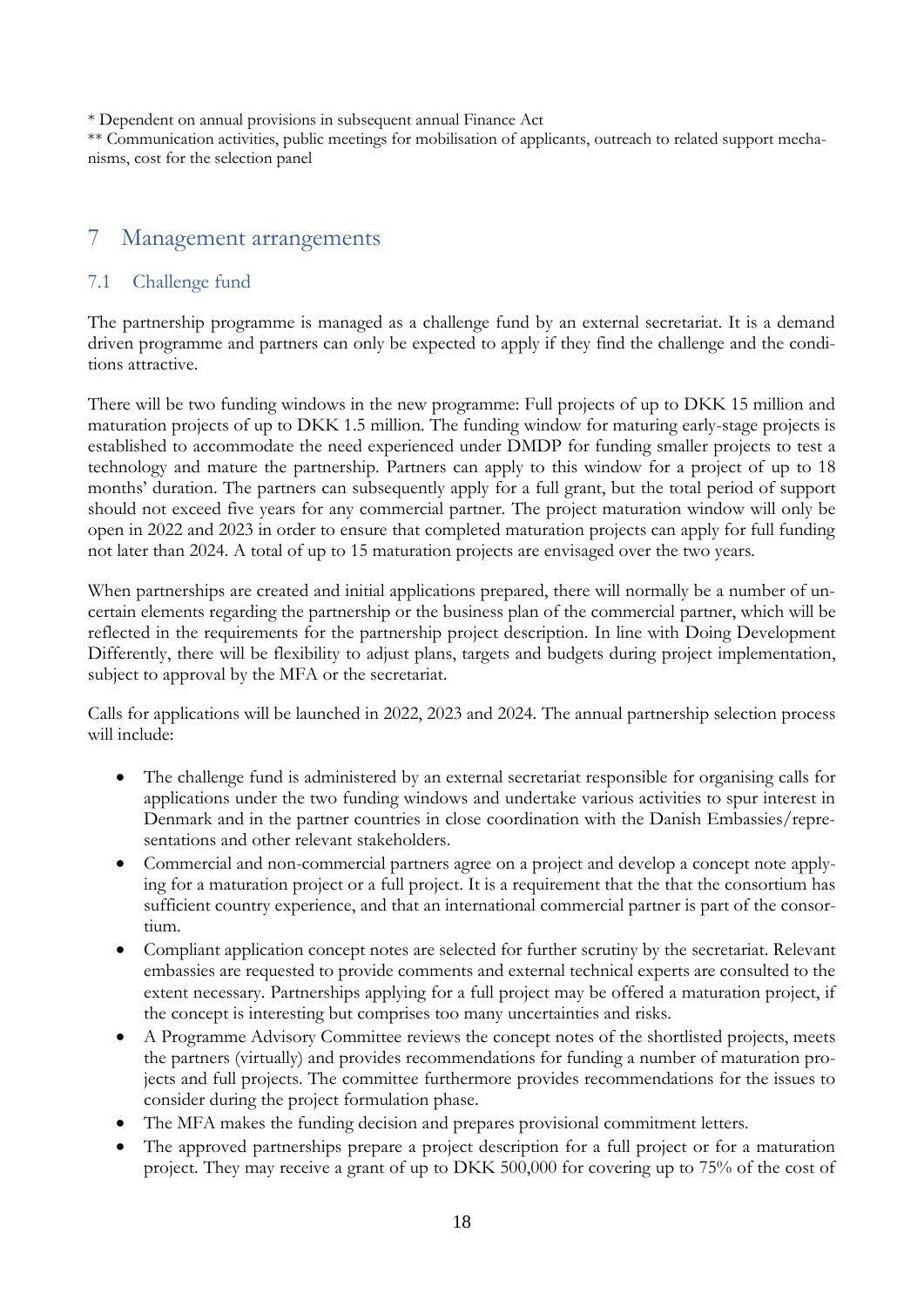* Dependent on annual provisions in subsequent annual Finance Act

** Communication activities, public meetings for mobilisation of applicants, outreach to related support mechanisms, cost for the selection panel

# 7 Management arrangements

## 7.1 Challenge fund

The partnership programme is managed as a challenge fund by an external secretariat. It is a demand driven programme and partners can only be expected to apply if they find the challenge and the conditions attractive.

There will be two funding windows in the new programme: Full projects of up to DKK 15 million and maturation projects of up to DKK 1.5 million. The funding window for maturing early-stage projects is established to accommodate the need experienced under DMDP for funding smaller projects to test a technology and mature the partnership. Partners can apply to this window for a project of up to 18 months' duration. The partners can subsequently apply for a full grant, but the total period of support should not exceed five years for any commercial partner. The project maturation window will only be open in 2022 and 2023 in order to ensure that completed maturation projects can apply for full funding not later than 2024. A total of up to 15 maturation projects are envisaged over the two years.

When partnerships are created and initial applications prepared, there will normally be a number of uncertain elements regarding the partnership or the business plan of the commercial partner, which will be reflected in the requirements for the partnership project description. In line with Doing Development Differently, there will be flexibility to adjust plans, targets and budgets during project implementation, subject to approval by the MFA or the secretariat.

Calls for applications will be launched in 2022, 2023 and 2024. The annual partnership selection process will include:

- The challenge fund is administered by an external secretariat responsible for organising calls for applications under the two funding windows and undertake various activities to spur interest in Denmark and in the partner countries in close coordination with the Danish Embassies/representations and other relevant stakeholders.
- Commercial and non-commercial partners agree on a project and develop a concept note applying for a maturation project or a full project. It is a requirement that the that the consortium has sufficient country experience, and that an international commercial partner is part of the consortium.
- Compliant application concept notes are selected for further scrutiny by the secretariat. Relevant embassies are requested to provide comments and external technical experts are consulted to the extent necessary. Partnerships applying for a full project may be offered a maturation project, if the concept is interesting but comprises too many uncertainties and risks.
- A Programme Advisory Committee reviews the concept notes of the shortlisted projects, meets the partners (virtually) and provides recommendations for funding a number of maturation projects and full projects. The committee furthermore provides recommendations for the issues to consider during the project formulation phase.
- The MFA makes the funding decision and prepares provisional commitment letters.
- The approved partnerships prepare a project description for a full project or for a maturation project. They may receive a grant of up to DKK 500,000 for covering up to 75% of the cost of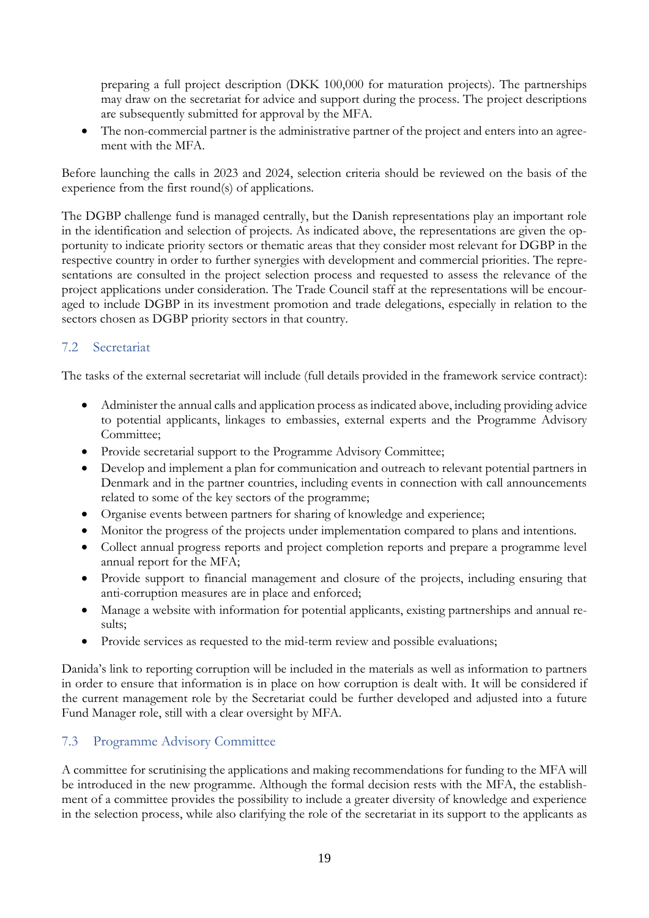preparing a full project description (DKK 100,000 for maturation projects). The partnerships may draw on the secretariat for advice and support during the process. The project descriptions are subsequently submitted for approval by the MFA.

- The non-commercial partner is the administrative partner of the project and enters into an agreement with the MFA.

Before launching the calls in 2023 and 2024, selection criteria should be reviewed on the basis of the experience from the first round(s) of applications.

The DGBP challenge fund is managed centrally, but the Danish representations play an important role in the identification and selection of projects. As indicated above, the representations are given the opportunity to indicate priority sectors or thematic areas that they consider most relevant for DGBP in the respective country in order to further synergies with development and commercial priorities. The representations are consulted in the project selection process and requested to assess the relevance of the project applications under consideration. The Trade Council staff at the representations will be encouraged to include DGBP in its investment promotion and trade delegations, especially in relation to the sectors chosen as DGBP priority sectors in that country.

## 7.2 Secretariat

The tasks of the external secretariat will include (full details provided in the framework service contract):

- Administer the annual calls and application process as indicated above, including providing advice to potential applicants, linkages to embassies, external experts and the Programme Advisory Committee;
- Provide secretarial support to the Programme Advisory Committee;
- Develop and implement a plan for communication and outreach to relevant potential partners in Denmark and in the partner countries, including events in connection with call announcements related to some of the key sectors of the programme;
- Organise events between partners for sharing of knowledge and experience;
- Monitor the progress of the projects under implementation compared to plans and intentions.
- Collect annual progress reports and project completion reports and prepare a programme level annual report for the MFA;
- Provide support to financial management and closure of the projects, including ensuring that anti-corruption measures are in place and enforced;
- Manage a website with information for potential applicants, existing partnerships and annual results;
- Provide services as requested to the mid-term review and possible evaluations;

Danida's link to reporting corruption will be included in the materials as well as information to partners in order to ensure that information is in place on how corruption is dealt with. It will be considered if the current management role by the Secretariat could be further developed and adjusted into a future Fund Manager role, still with a clear oversight by MFA.

## 7.3 Programme Advisory Committee

A committee for scrutinising the applications and making recommendations for funding to the MFA will be introduced in the new programme. Although the formal decision rests with the MFA, the establishment of a committee provides the possibility to include a greater diversity of knowledge and experience in the selection process, while also clarifying the role of the secretariat in its support to the applicants as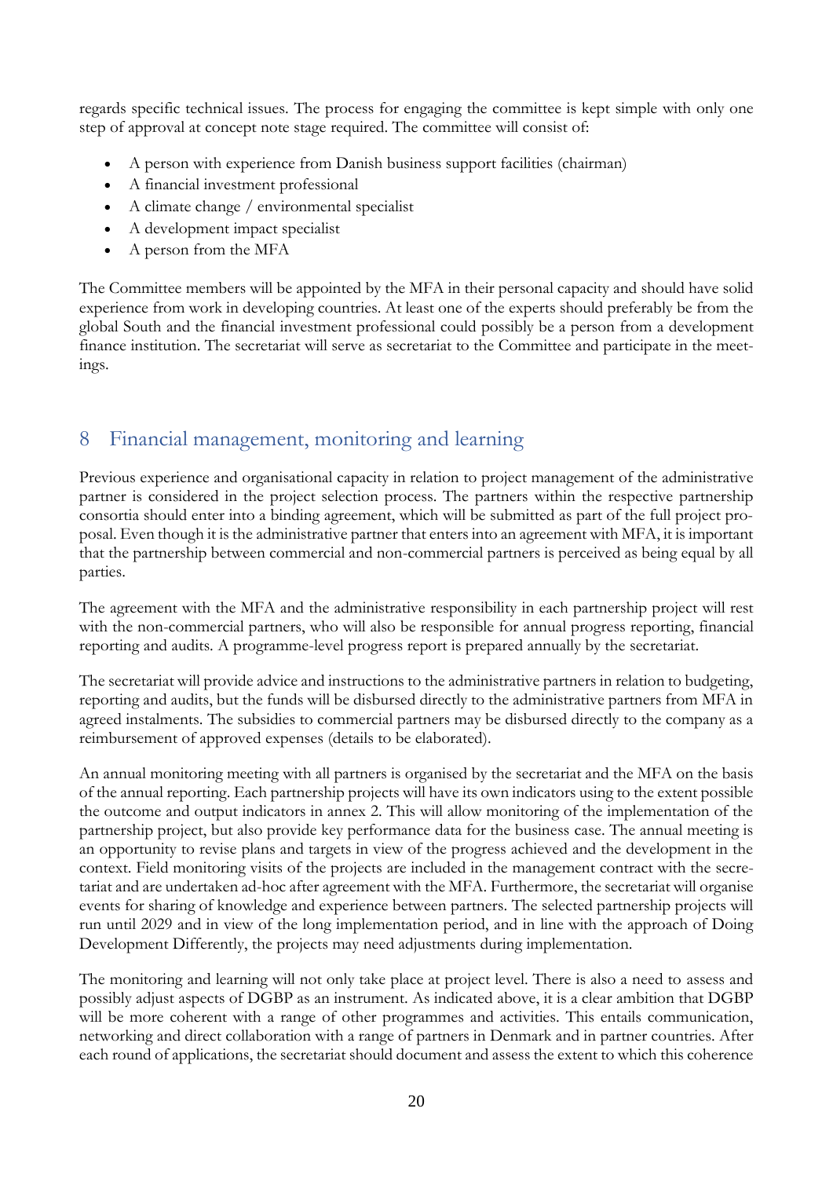regards specific technical issues. The process for engaging the committee is kept simple with only one step of approval at concept note stage required. The committee will consist of:

- A person with experience from Danish business support facilities (chairman)
- A financial investment professional
- A climate change / environmental specialist
- A development impact specialist
- A person from the MFA

The Committee members will be appointed by the MFA in their personal capacity and should have solid experience from work in developing countries. At least one of the experts should preferably be from the global South and the financial investment professional could possibly be a person from a development finance institution. The secretariat will serve as secretariat to the Committee and participate in the meetings.

## 8 Financial management, monitoring and learning

Previous experience and organisational capacity in relation to project management of the administrative partner is considered in the project selection process. The partners within the respective partnership consortia should enter into a binding agreement, which will be submitted as part of the full project proposal. Even though it is the administrative partner that enters into an agreement with MFA, it is important that the partnership between commercial and non-commercial partners is perceived as being equal by all parties.

The agreement with the MFA and the administrative responsibility in each partnership project will rest with the non-commercial partners, who will also be responsible for annual progress reporting, financial reporting and audits. A programme-level progress report is prepared annually by the secretariat.

The secretariat will provide advice and instructions to the administrative partners in relation to budgeting, reporting and audits, but the funds will be disbursed directly to the administrative partners from MFA in agreed instalments. The subsidies to commercial partners may be disbursed directly to the company as a reimbursement of approved expenses (details to be elaborated).

An annual monitoring meeting with all partners is organised by the secretariat and the MFA on the basis of the annual reporting. Each partnership projects will have its own indicators using to the extent possible the outcome and output indicators in annex 2. This will allow monitoring of the implementation of the partnership project, but also provide key performance data for the business case. The annual meeting is an opportunity to revise plans and targets in view of the progress achieved and the development in the context. Field monitoring visits of the projects are included in the management contract with the secretariat and are undertaken ad-hoc after agreement with the MFA. Furthermore, the secretariat will organise events for sharing of knowledge and experience between partners. The selected partnership projects will run until 2029 and in view of the long implementation period, and in line with the approach of Doing Development Differently, the projects may need adjustments during implementation.

The monitoring and learning will not only take place at project level. There is also a need to assess and possibly adjust aspects of DGBP as an instrument. As indicated above, it is a clear ambition that DGBP will be more coherent with a range of other programmes and activities. This entails communication, networking and direct collaboration with a range of partners in Denmark and in partner countries. After each round of applications, the secretariat should document and assess the extent to which this coherence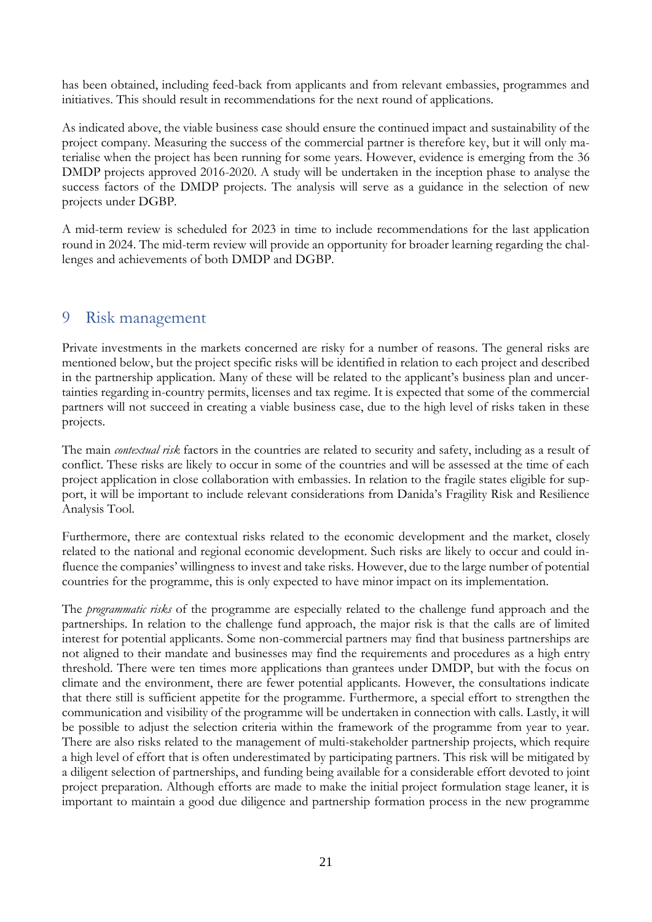has been obtained, including feed-back from applicants and from relevant embassies, programmes and initiatives. This should result in recommendations for the next round of applications.

As indicated above, the viable business case should ensure the continued impact and sustainability of the project company. Measuring the success of the commercial partner is therefore key, but it will only materialise when the project has been running for some years. However, evidence is emerging from the 36 DMDP projects approved 2016-2020. A study will be undertaken in the inception phase to analyse the success factors of the DMDP projects. The analysis will serve as a guidance in the selection of new projects under DGBP.

A mid-term review is scheduled for 2023 in time to include recommendations for the last application round in 2024. The mid-term review will provide an opportunity for broader learning regarding the challenges and achievements of both DMDP and DGBP.

# 9 Risk management

Private investments in the markets concerned are risky for a number of reasons. The general risks are mentioned below, but the project specific risks will be identified in relation to each project and described in the partnership application. Many of these will be related to the applicant's business plan and uncertainties regarding in-country permits, licenses and tax regime. It is expected that some of the commercial partners will not succeed in creating a viable business case, due to the high level of risks taken in these projects.

The main *contextual risk* factors in the countries are related to security and safety, including as a result of conflict. These risks are likely to occur in some of the countries and will be assessed at the time of each project application in close collaboration with embassies. In relation to the fragile states eligible for support, it will be important to include relevant considerations from Danida's Fragility Risk and Resilience Analysis Tool.

Furthermore, there are contextual risks related to the economic development and the market, closely related to the national and regional economic development. Such risks are likely to occur and could influence the companies' willingness to invest and take risks. However, due to the large number of potential countries for the programme, this is only expected to have minor impact on its implementation.

The *programmatic risks* of the programme are especially related to the challenge fund approach and the partnerships. In relation to the challenge fund approach, the major risk is that the calls are of limited interest for potential applicants. Some non-commercial partners may find that business partnerships are not aligned to their mandate and businesses may find the requirements and procedures as a high entry threshold. There were ten times more applications than grantees under DMDP, but with the focus on climate and the environment, there are fewer potential applicants. However, the consultations indicate that there still is sufficient appetite for the programme. Furthermore, a special effort to strengthen the communication and visibility of the programme will be undertaken in connection with calls. Lastly, it will be possible to adjust the selection criteria within the framework of the programme from year to year. There are also risks related to the management of multi-stakeholder partnership projects, which require a high level of effort that is often underestimated by participating partners. This risk will be mitigated by a diligent selection of partnerships, and funding being available for a considerable effort devoted to joint project preparation. Although efforts are made to make the initial project formulation stage leaner, it is important to maintain a good due diligence and partnership formation process in the new programme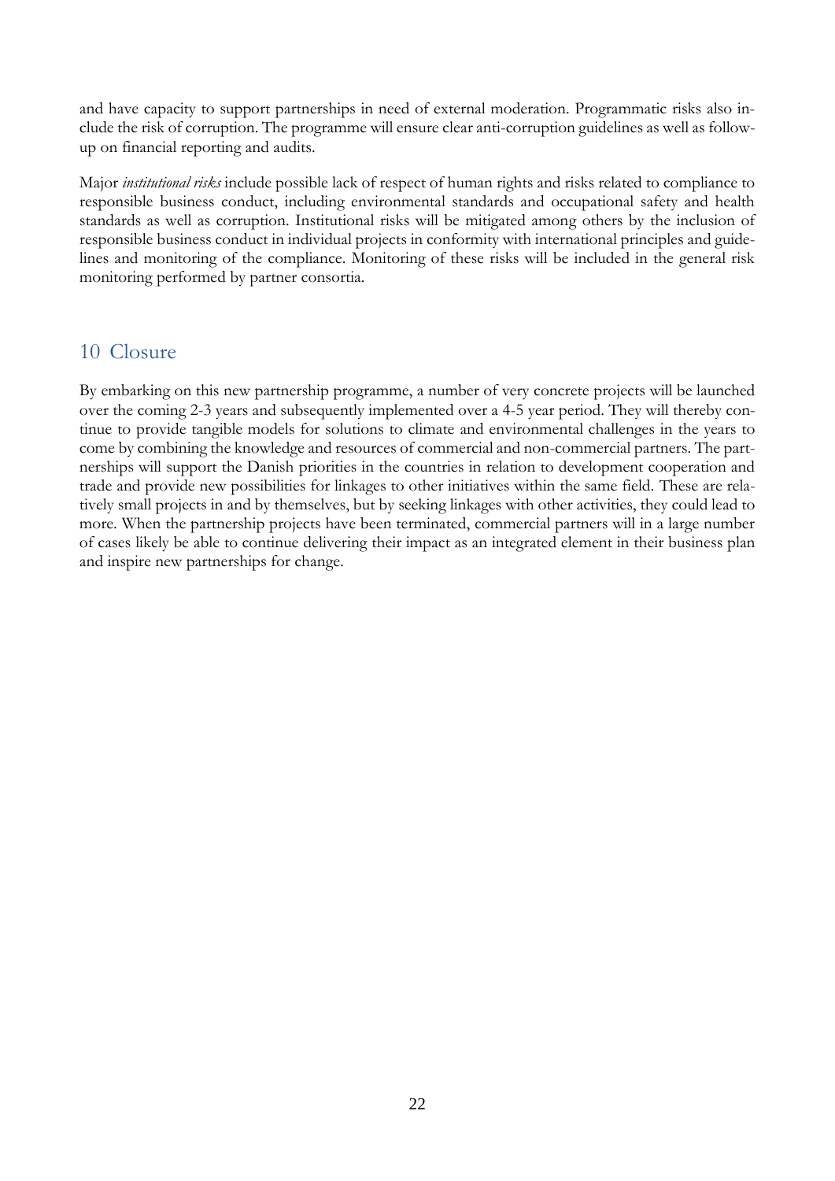and have capacity to support partnerships in need of external moderation. Programmatic risks also include the risk of corruption. The programme will ensure clear anti-corruption guidelines as well as follow-up on financial reporting and audits.

Major *institutional risks* include possible lack of respect of human rights and risks related to compliance to responsible business conduct, including environmental standards and occupational safety and health standards as well as corruption. Institutional risks will be mitigated among others by the inclusion of responsible business conduct in individual projects in conformity with international principles and guidelines and monitoring of the compliance. Monitoring of these risks will be included in the general risk monitoring performed by partner consortia.

# 10 Closure

By embarking on this new partnership programme, a number of very concrete projects will be launched over the coming 2-3 years and subsequently implemented over a 4-5 year period. They will thereby continue to provide tangible models for solutions to climate and environmental challenges in the years to come by combining the knowledge and resources of commercial and non-commercial partners. The partnerships will support the Danish priorities in the countries in relation to development cooperation and trade and provide new possibilities for linkages to other initiatives within the same field. These are relatively small projects in and by themselves, but by seeking linkages with other activities, they could lead to more. When the partnership projects have been terminated, commercial partners will in a large number of cases likely be able to continue delivering their impact as an integrated element in their business plan and inspire new partnerships for change.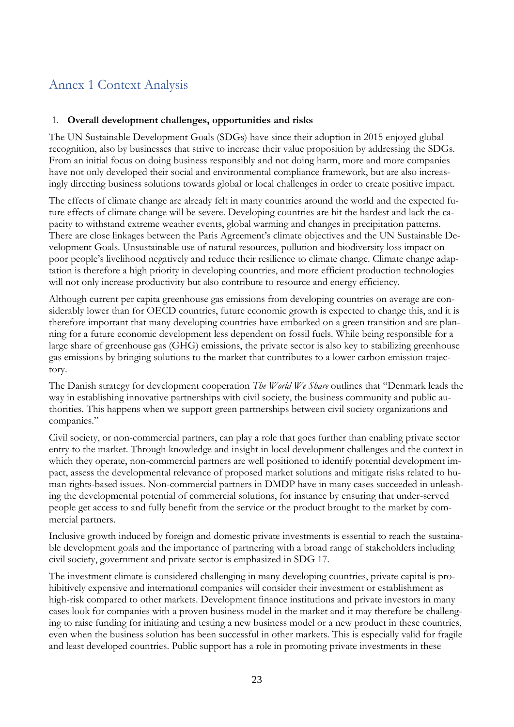# Annex 1 Context Analysis

1. **Overall development challenges, opportunities and risks**

The UN Sustainable Development Goals (SDGs) have since their adoption in 2015 enjoyed global recognition, also by businesses that strive to increase their value proposition by addressing the SDGs. From an initial focus on doing business responsibly and not doing harm, more and more companies have not only developed their social and environmental compliance framework, but are also increasingly directing business solutions towards global or local challenges in order to create positive impact.

The effects of climate change are already felt in many countries around the world and the expected future effects of climate change will be severe. Developing countries are hit the hardest and lack the capacity to withstand extreme weather events, global warming and changes in precipitation patterns. There are close linkages between the Paris Agreement's climate objectives and the UN Sustainable Development Goals. Unsustainable use of natural resources, pollution and biodiversity loss impact on poor people's livelihood negatively and reduce their resilience to climate change. Climate change adaptation is therefore a high priority in developing countries, and more efficient production technologies will not only increase productivity but also contribute to resource and energy efficiency.

Although current per capita greenhouse gas emissions from developing countries on average are considerably lower than for OECD countries, future economic growth is expected to change this, and it is therefore important that many developing countries have embarked on a green transition and are planning for a future economic development less dependent on fossil fuels. While being responsible for a large share of greenhouse gas (GHG) emissions, the private sector is also key to stabilizing greenhouse gas emissions by bringing solutions to the market that contributes to a lower carbon emission trajectory.

The Danish strategy for development cooperation *The World We Share* outlines that "Denmark leads the way in establishing innovative partnerships with civil society, the business community and public authorities. This happens when we support green partnerships between civil society organizations and companies."

Civil society, or non-commercial partners, can play a role that goes further than enabling private sector entry to the market. Through knowledge and insight in local development challenges and the context in which they operate, non-commercial partners are well positioned to identify potential development impact, assess the developmental relevance of proposed market solutions and mitigate risks related to human rights-based issues. Non-commercial partners in DMDP have in many cases succeeded in unleashing the developmental potential of commercial solutions, for instance by ensuring that under-served people get access to and fully benefit from the service or the product brought to the market by commercial partners.

Inclusive growth induced by foreign and domestic private investments is essential to reach the sustainable development goals and the importance of partnering with a broad range of stakeholders including civil society, government and private sector is emphasized in SDG 17.

The investment climate is considered challenging in many developing countries, private capital is prohibitively expensive and international companies will consider their investment or establishment as high-risk compared to other markets. Development finance institutions and private investors in many cases look for companies with a proven business model in the market and it may therefore be challenging to raise funding for initiating and testing a new business model or a new product in these countries, even when the business solution has been successful in other markets. This is especially valid for fragile and least developed countries. Public support has a role in promoting private investments in these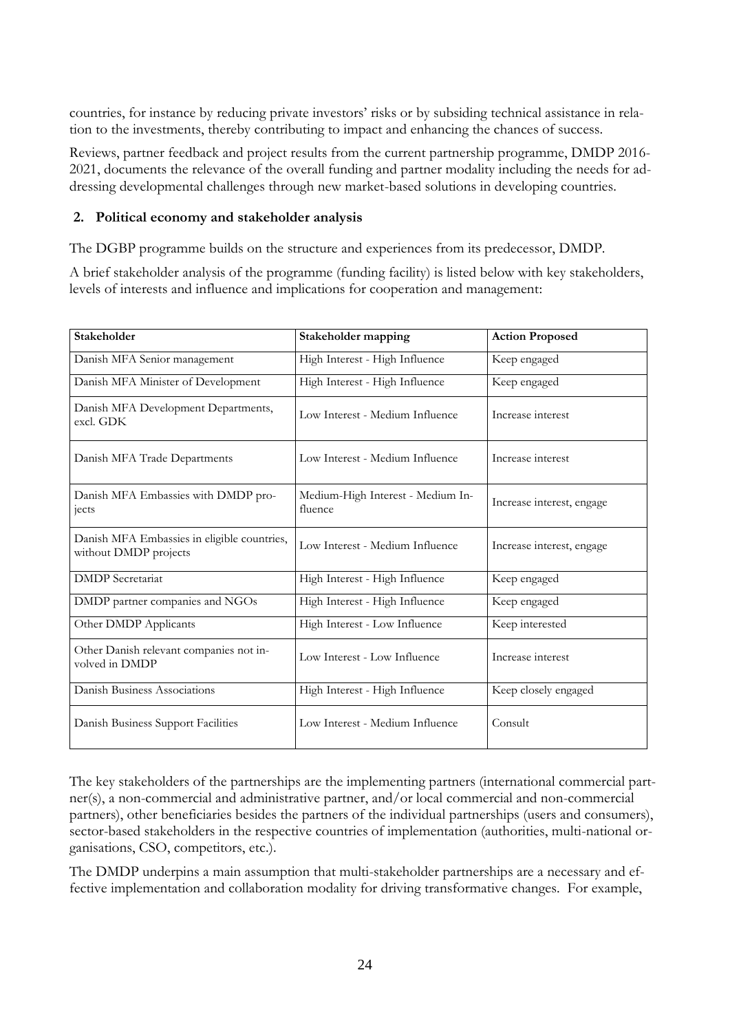countries, for instance by reducing private investors' risks or by subsiding technical assistance in relation to the investments, thereby contributing to impact and enhancing the chances of success.

Reviews, partner feedback and project results from the current partnership programme, DMDP 2016-2021, documents the relevance of the overall funding and partner modality including the needs for addressing developmental challenges through new market-based solutions in developing countries.

## 2. Political economy and stakeholder analysis

The DGBP programme builds on the structure and experiences from its predecessor, DMDP.

A brief stakeholder analysis of the programme (funding facility) is listed below with key stakeholders, levels of interests and influence and implications for cooperation and management:

| Stakeholder | Stakeholder mapping | Action Proposed |
|---|---|---|
| Danish MFA Senior management | High Interest - High Influence | Keep engaged |
| Danish MFA Minister of Development | High Interest - High Influence | Keep engaged |
| Danish MFA Development Departments, excl. GDK | Low Interest - Medium Influence | Increase interest |
| Danish MFA Trade Departments | Low Interest - Medium Influence | Increase interest |
| Danish MFA Embassies with DMDP projects | Medium-High Interest - Medium Influence | Increase interest, engage |
| Danish MFA Embassies in eligible countries, without DMDP projects | Low Interest - Medium Influence | Increase interest, engage |
| DMDP Secretariat | High Interest - High Influence | Keep engaged |
| DMDP partner companies and NGOs | High Interest - High Influence | Keep engaged |
| Other DMDP Applicants | High Interest - Low Influence | Keep interested |
| Other Danish relevant companies not involved in DMDP | Low Interest - Low Influence | Increase interest |
| Danish Business Associations | High Interest - High Influence | Keep closely engaged |
| Danish Business Support Facilities | Low Interest - Medium Influence | Consult |

The key stakeholders of the partnerships are the implementing partners (international commercial partner(s), a non-commercial and administrative partner, and/or local commercial and non-commercial partners), other beneficiaries besides the partners of the individual partnerships (users and consumers), sector-based stakeholders in the respective countries of implementation (authorities, multi-national organisations, CSO, competitors, etc.).

The DMDP underpins a main assumption that multi-stakeholder partnerships are a necessary and effective implementation and collaboration modality for driving transformative changes. For example,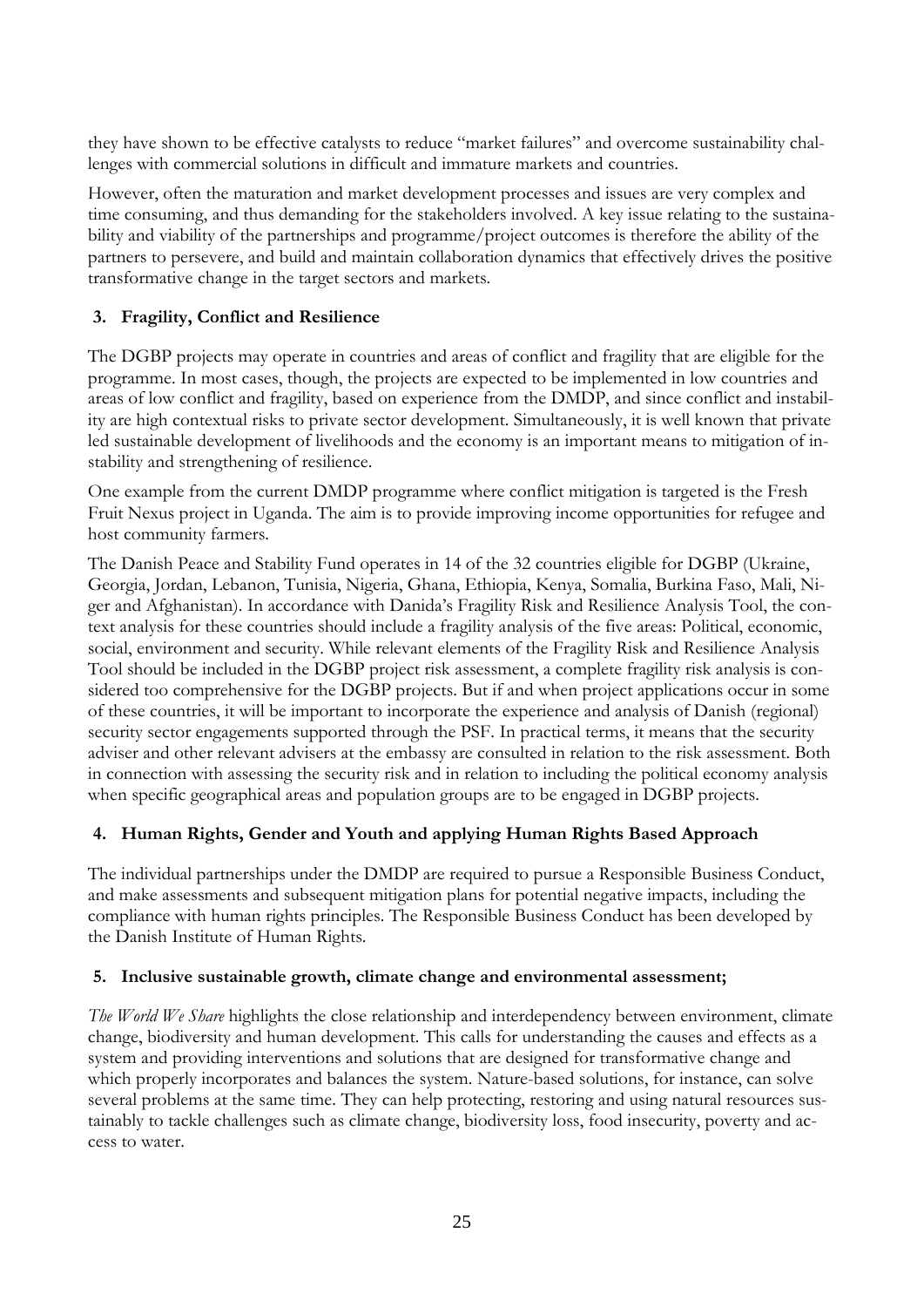they have shown to be effective catalysts to reduce "market failures" and overcome sustainability challenges with commercial solutions in difficult and immature markets and countries.

However, often the maturation and market development processes and issues are very complex and time consuming, and thus demanding for the stakeholders involved. A key issue relating to the sustainability and viability of the partnerships and programme/project outcomes is therefore the ability of the partners to persevere, and build and maintain collaboration dynamics that effectively drives the positive transformative change in the target sectors and markets.

### 3. Fragility, Conflict and Resilience

The DGBP projects may operate in countries and areas of conflict and fragility that are eligible for the programme. In most cases, though, the projects are expected to be implemented in low countries and areas of low conflict and fragility, based on experience from the DMDP, and since conflict and instability are high contextual risks to private sector development. Simultaneously, it is well known that private led sustainable development of livelihoods and the economy is an important means to mitigation of instability and strengthening of resilience.

One example from the current DMDP programme where conflict mitigation is targeted is the Fresh Fruit Nexus project in Uganda. The aim is to provide improving income opportunities for refugee and host community farmers.

The Danish Peace and Stability Fund operates in 14 of the 32 countries eligible for DGBP (Ukraine, Georgia, Jordan, Lebanon, Tunisia, Nigeria, Ghana, Ethiopia, Kenya, Somalia, Burkina Faso, Mali, Niger and Afghanistan). In accordance with Danida's Fragility Risk and Resilience Analysis Tool, the context analysis for these countries should include a fragility analysis of the five areas: Political, economic, social, environment and security. While relevant elements of the Fragility Risk and Resilience Analysis Tool should be included in the DGBP project risk assessment, a complete fragility risk analysis is considered too comprehensive for the DGBP projects. But if and when project applications occur in some of these countries, it will be important to incorporate the experience and analysis of Danish (regional) security sector engagements supported through the PSF. In practical terms, it means that the security adviser and other relevant advisers at the embassy are consulted in relation to the risk assessment. Both in connection with assessing the security risk and in relation to including the political economy analysis when specific geographical areas and population groups are to be engaged in DGBP projects.

### 4. Human Rights, Gender and Youth and applying Human Rights Based Approach

The individual partnerships under the DMDP are required to pursue a Responsible Business Conduct, and make assessments and subsequent mitigation plans for potential negative impacts, including the compliance with human rights principles. The Responsible Business Conduct has been developed by the Danish Institute of Human Rights.

### 5. Inclusive sustainable growth, climate change and environmental assessment;

*The World We Share* highlights the close relationship and interdependency between environment, climate change, biodiversity and human development. This calls for understanding the causes and effects as a system and providing interventions and solutions that are designed for transformative change and which properly incorporates and balances the system. Nature-based solutions, for instance, can solve several problems at the same time. They can help protecting, restoring and using natural resources sustainably to tackle challenges such as climate change, biodiversity loss, food insecurity, poverty and access to water.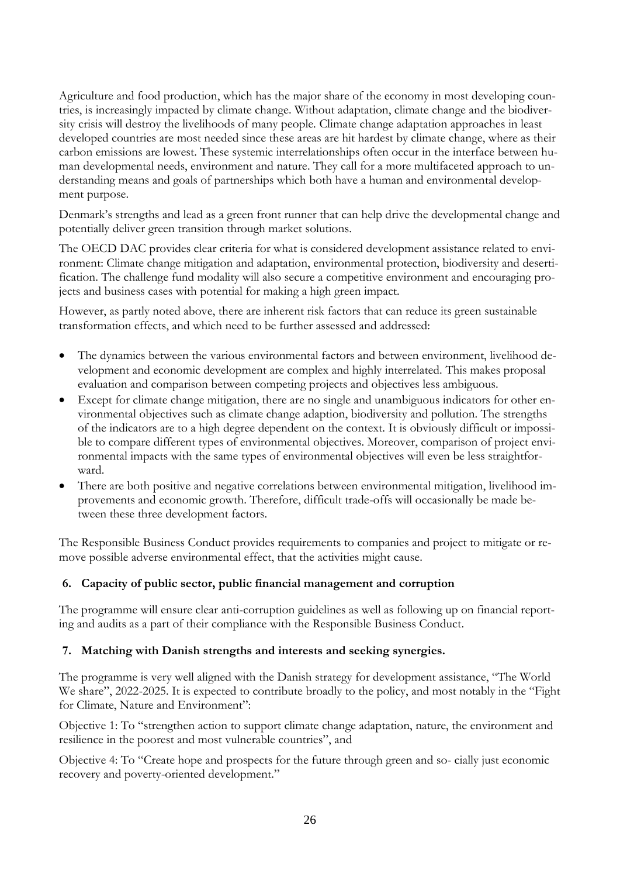Agriculture and food production, which has the major share of the economy in most developing countries, is increasingly impacted by climate change. Without adaptation, climate change and the biodiversity crisis will destroy the livelihoods of many people. Climate change adaptation approaches in least developed countries are most needed since these areas are hit hardest by climate change, where as their carbon emissions are lowest. These systemic interrelationships often occur in the interface between human developmental needs, environment and nature. They call for a more multifaceted approach to understanding means and goals of partnerships which both have a human and environmental development purpose.

Denmark's strengths and lead as a green front runner that can help drive the developmental change and potentially deliver green transition through market solutions.

The OECD DAC provides clear criteria for what is considered development assistance related to environment: Climate change mitigation and adaptation, environmental protection, biodiversity and desertification. The challenge fund modality will also secure a competitive environment and encouraging projects and business cases with potential for making a high green impact.

However, as partly noted above, there are inherent risk factors that can reduce its green sustainable transformation effects, and which need to be further assessed and addressed:

- The dynamics between the various environmental factors and between environment, livelihood development and economic development are complex and highly interrelated. This makes proposal evaluation and comparison between competing projects and objectives less ambiguous.
- Except for climate change mitigation, there are no single and unambiguous indicators for other environmental objectives such as climate change adaption, biodiversity and pollution. The strengths of the indicators are to a high degree dependent on the context. It is obviously difficult or impossible to compare different types of environmental objectives. Moreover, comparison of project environmental impacts with the same types of environmental objectives will even be less straightforward.
- There are both positive and negative correlations between environmental mitigation, livelihood improvements and economic growth. Therefore, difficult trade-offs will occasionally be made between these three development factors.

The Responsible Business Conduct provides requirements to companies and project to mitigate or remove possible adverse environmental effect, that the activities might cause.

### 6. Capacity of public sector, public financial management and corruption

The programme will ensure clear anti-corruption guidelines as well as following up on financial reporting and audits as a part of their compliance with the Responsible Business Conduct.

### 7. Matching with Danish strengths and interests and seeking synergies.

The programme is very well aligned with the Danish strategy for development assistance, "The World We share", 2022-2025. It is expected to contribute broadly to the policy, and most notably in the "Fight for Climate, Nature and Environment":

Objective 1: To "strengthen action to support climate change adaptation, nature, the environment and resilience in the poorest and most vulnerable countries", and

Objective 4: To "Create hope and prospects for the future through green and so- cially just economic recovery and poverty-oriented development."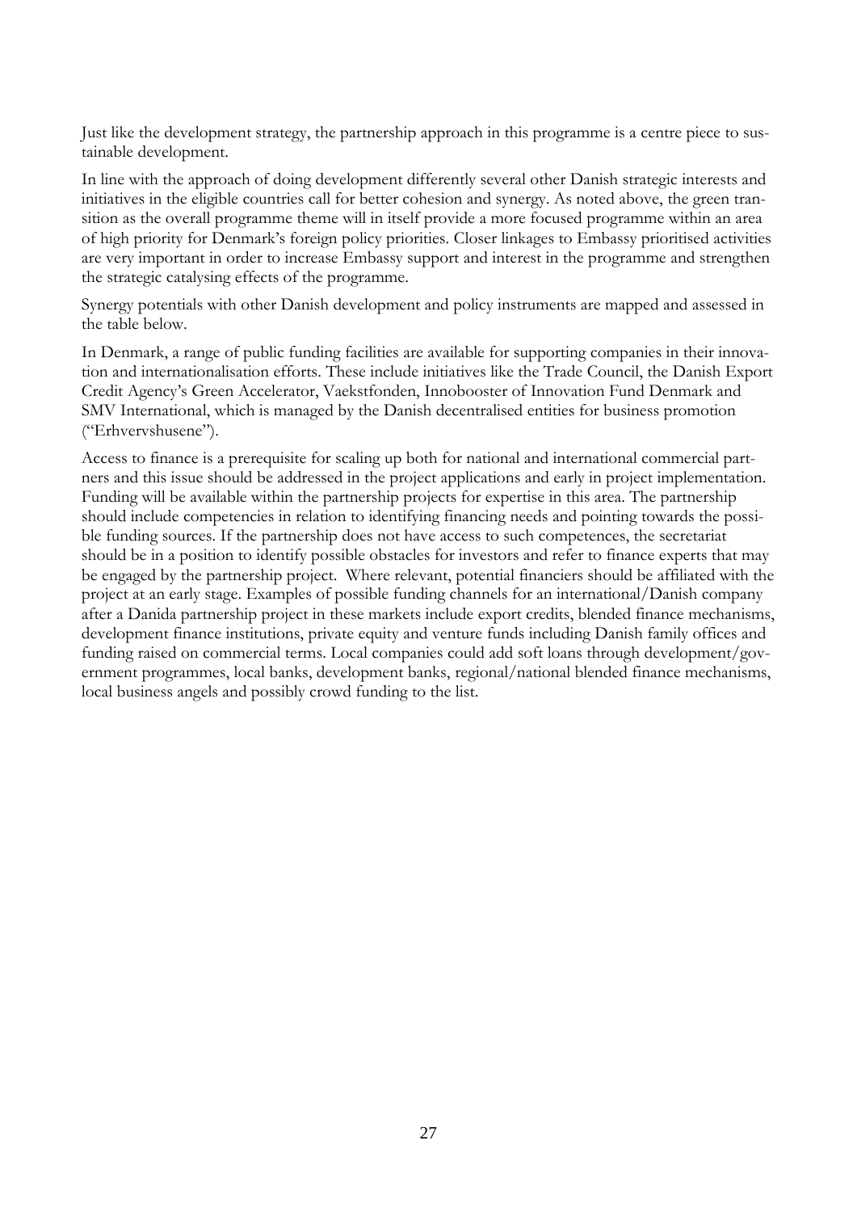Just like the development strategy, the partnership approach in this programme is a centre piece to sustainable development.

In line with the approach of doing development differently several other Danish strategic interests and initiatives in the eligible countries call for better cohesion and synergy. As noted above, the green transition as the overall programme theme will in itself provide a more focused programme within an area of high priority for Denmark's foreign policy priorities. Closer linkages to Embassy prioritised activities are very important in order to increase Embassy support and interest in the programme and strengthen the strategic catalysing effects of the programme.

Synergy potentials with other Danish development and policy instruments are mapped and assessed in the table below.

In Denmark, a range of public funding facilities are available for supporting companies in their innovation and internationalisation efforts. These include initiatives like the Trade Council, the Danish Export Credit Agency's Green Accelerator, Vaekstfonden, Innobooster of Innovation Fund Denmark and SMV International, which is managed by the Danish decentralised entities for business promotion ("Erhvervshusene").

Access to finance is a prerequisite for scaling up both for national and international commercial partners and this issue should be addressed in the project applications and early in project implementation. Funding will be available within the partnership projects for expertise in this area. The partnership should include competencies in relation to identifying financing needs and pointing towards the possible funding sources. If the partnership does not have access to such competences, the secretariat should be in a position to identify possible obstacles for investors and refer to finance experts that may be engaged by the partnership project. Where relevant, potential financiers should be affiliated with the project at an early stage. Examples of possible funding channels for an international/Danish company after a Danida partnership project in these markets include export credits, blended finance mechanisms, development finance institutions, private equity and venture funds including Danish family offices and funding raised on commercial terms. Local companies could add soft loans through development/government programmes, local banks, development banks, regional/national blended finance mechanisms, local business angels and possibly crowd funding to the list.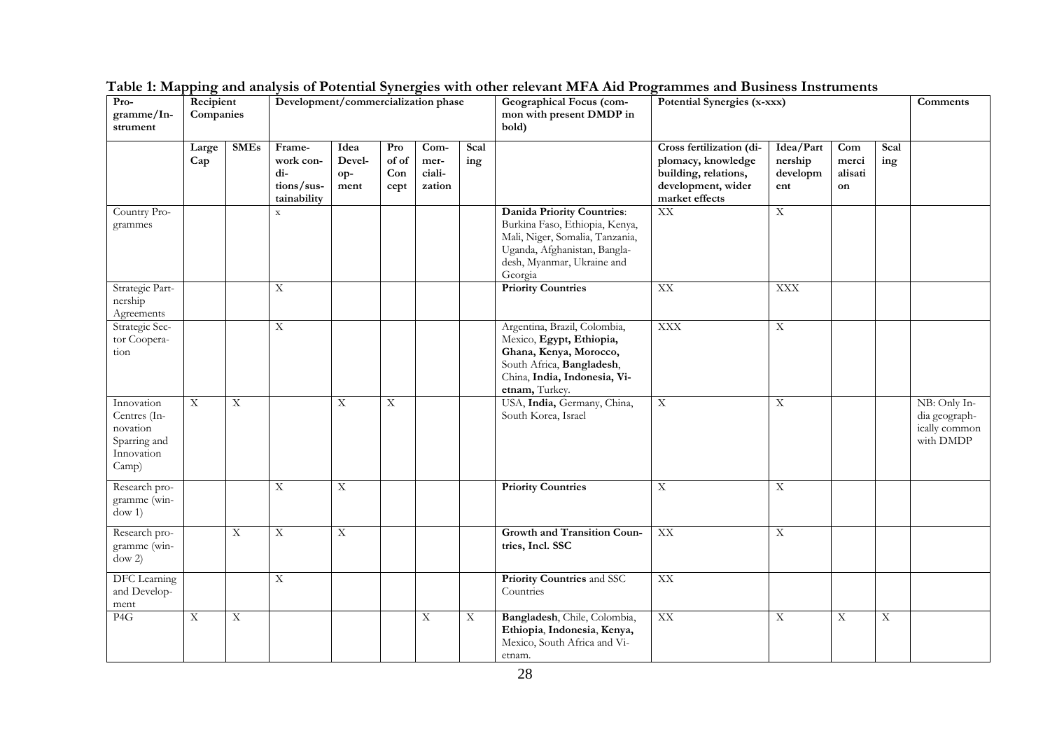**Table 1: Mapping and analysis of Potential Synergies with other relevant MFA Aid Programmes and Business Instruments**

| Programme/Instrument | Recipient Companies | | Development/commercialization phase | | | | | Geographical Focus (common with present DMDP in bold) | Potential Synergies (x-xxx) | | | | Comments |
|---|---|---|---|---|---|---|---|---|---|---|---|---|---|
| | Large Cap | SMEs | Framework conditions/sustainability | Idea Development | Pro of of Concept | Commercialization | Scaling | | Cross fertilization (diplomacy, knowledge building, relations, development, wider market effects | Idea/Partnership development | Commercialisation | Scaling | |
| Country Programmes | | | x | | | | | **Danida Priority Countries**: Burkina Faso, Ethiopia, Kenya, Mali, Niger, Somalia, Tanzania, Uganda, Afghanistan, Bangladesh, Myanmar, Ukraine and Georgia | XX | X | | | |
| Strategic Partnership Agreements | | | X | | | | | **Priority Countries** | XX | XXX | | | |
| Strategic Sector Cooperation | | | X | | | | | Argentina, Brazil, Colombia, Mexico, **Egypt, Ethiopia, Ghana, Kenya, Morocco,** South Africa, **Bangladesh**, China, **India, Indonesia, Vietnam,** Turkey. | XXX | X | | | |
| Innovation Centres (Innovation Sparring and Innovation Camp) | X | X | | X | X | | | USA, **India,** Germany, China, South Korea, Israel | X | X | | | NB: Only India geographically common with DMDP |
| Research programme (window 1) | | | X | X | | | | **Priority Countries** | X | X | | | |
| Research programme (window 2) | | X | X | X | | | | **Growth and Transition Countries, Incl. SSC** | XX | X | | | |
| DFC Learning and Development | | | X | | | | | **Priority Countries** and SSC Countries | XX | | | | |
| P4G | X | X | | | | X | X | **Bangladesh**, Chile, Colombia, **Ethiopia**, **Indonesia**, **Kenya,** Mexico, South Africa and Vietnam. | XX | X | X | X | |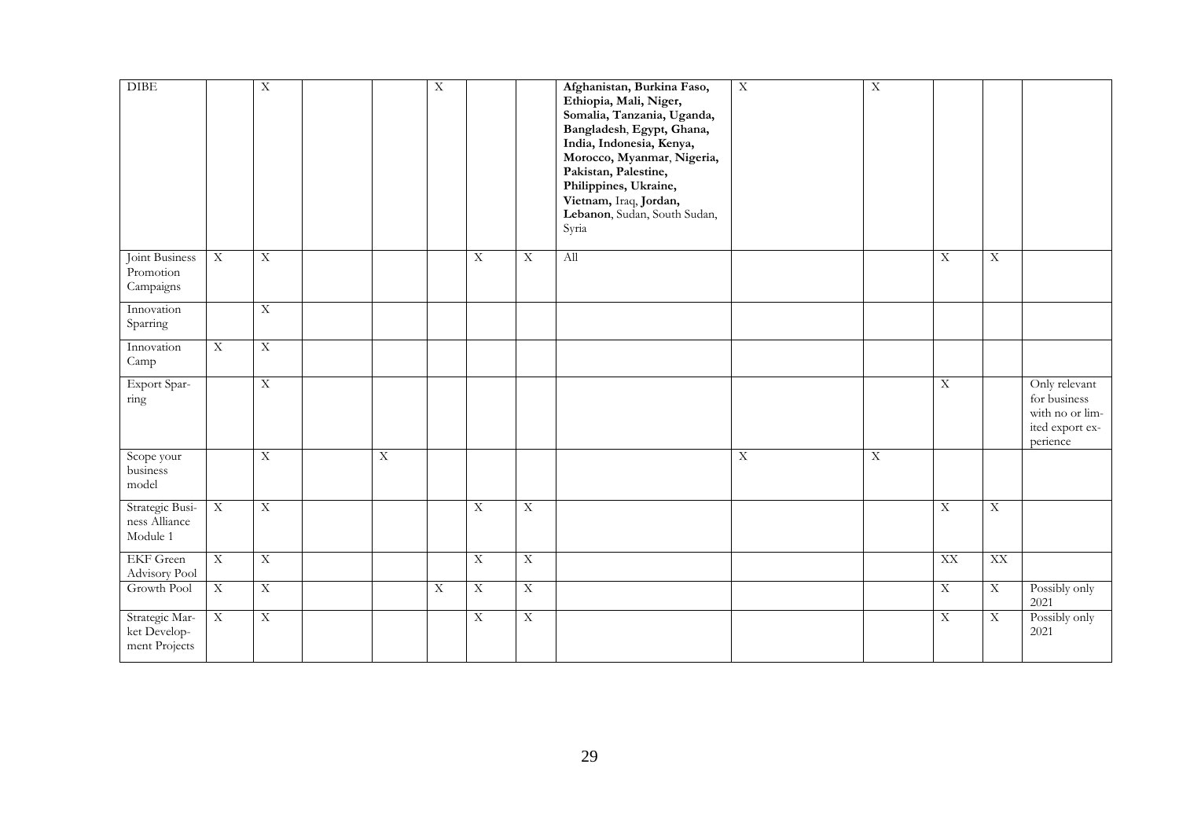| | | | | | | | | | | | | | |
|---|---|---|---|---|---|---|---|---|---|---|---|---|---|
| DIBE | | X | | | X | | | **Afghanistan, Burkina Faso, Ethiopia, Mali, Niger, Somalia, Tanzania, Uganda, Bangladesh**, **Egypt, Ghana, India, Indonesia, Kenya, Morocco, Myanmar**, **Nigeria, Pakistan, Palestine, Philippines, Ukraine, Vietnam,** Iraq, **Jordan, Lebanon**, Sudan, South Sudan, Syria | X | X | | | |
| Joint Business Promotion Campaigns | X | X | | | | X | X | All | | | X | X | |
| Innovation Sparring | | X | | | | | | | | | | | |
| Innovation Camp | X | X | | | | | | | | | | | |
| Export Sparring | | X | | | | | | | | | X | | Only relevant for business with no or limited export experience |
| Scope your business model | | X | | X | | | | | X | X | | | |
| Strategic Business Alliance Module 1 | X | X | | | | X | X | | | | X | X | |
| EKF Green Advisory Pool | X | X | | | | X | X | | | | XX | XX | |
| Growth Pool | X | X | | | X | X | X | | | | X | X | Possibly only 2021 |
| Strategic Market Development Projects | X | X | | | | X | X | | | | X | X | Possibly only 2021 |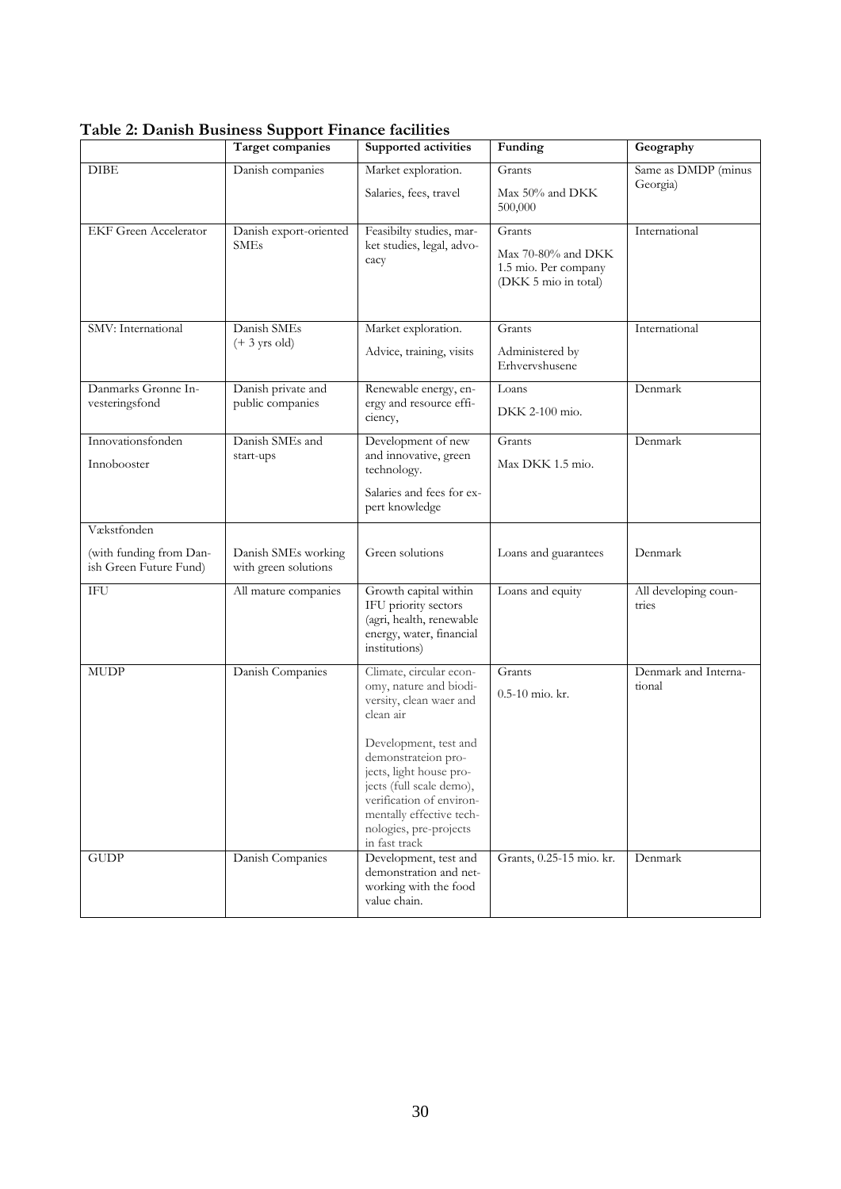**Table 2: Danish Business Support Finance facilities**

| | Target companies | Supported activities | Funding | Geography |
|---|---|---|---|---|
| DIBE | Danish companies | Market exploration.<br>Salaries, fees, travel | Grants<br>Max 50% and DKK 500,000 | Same as DMDP (minus Georgia) |
| EKF Green Accelerator | Danish export-oriented SMEs | Feasibilty studies, market studies, legal, advocacy | Grants<br>Max 70-80% and DKK 1.5 mio. Per company (DKK 5 mio in total) | International |
| SMV: International | Danish SMEs (+ 3 yrs old) | Market exploration.<br>Advice, training, visits | Grants<br>Administered by Erhvervshusene | International |
| Danmarks Grønne Investeringsfond | Danish private and public companies | Renewable energy, energy and resource efficiency, | Loans<br>DKK 2-100 mio. | Denmark |
| Innovationsfonden<br>Innobooster | Danish SMEs and start-ups | Development of new and innovative, green technology.<br>Salaries and fees for expert knowledge | Grants<br>Max DKK 1.5 mio. | Denmark |
| Vækstfonden<br>(with funding from Danish Green Future Fund) | Danish SMEs working with green solutions | Green solutions | Loans and guarantees | Denmark |
| IFU | All mature companies | Growth capital within IFU priority sectors (agri, health, renewable energy, water, financial institutions) | Loans and equity | All developing countries |
| MUDP | Danish Companies | Climate, circular economy, nature and biodiversity, clean waer and clean air<br>Development, test and demonstrateion projects, light house projects (full scale demo), verification of environmentally effective technologies, pre-projects in fast track | Grants<br>0.5-10 mio. kr. | Denmark and International |
| GUDP | Danish Companies | Development, test and demonstration and networking with the food value chain. | Grants, 0.25-15 mio. kr. | Denmark |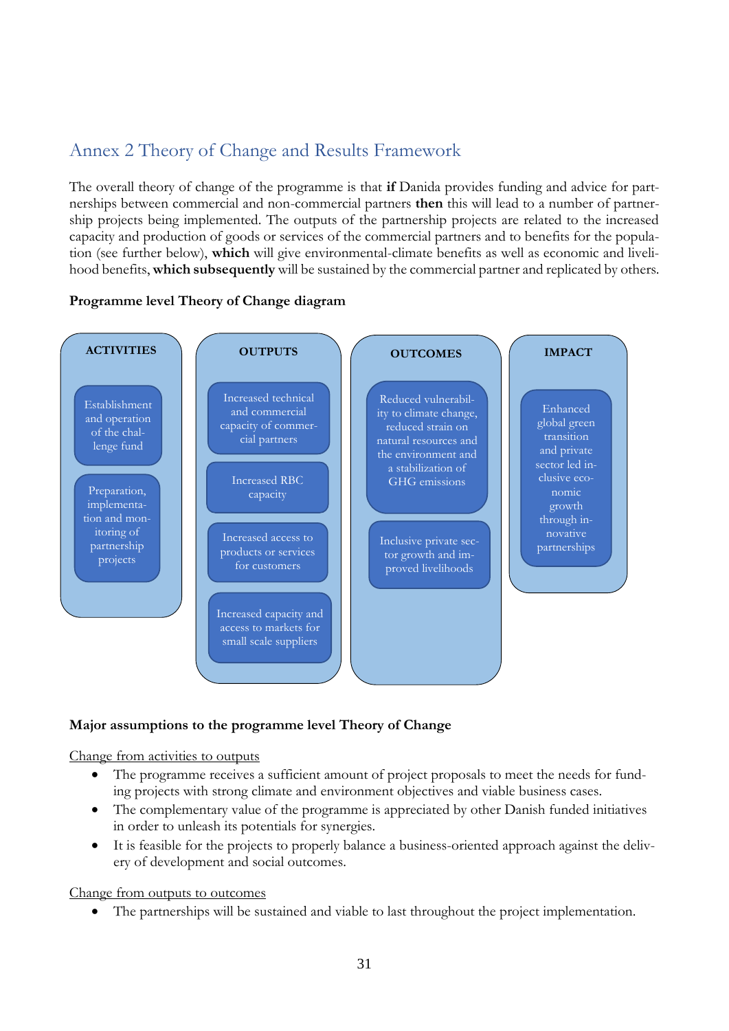# Annex 2 Theory of Change and Results Framework

The overall theory of change of the programme is that **if** Danida provides funding and advice for partnerships between commercial and non-commercial partners **then** this will lead to a number of partnership projects being implemented. The outputs of the partnership projects are related to the increased capacity and production of goods or services of the commercial partners and to benefits for the population (see further below), **which** will give environmental-climate benefits as well as economic and livelihood benefits, **which subsequently** will be sustained by the commercial partner and replicated by others.

**Programme level Theory of Change diagram**

| ACTIVITIES | OUTPUTS | OUTCOMES | IMPACT |
|---|---|---|---|
| Establishment and operation of the challenge fund | Increased technical and commercial capacity of commercial partners | Reduced vulnerability to climate change, reduced strain on natural resources and the environment and a stabilization of GHG emissions | Enhanced global green transition and private sector led inclusive economic growth through innovative partnerships |
| Preparation, implementation and monitoring of partnership projects | Increased RBC capacity | Inclusive private sector growth and improved livelihoods | |
| | Increased access to products or services for customers | | |
| | Increased capacity and access to markets for small scale suppliers | | |

**Major assumptions to the programme level Theory of Change**

Change from activities to outputs

- The programme receives a sufficient amount of project proposals to meet the needs for funding projects with strong climate and environment objectives and viable business cases.
- The complementary value of the programme is appreciated by other Danish funded initiatives in order to unleash its potentials for synergies.
- It is feasible for the projects to properly balance a business-oriented approach against the delivery of development and social outcomes.

Change from outputs to outcomes

- The partnerships will be sustained and viable to last throughout the project implementation.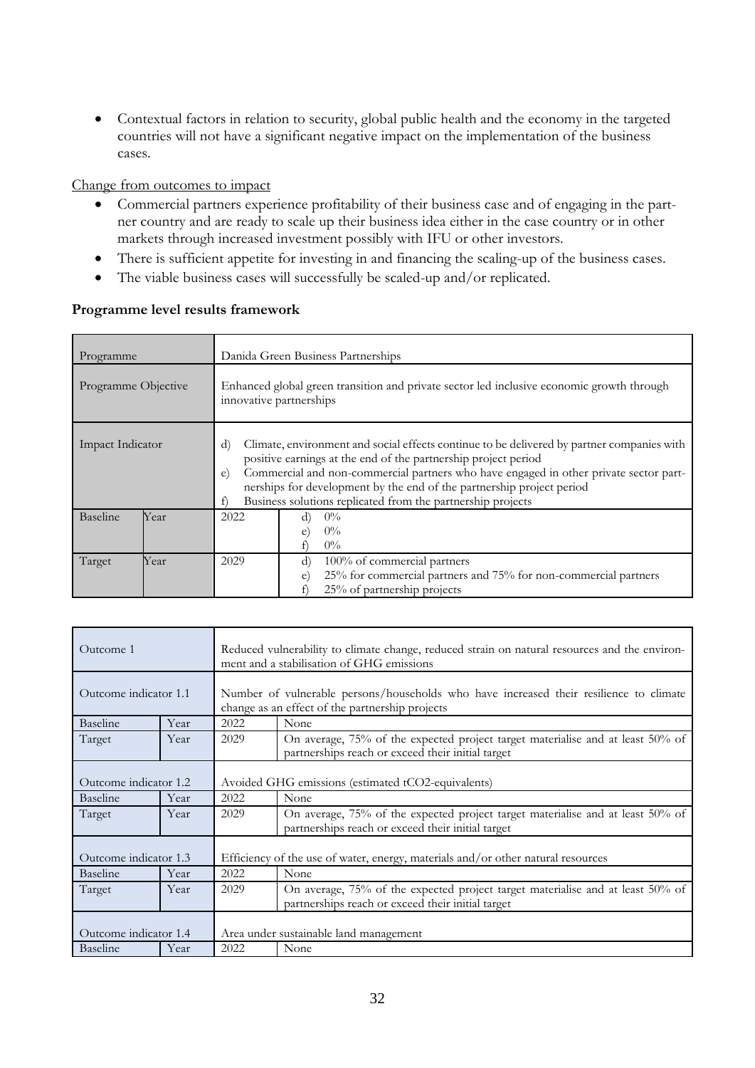- Contextual factors in relation to security, global public health and the economy in the targeted countries will not have a significant negative impact on the implementation of the business cases.

Change from outcomes to impact

- Commercial partners experience profitability of their business case and of engaging in the partner country and are ready to scale up their business idea either in the case country or in other markets through increased investment possibly with IFU or other investors.
- There is sufficient appetite for investing in and financing the scaling-up of the business cases.
- The viable business cases will successfully be scaled-up and/or replicated.

**Programme level results framework**

| Programme | | Danida Green Business Partnerships | |
|---|---|---|---|
| Programme Objective | | Enhanced global green transition and private sector led inclusive economic growth through innovative partnerships | |
| Impact Indicator | | d) Climate, environment and social effects continue to be delivered by partner companies with positive earnings at the end of the partnership project period<br>e) Commercial and non-commercial partners who have engaged in other private sector partnerships for development by the end of the partnership project period<br>f) Business solutions replicated from the partnership projects | |
| Baseline | Year | 2022 | d) 0%<br>e) 0%<br>f) 0% |
| Target | Year | 2029 | d) 100% of commercial partners<br>e) 25% for commercial partners and 75% for non-commercial partners<br>f) 25% of partnership projects |

| Outcome 1 | | Reduced vulnerability to climate change, reduced strain on natural resources and the environment and a stabilisation of GHG emissions | |
|---|---|---|---|
| Outcome indicator 1.1 | | Number of vulnerable persons/households who have increased their resilience to climate change as an effect of the partnership projects | |
| Baseline | Year | 2022 | None |
| Target | Year | 2029 | On average, 75% of the expected project target materialise and at least 50% of partnerships reach or exceed their initial target |
| Outcome indicator 1.2 | | Avoided GHG emissions (estimated tCO2-equivalents) | |
| Baseline | Year | 2022 | None |
| Target | Year | 2029 | On average, 75% of the expected project target materialise and at least 50% of partnerships reach or exceed their initial target |
| Outcome indicator 1.3 | | Efficiency of the use of water, energy, materials and/or other natural resources | |
| Baseline | Year | 2022 | None |
| Target | Year | 2029 | On average, 75% of the expected project target materialise and at least 50% of partnerships reach or exceed their initial target |
| Outcome indicator 1.4 | | Area under sustainable land management | |
| Baseline | Year | 2022 | None |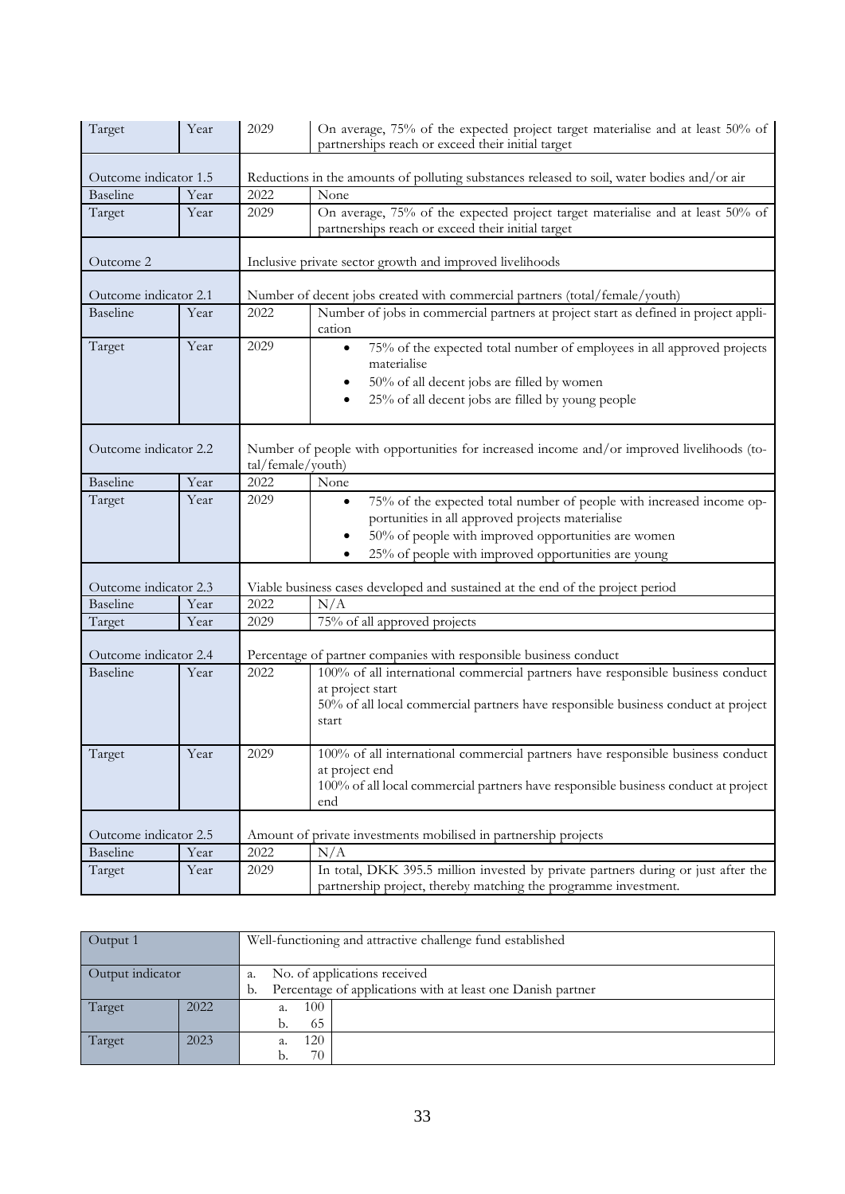| Target | Year | 2029 | On average, 75% of the expected project target materialise and at least 50% of partnerships reach or exceed their initial target |
|---|---|---|---|
| Outcome indicator 1.5 | | Reductions in the amounts of polluting substances released to soil, water bodies and/or air | |
| Baseline | Year | 2022 | None |
| Target | Year | 2029 | On average, 75% of the expected project target materialise and at least 50% of partnerships reach or exceed their initial target |
| Outcome 2 | | Inclusive private sector growth and improved livelihoods | |
| Outcome indicator 2.1 | | Number of decent jobs created with commercial partners (total/female/youth) | |
| Baseline | Year | 2022 | Number of jobs in commercial partners at project start as defined in project application |
| Target | Year | 2029 | • 75% of the expected total number of employees in all approved projects materialise<br>• 50% of all decent jobs are filled by women<br>• 25% of all decent jobs are filled by young people |
| Outcome indicator 2.2 | | Number of people with opportunities for increased income and/or improved livelihoods (total/female/youth) | |
| Baseline | Year | 2022 | None |
| Target | Year | 2029 | • 75% of the expected total number of people with increased income opportunities in all approved projects materialise<br>• 50% of people with improved opportunities are women<br>• 25% of people with improved opportunities are young |
| Outcome indicator 2.3 | | Viable business cases developed and sustained at the end of the project period | |
| Baseline | Year | 2022 | N/A |
| Target | Year | 2029 | 75% of all approved projects |
| Outcome indicator 2.4 | | Percentage of partner companies with responsible business conduct | |
| Baseline | Year | 2022 | 100% of all international commercial partners have responsible business conduct at project start<br>50% of all local commercial partners have responsible business conduct at project start |
| Target | Year | 2029 | 100% of all international commercial partners have responsible business conduct at project end<br>100% of all local commercial partners have responsible business conduct at project end |
| Outcome indicator 2.5 | | Amount of private investments mobilised in partnership projects | |
| Baseline | Year | 2022 | N/A |
| Target | Year | 2029 | In total, DKK 395.5 million invested by private partners during or just after the partnership project, thereby matching the programme investment. |

| Output 1 | | Well-functioning and attractive challenge fund established | |
|---|---|---|---|
| Output indicator | | a. No. of applications received<br>b. Percentage of applications with at least one Danish partner | |
| Target | 2022 | a. 100<br>b. 65 | |
| Target | 2023 | a. 120<br>b. 70 | |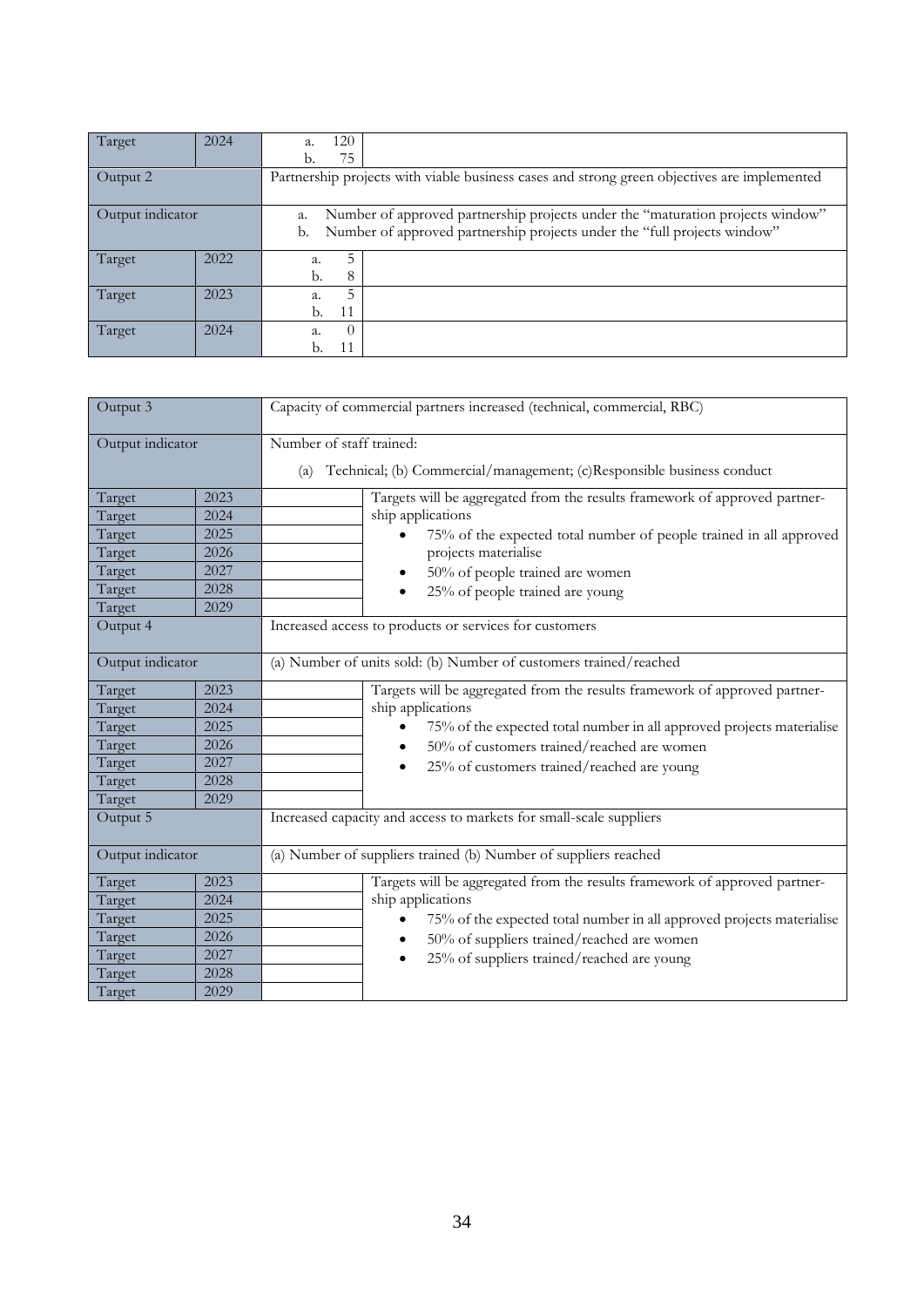| Target | 2024 | a. 120<br>b. 75 | |
|---|---|---|---|
| Output 2 | | Partnership projects with viable business cases and strong green objectives are implemented | |
| Output indicator | | a. Number of approved partnership projects under the "maturation projects window"<br>b. Number of approved partnership projects under the "full projects window" | |
| Target | 2022 | a. 5<br>b. 8 | |
| Target | 2023 | a. 5<br>b. 11 | |
| Target | 2024 | a. 0<br>b. 11 | |

| Output 3 | | Capacity of commercial partners increased (technical, commercial, RBC) | |
|---|---|---|---|
| Output indicator | | Number of staff trained:<br><br>(a) Technical; (b) Commercial/management; (c)Responsible business conduct | |
| Target | 2023 | | Targets will be aggregated from the results framework of approved partnership applications<br>• 75% of the expected total number of people trained in all approved projects materialise<br>• 50% of people trained are women<br>• 25% of people trained are young |
| Target | 2024 | | |
| Target | 2025 | | |
| Target | 2026 | | |
| Target | 2027 | | |
| Target | 2028 | | |
| Target | 2029 | | |
| Output 4 | | Increased access to products or services for customers | |
| Output indicator | | (a) Number of units sold: (b) Number of customers trained/reached | |
| Target | 2023 | | Targets will be aggregated from the results framework of approved partnership applications<br>• 75% of the expected total number in all approved projects materialise<br>• 50% of customers trained/reached are women<br>• 25% of customers trained/reached are young |
| Target | 2024 | | |
| Target | 2025 | | |
| Target | 2026 | | |
| Target | 2027 | | |
| Target | 2028 | | |
| Target | 2029 | | |
| Output 5 | | Increased capacity and access to markets for small-scale suppliers | |
| Output indicator | | (a) Number of suppliers trained (b) Number of suppliers reached | |
| Target | 2023 | | Targets will be aggregated from the results framework of approved partnership applications<br>• 75% of the expected total number in all approved projects materialise<br>• 50% of suppliers trained/reached are women<br>• 25% of suppliers trained/reached are young |
| Target | 2024 | | |
| Target | 2025 | | |
| Target | 2026 | | |
| Target | 2027 | | |
| Target | 2028 | | |
| Target | 2029 | | |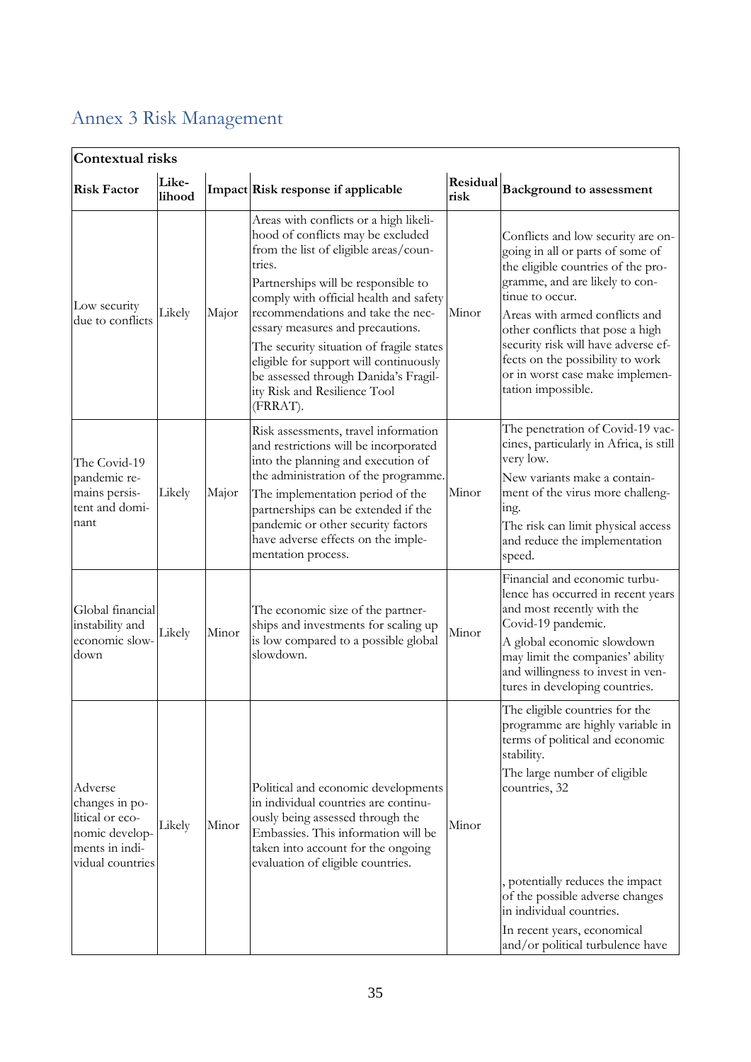# Annex 3 Risk Management

| Contextual risks | | | | | |
|---|---|---|---|---|---|
| **Risk Factor** | **Likelihood** | **Impact** | **Risk response if applicable** | **Residual risk** | **Background to assessment** |
| Low security due to conflicts | Likely | Major | Areas with conflicts or a high likelihood of conflicts may be excluded from the list of eligible areas/countries.<br>Partnerships will be responsible to comply with official health and safety recommendations and take the necessary measures and precautions.<br>The security situation of fragile states eligible for support will continuously be assessed through Danida's Fragility Risk and Resilience Tool (FRRAT). | Minor | Conflicts and low security are ongoing in all or parts of some of the eligible countries of the programme, and are likely to continue to occur.<br>Areas with armed conflicts and other conflicts that pose a high security risk will have adverse effects on the possibility to work or in worst case make implementation impossible. |
| The Covid-19 pandemic remains persistent and dominant | Likely | Major | Risk assessments, travel information and restrictions will be incorporated into the planning and execution of the administration of the programme.<br>The implementation period of the partnerships can be extended if the pandemic or other security factors have adverse effects on the implementation process. | Minor | The penetration of Covid-19 vaccines, particularly in Africa, is still very low.<br>New variants make a containment of the virus more challenging.<br>The risk can limit physical access and reduce the implementation speed. |
| Global financial instability and economic slowdown | Likely | Minor | The economic size of the partnerships and investments for scaling up is low compared to a possible global slowdown. | Minor | Financial and economic turbulence has occurred in recent years and most recently with the Covid-19 pandemic.<br>A global economic slowdown may limit the companies' ability and willingness to invest in ventures in developing countries. |
| Adverse changes in political or economic developments in individual countries | Likely | Minor | Political and economic developments in individual countries are continuously being assessed through the Embassies. This information will be taken into account for the ongoing evaluation of eligible countries. | Minor | The eligible countries for the programme are highly variable in terms of political and economic stability.<br>The large number of eligible countries, 32<br><br>, potentially reduces the impact of the possible adverse changes in individual countries.<br>In recent years, economical and/or political turbulence have |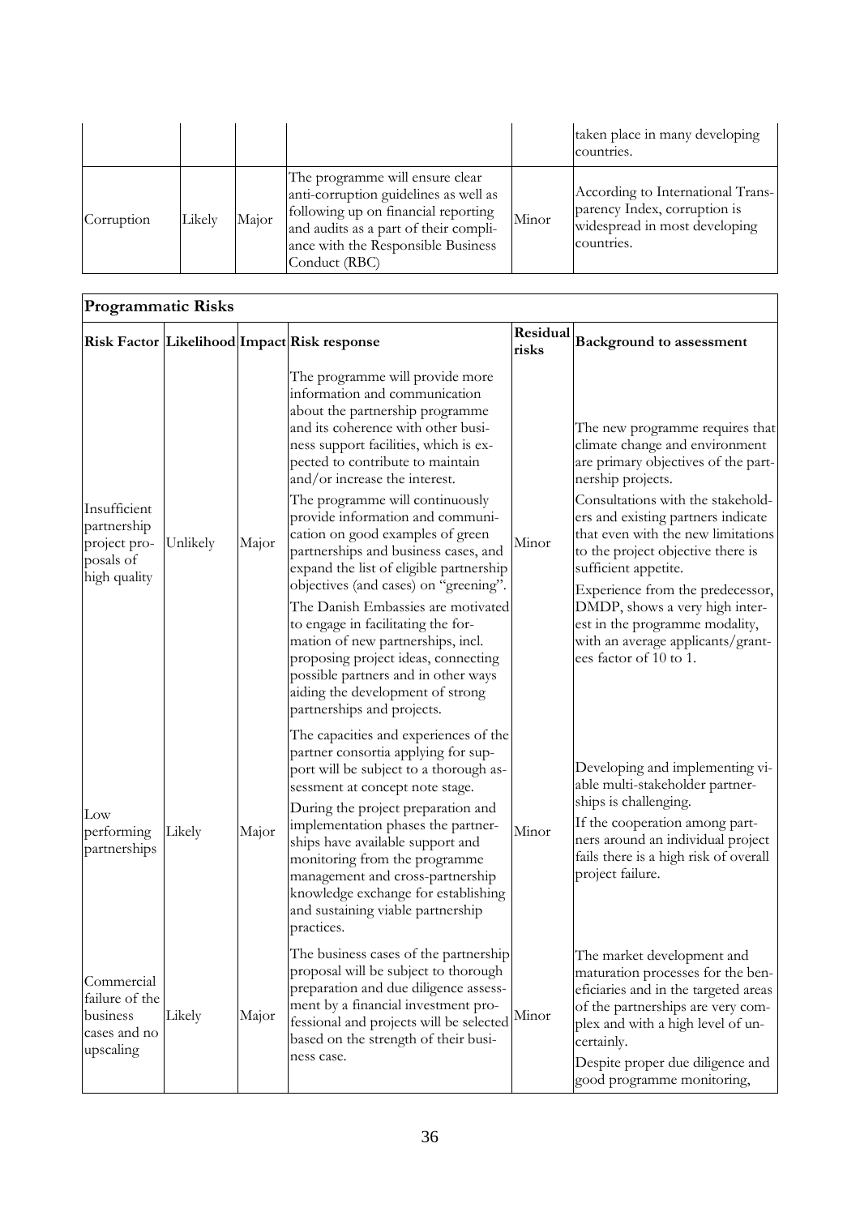| | | | | | |
|---|---|---|---|---|---|
| | | | | | taken place in many developing countries. |
| Corruption | Likely | Major | The programme will ensure clear anti-corruption guidelines as well as following up on financial reporting and audits as a part of their compliance with the Responsible Business Conduct (RBC) | Minor | According to International Transparency Index, corruption is widespread in most developing countries. |

| **Programmatic Risks** | | | | | |
|---|---|---|---|---|---|
| **Risk Factor** | **Likelihood** | **Impact** | **Risk response** | **Residual risks** | **Background to assessment** |
| Insufficient partnership project proposals of high quality | Unlikely | Major | The programme will provide more information and communication about the partnership programme and its coherence with other business support facilities, which is expected to contribute to maintain and/or increase the interest.<br><br>The programme will continuously provide information and communication on good examples of green partnerships and business cases, and expand the list of eligible partnership objectives (and cases) on "greening".<br><br>The Danish Embassies are motivated to engage in facilitating the formation of new partnerships, incl. proposing project ideas, connecting possible partners and in other ways aiding the development of strong partnerships and projects. | Minor | The new programme requires that climate change and environment are primary objectives of the partnership projects.<br><br>Consultations with the stakeholders and existing partners indicate that even with the new limitations to the project objective there is sufficient appetite.<br><br>Experience from the predecessor, DMDP, shows a very high interest in the programme modality, with an average applicants/grantees factor of 10 to 1. |
| Low performing partnerships | Likely | Major | The capacities and experiences of the partner consortia applying for support will be subject to a thorough assessment at concept note stage.<br><br>During the project preparation and implementation phases the partnerships have available support and monitoring from the programme management and cross-partnership knowledge exchange for establishing and sustaining viable partnership practices. | Minor | Developing and implementing viable multi-stakeholder partnerships is challenging.<br><br>If the cooperation among partners around an individual project fails there is a high risk of overall project failure. |
| Commercial failure of the business cases and no upscaling | Likely | Major | The business cases of the partnership proposal will be subject to thorough preparation and due diligence assessment by a financial investment professional and projects will be selected based on the strength of their business case. | Minor | The market development and maturation processes for the beneficiaries and in the targeted areas of the partnerships are very complex and with a high level of uncertainly.<br><br>Despite proper due diligence and good programme monitoring, |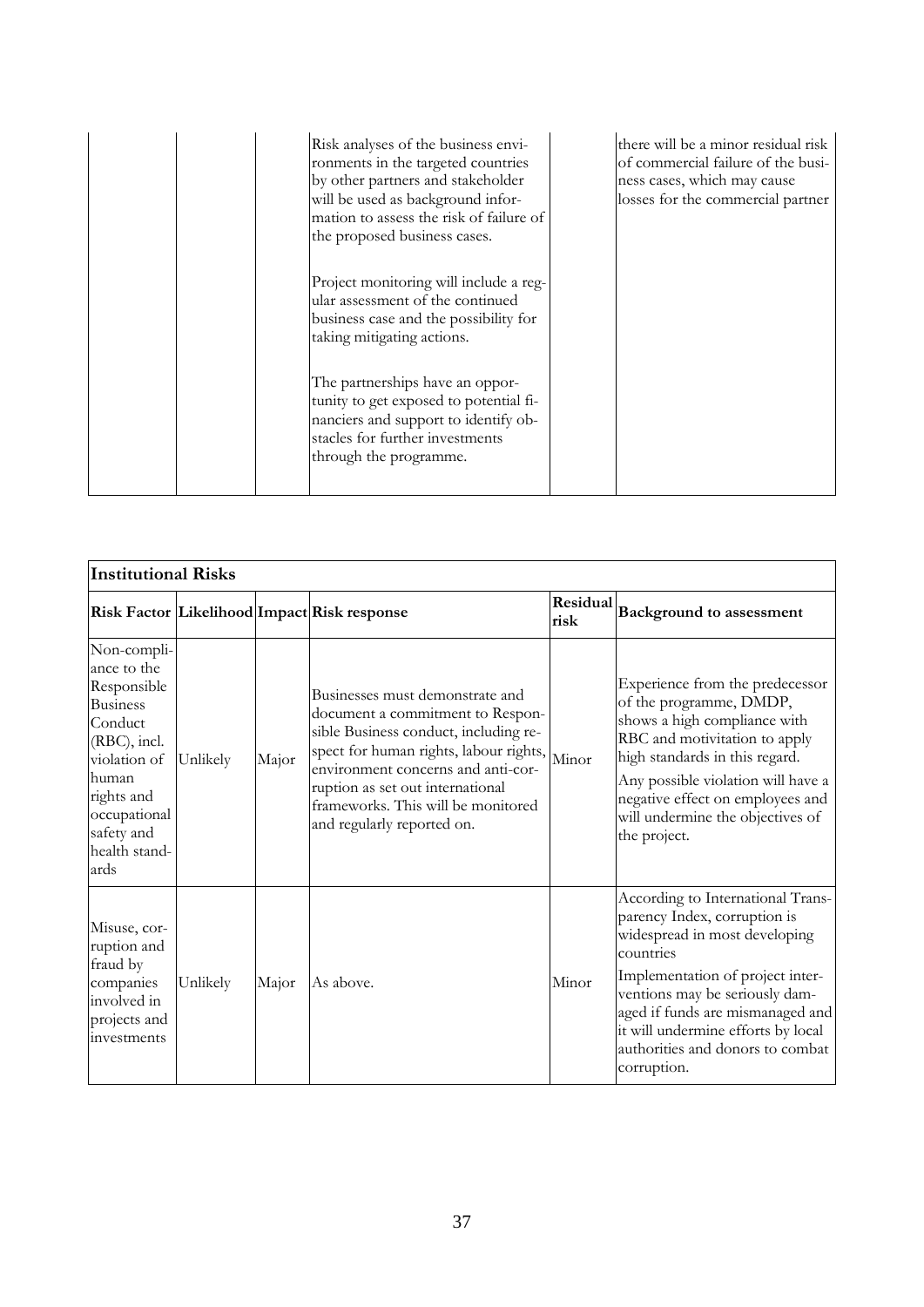| | | | | | |
|---|---|---|---|---|---|
| | | | Risk analyses of the business environments in the targeted countries by other partners and stakeholder will be used as background information to assess the risk of failure of the proposed business cases.<br><br>Project monitoring will include a regular assessment of the continued business case and the possibility for taking mitigating actions.<br><br>The partnerships have an opportunity to get exposed to potential financiers and support to identify obstacles for further investments through the programme. | | there will be a minor residual risk of commercial failure of the business cases, which may cause losses for the commercial partner |

| **Institutional Risks** | | | | | |
|---|---|---|---|---|---|
| **Risk Factor** | **Likelihood** | **Impact** | **Risk response** | **Residual risk** | **Background to assessment** |
| Non-compliance to the Responsible Business Conduct (RBC), incl. violation of human rights and occupational safety and health standards | Unlikely | Major | Businesses must demonstrate and document a commitment to Responsible Business conduct, including respect for human rights, labour rights, environment concerns and anti-corruption as set out international frameworks. This will be monitored and regularly reported on. | Minor | Experience from the predecessor of the programme, DMDP, shows a high compliance with RBC and motivitation to apply high standards in this regard.<br><br>Any possible violation will have a negative effect on employees and will undermine the objectives of the project. |
| Misuse, corruption and fraud by companies involved in projects and investments | Unlikely | Major | As above. | Minor | According to International Transparency Index, corruption is widespread in most developing countries<br><br>Implementation of project interventions may be seriously damaged if funds are mismanaged and it will undermine efforts by local authorities and donors to combat corruption. |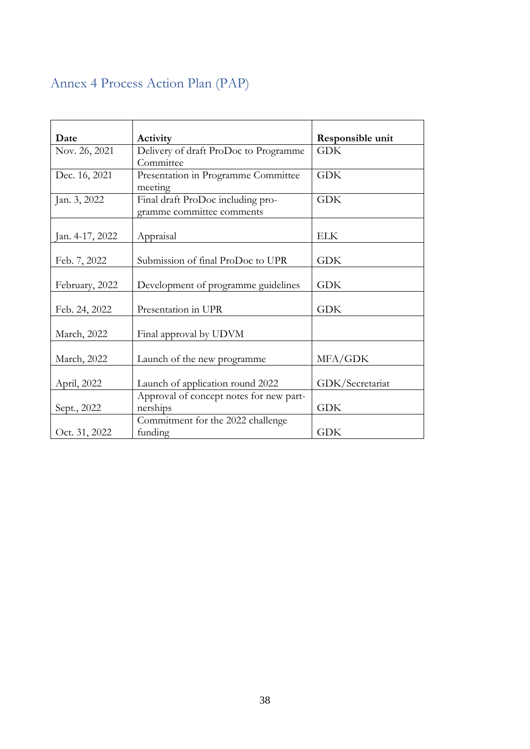# Annex 4 Process Action Plan (PAP)

| Date | Activity | Responsible unit |
|---|---|---|
| Nov. 26, 2021 | Delivery of draft ProDoc to Programme Committee | GDK |
| Dec. 16, 2021 | Presentation in Programme Committee meeting | GDK |
| Jan. 3, 2022 | Final draft ProDoc including programme committee comments | GDK |
| Jan. 4-17, 2022 | Appraisal | ELK |
| Feb. 7, 2022 | Submission of final ProDoc to UPR | GDK |
| February, 2022 | Development of programme guidelines | GDK |
| Feb. 24, 2022 | Presentation in UPR | GDK |
| March, 2022 | Final approval by UDVM | |
| March, 2022 | Launch of the new programme | MFA/GDK |
| April, 2022 | Launch of application round 2022 | GDK/Secretariat |
| Sept., 2022 | Approval of concept notes for new partnerships | GDK |
| Oct. 31, 2022 | Commitment for the 2022 challenge funding | GDK |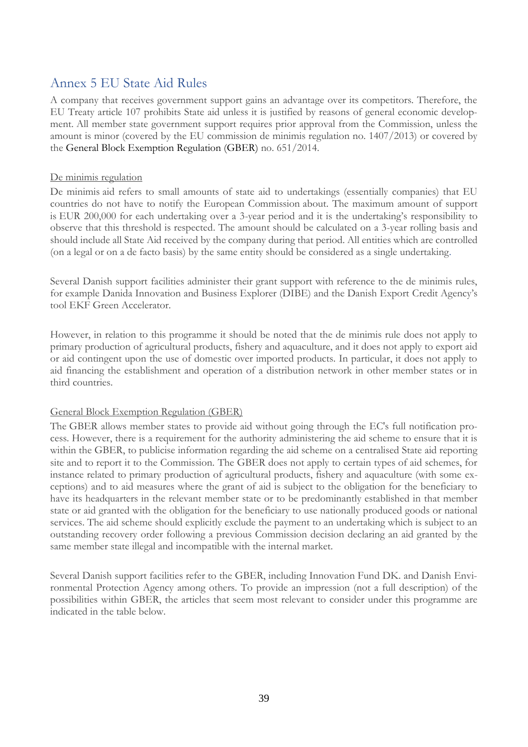# Annex 5 EU State Aid Rules

A company that receives government support gains an advantage over its competitors. Therefore, the EU Treaty article 107 prohibits State aid unless it is justified by reasons of general economic development. All member state government support requires prior approval from the Commission, unless the amount is minor (covered by the EU commission de minimis regulation no. 1407/2013) or covered by the General Block Exemption Regulation (GBER) no. 651/2014.

De minimis regulation

De minimis aid refers to small amounts of state aid to undertakings (essentially companies) that EU countries do not have to notify the European Commission about. The maximum amount of support is EUR 200,000 for each undertaking over a 3-year period and it is the undertaking's responsibility to observe that this threshold is respected. The amount should be calculated on a 3-year rolling basis and should include all State Aid received by the company during that period. All entities which are controlled (on a legal or on a de facto basis) by the same entity should be considered as a single undertaking.

Several Danish support facilities administer their grant support with reference to the de minimis rules, for example Danida Innovation and Business Explorer (DIBE) and the Danish Export Credit Agency's tool EKF Green Accelerator.

However, in relation to this programme it should be noted that the de minimis rule does not apply to primary production of agricultural products, fishery and aquaculture, and it does not apply to export aid or aid contingent upon the use of domestic over imported products. In particular, it does not apply to aid financing the establishment and operation of a distribution network in other member states or in third countries.

General Block Exemption Regulation (GBER)

The GBER allows member states to provide aid without going through the EC's full notification process. However, there is a requirement for the authority administering the aid scheme to ensure that it is within the GBER, to publicise information regarding the aid scheme on a centralised State aid reporting site and to report it to the Commission. The GBER does not apply to certain types of aid schemes, for instance related to primary production of agricultural products, fishery and aquaculture (with some exceptions) and to aid measures where the grant of aid is subject to the obligation for the beneficiary to have its headquarters in the relevant member state or to be predominantly established in that member state or aid granted with the obligation for the beneficiary to use nationally produced goods or national services. The aid scheme should explicitly exclude the payment to an undertaking which is subject to an outstanding recovery order following a previous Commission decision declaring an aid granted by the same member state illegal and incompatible with the internal market.

Several Danish support facilities refer to the GBER, including Innovation Fund DK. and Danish Environmental Protection Agency among others. To provide an impression (not a full description) of the possibilities within GBER, the articles that seem most relevant to consider under this programme are indicated in the table below.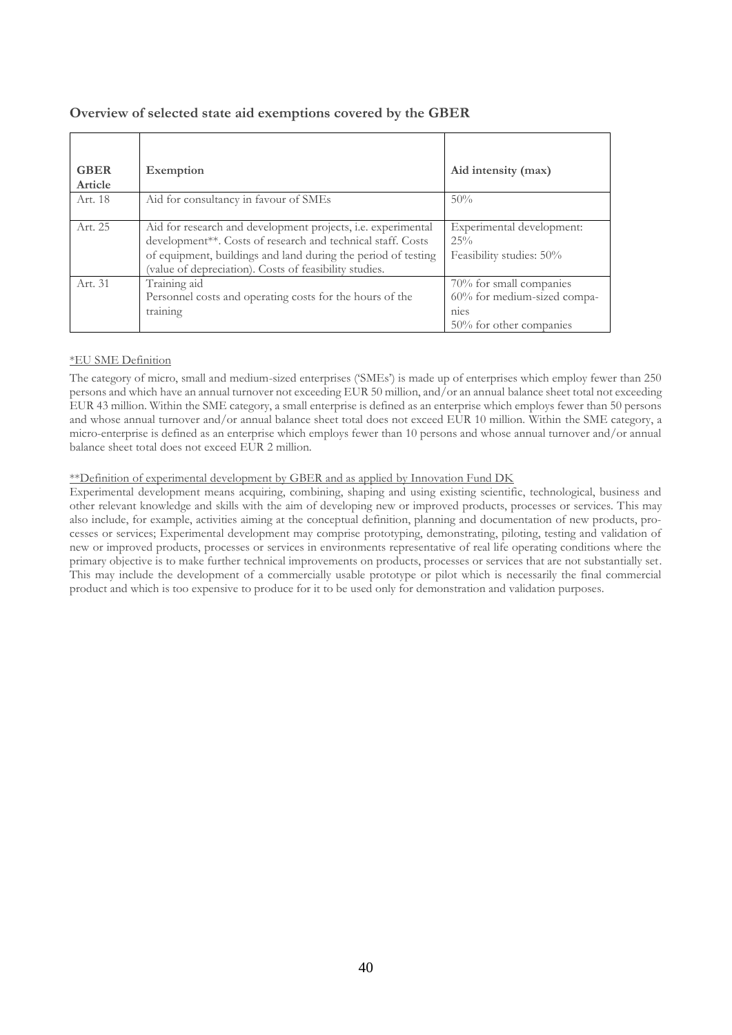### Overview of selected state aid exemptions covered by the GBER

| GBER Article | Exemption | Aid intensity (max) |
|---|---|---|
| Art. 18 | Aid for consultancy in favour of SMEs | 50% |
| Art. 25 | Aid for research and development projects, i.e. experimental development**. Costs of research and technical staff. Costs of equipment, buildings and land during the period of testing (value of depreciation). Costs of feasibility studies. | Experimental development: 25%<br>Feasibility studies: 50% |
| Art. 31 | Training aid<br>Personnel costs and operating costs for the hours of the training | 70% for small companies<br>60% for medium-sized companies<br>50% for other companies |

*EU SME Definition

The category of micro, small and medium-sized enterprises ('SMEs') is made up of enterprises which employ fewer than 250 persons and which have an annual turnover not exceeding EUR 50 million, and/or an annual balance sheet total not exceeding EUR 43 million. Within the SME category, a small enterprise is defined as an enterprise which employs fewer than 50 persons and whose annual turnover and/or annual balance sheet total does not exceed EUR 10 million. Within the SME category, a micro-enterprise is defined as an enterprise which employs fewer than 10 persons and whose annual turnover and/or annual balance sheet total does not exceed EUR 2 million.

**Definition of experimental development by GBER and as applied by Innovation Fund DK

Experimental development means acquiring, combining, shaping and using existing scientific, technological, business and other relevant knowledge and skills with the aim of developing new or improved products, processes or services. This may also include, for example, activities aiming at the conceptual definition, planning and documentation of new products, processes or services; Experimental development may comprise prototyping, demonstrating, piloting, testing and validation of new or improved products, processes or services in environments representative of real life operating conditions where the primary objective is to make further technical improvements on products, processes or services that are not substantially set. This may include the development of a commercially usable prototype or pilot which is necessarily the final commercial product and which is too expensive to produce for it to be used only for demonstration and validation purposes.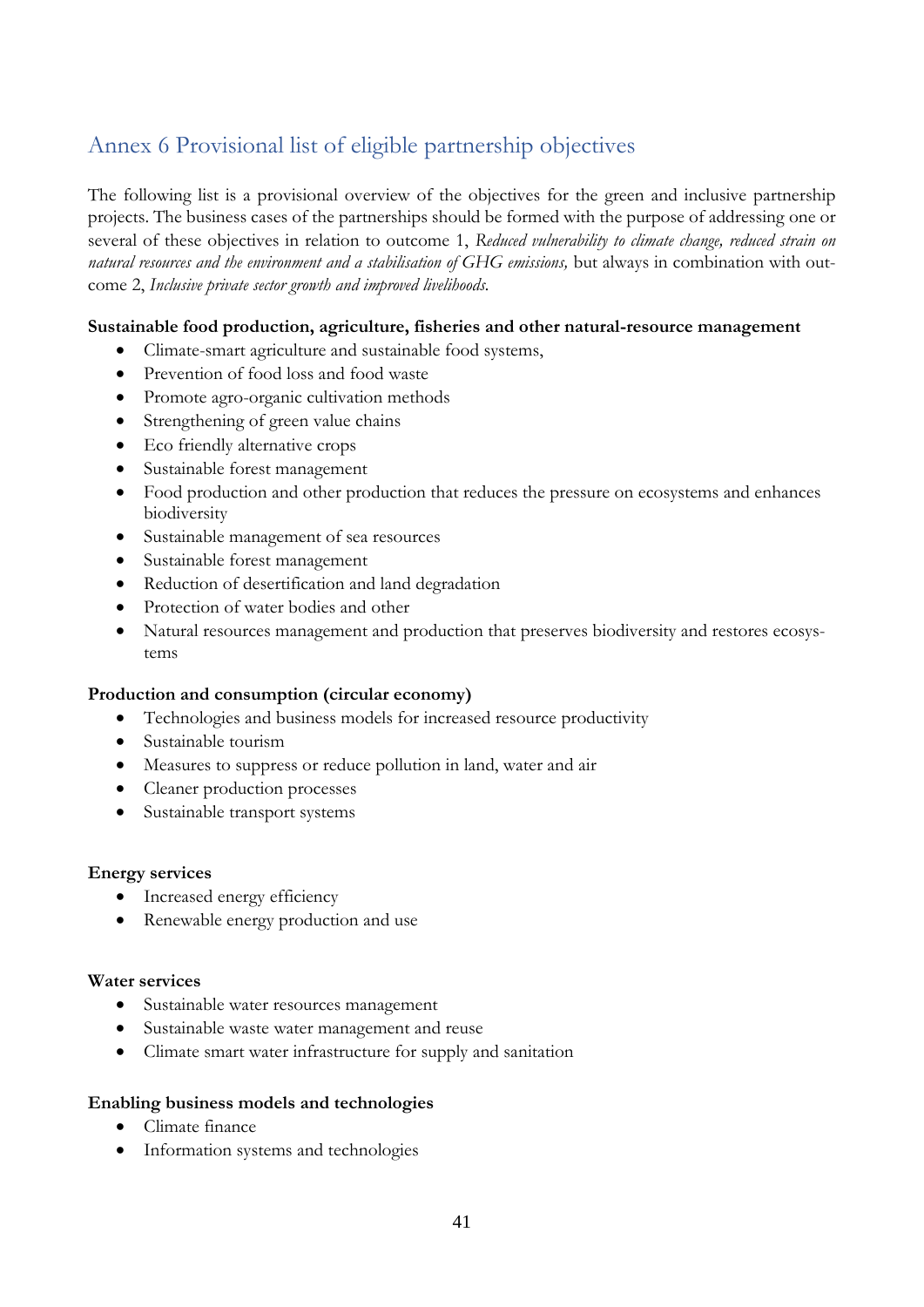# Annex 6 Provisional list of eligible partnership objectives

The following list is a provisional overview of the objectives for the green and inclusive partnership projects. The business cases of the partnerships should be formed with the purpose of addressing one or several of these objectives in relation to outcome 1, *Reduced vulnerability to climate change, reduced strain on natural resources and the environment and a stabilisation of GHG emissions,* but always in combination with outcome 2, *Inclusive private sector growth and improved livelihoods.*

**Sustainable food production, agriculture, fisheries and other natural-resource management**

- Climate-smart agriculture and sustainable food systems,
- Prevention of food loss and food waste
- Promote agro-organic cultivation methods
- Strengthening of green value chains
- Eco friendly alternative crops
- Sustainable forest management
- Food production and other production that reduces the pressure on ecosystems and enhances biodiversity
- Sustainable management of sea resources
- Sustainable forest management
- Reduction of desertification and land degradation
- Protection of water bodies and other
- Natural resources management and production that preserves biodiversity and restores ecosystems

**Production and consumption (circular economy)**

- Technologies and business models for increased resource productivity
- Sustainable tourism
- Measures to suppress or reduce pollution in land, water and air
- Cleaner production processes
- Sustainable transport systems

**Energy services**

- Increased energy efficiency
- Renewable energy production and use

**Water services**

- Sustainable water resources management
- Sustainable waste water management and reuse
- Climate smart water infrastructure for supply and sanitation

**Enabling business models and technologies**

- Climate finance
- Information systems and technologies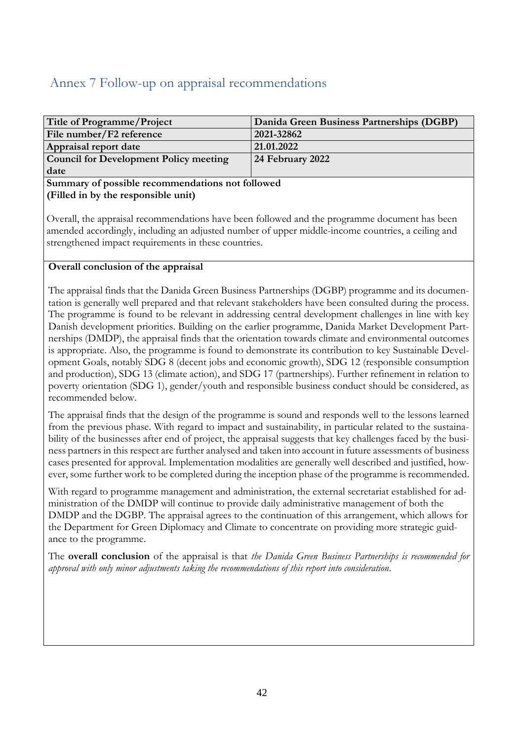# Annex 7 Follow-up on appraisal recommendations

| Title of Programme/Project | Danida Green Business Partnerships (DGBP) |
|---|---|
| File number/F2 reference | 2021-32862 |
| Appraisal report date | 21.01.2022 |
| Council for Development Policy meeting date | 24 February 2022 |

**Summary of possible recommendations not followed**
**(Filled in by the responsible unit)**

Overall, the appraisal recommendations have been followed and the programme document has been amended accordingly, including an adjusted number of upper middle-income countries, a ceiling and strengthened impact requirements in these countries.

**Overall conclusion of the appraisal**

The appraisal finds that the Danida Green Business Partnerships (DGBP) programme and its documentation is generally well prepared and that relevant stakeholders have been consulted during the process. The programme is found to be relevant in addressing central development challenges in line with key Danish development priorities. Building on the earlier programme, Danida Market Development Partnerships (DMDP), the appraisal finds that the orientation towards climate and environmental outcomes is appropriate. Also, the programme is found to demonstrate its contribution to key Sustainable Development Goals, notably SDG 8 (decent jobs and economic growth), SDG 12 (responsible consumption and production), SDG 13 (climate action), and SDG 17 (partnerships). Further refinement in relation to poverty orientation (SDG 1), gender/youth and responsible business conduct should be considered, as recommended below.

The appraisal finds that the design of the programme is sound and responds well to the lessons learned from the previous phase. With regard to impact and sustainability, in particular related to the sustainability of the businesses after end of project, the appraisal suggests that key challenges faced by the business partners in this respect are further analysed and taken into account in future assessments of business cases presented for approval. Implementation modalities are generally well described and justified, however, some further work to be completed during the inception phase of the programme is recommended.

With regard to programme management and administration, the external secretariat established for administration of the DMDP will continue to provide daily administrative management of both the DMDP and the DGBP. The appraisal agrees to the continuation of this arrangement, which allows for the Department for Green Diplomacy and Climate to concentrate on providing more strategic guidance to the programme.

The **overall conclusion** of the appraisal is that *the Danida Green Business Partnerships is recommended for approval with only minor adjustments taking the recommendations of this report into consideration*.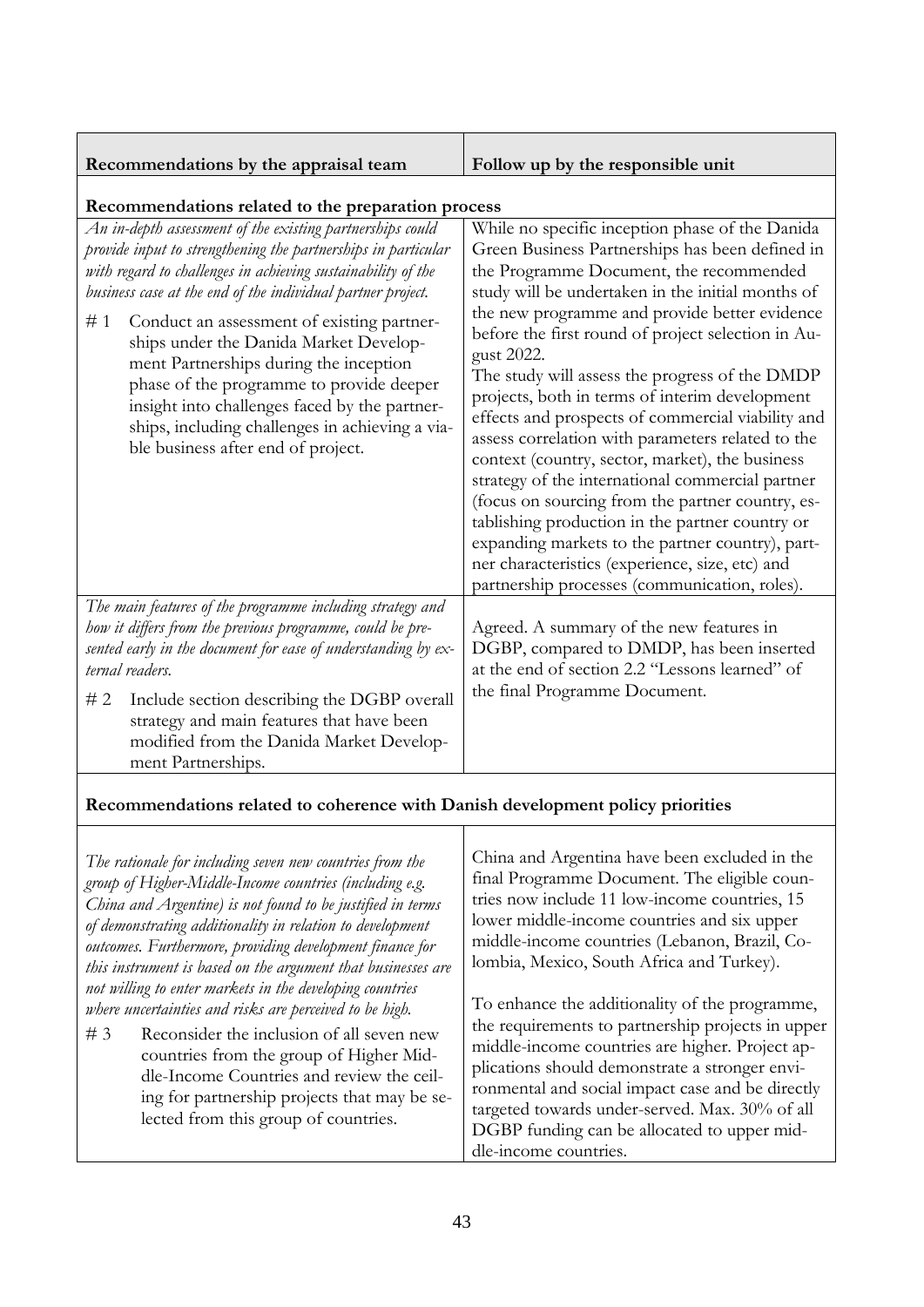| Recommendations by the appraisal team | Follow up by the responsible unit |
|---|---|
| **Recommendations related to the preparation process** | |
| *An in-depth assessment of the existing partnerships could provide input to strengthening the partnerships in particular with regard to challenges in achieving sustainability of the business case at the end of the individual partner project.*<br><br># 1 Conduct an assessment of existing partnerships under the Danida Market Development Partnerships during the inception phase of the programme to provide deeper insight into challenges faced by the partnerships, including challenges in achieving a viable business after end of project. | While no specific inception phase of the Danida Green Business Partnerships has been defined in the Programme Document, the recommended study will be undertaken in the initial months of the new programme and provide better evidence before the first round of project selection in August 2022.<br>The study will assess the progress of the DMDP projects, both in terms of interim development effects and prospects of commercial viability and assess correlation with parameters related to the context (country, sector, market), the business strategy of the international commercial partner (focus on sourcing from the partner country, establishing production in the partner country or expanding markets to the partner country), partner characteristics (experience, size, etc) and partnership processes (communication, roles). |
| *The main features of the programme including strategy and how it differs from the previous programme, could be presented early in the document for ease of understanding by external readers.*<br><br># 2 Include section describing the DGBP overall strategy and main features that have been modified from the Danida Market Development Partnerships. | Agreed. A summary of the new features in DGBP, compared to DMDP, has been inserted at the end of section 2.2 "Lessons learned" of the final Programme Document. |
| **Recommendations related to coherence with Danish development policy priorities** | |
| *The rationale for including seven new countries from the group of Higher-Middle-Income countries (including e.g. China and Argentine) is not found to be justified in terms of demonstrating additionality in relation to development outcomes. Furthermore, providing development finance for this instrument is based on the argument that businesses are not willing to enter markets in the developing countries where uncertainties and risks are perceived to be high.*<br><br># 3 Reconsider the inclusion of all seven new countries from the group of Higher Middle-Income Countries and review the ceiling for partnership projects that may be selected from this group of countries. | China and Argentina have been excluded in the final Programme Document. The eligible countries now include 11 low-income countries, 15 lower middle-income countries and six upper middle-income countries (Lebanon, Brazil, Colombia, Mexico, South Africa and Turkey).<br><br>To enhance the additionality of the programme, the requirements to partnership projects in upper middle-income countries are higher. Project applications should demonstrate a stronger environmental and social impact case and be directly targeted towards under-served. Max. 30% of all DGBP funding can be allocated to upper middle-income countries. |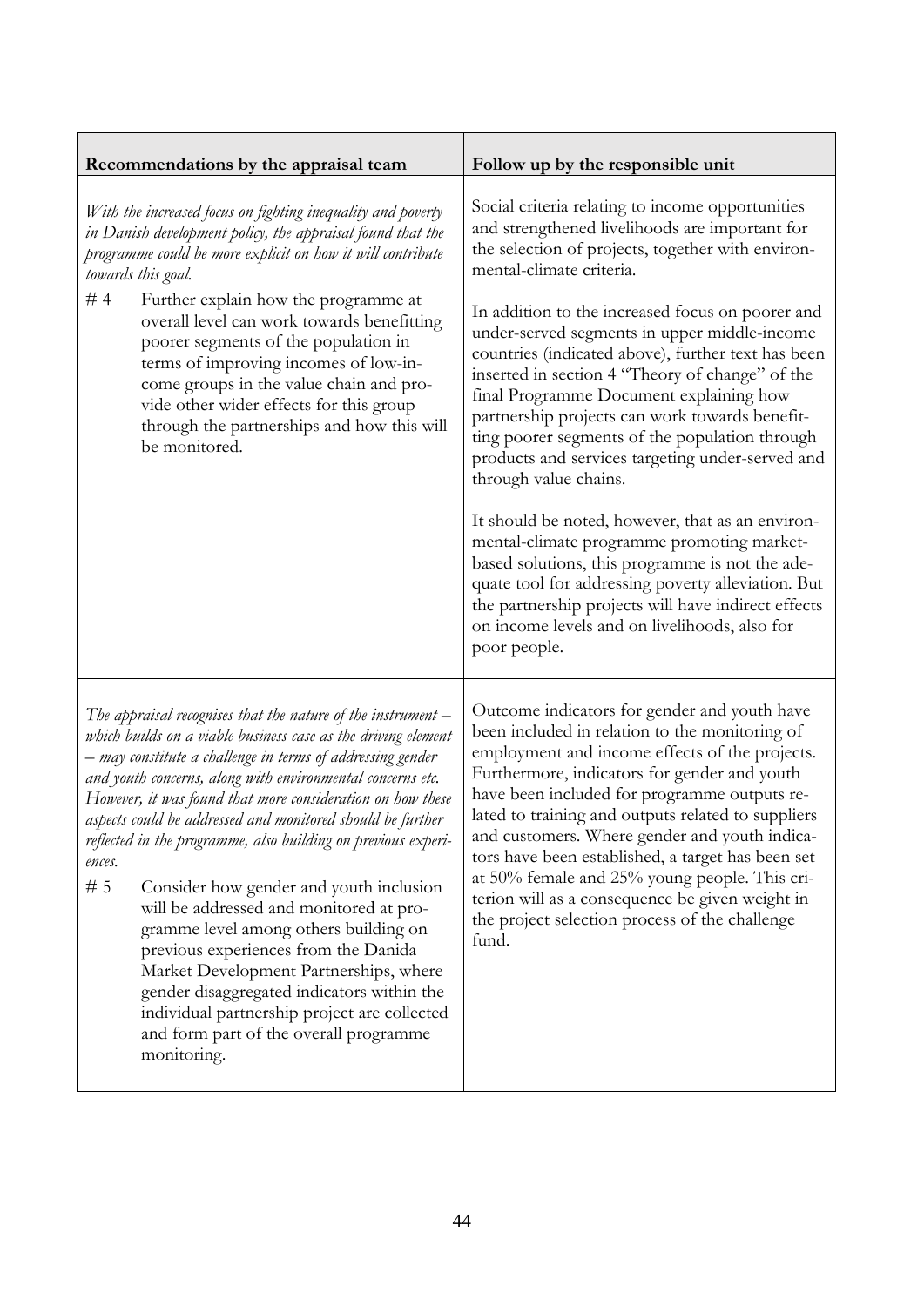| Recommendations by the appraisal team | Follow up by the responsible unit |
|---|---|
| *With the increased focus on fighting inequality and poverty in Danish development policy, the appraisal found that the programme could be more explicit on how it will contribute towards this goal.*<br><br># 4 Further explain how the programme at overall level can work towards benefitting poorer segments of the population in terms of improving incomes of low-income groups in the value chain and provide other wider effects for this group through the partnerships and how this will be monitored. | Social criteria relating to income opportunities and strengthened livelihoods are important for the selection of projects, together with environmental-climate criteria.<br><br>In addition to the increased focus on poorer and under-served segments in upper middle-income countries (indicated above), further text has been inserted in section 4 "Theory of change" of the final Programme Document explaining how partnership projects can work towards benefitting poorer segments of the population through products and services targeting under-served and through value chains.<br><br>It should be noted, however, that as an environmental-climate programme promoting market-based solutions, this programme is not the adequate tool for addressing poverty alleviation. But the partnership projects will have indirect effects on income levels and on livelihoods, also for poor people. |
| *The appraisal recognises that the nature of the instrument – which builds on a viable business case as the driving element – may constitute a challenge in terms of addressing gender and youth concerns, along with environmental concerns etc. However, it was found that more consideration on how these aspects could be addressed and monitored should be further reflected in the programme, also building on previous experiences.*<br><br># 5 Consider how gender and youth inclusion will be addressed and monitored at programme level among others building on previous experiences from the Danida Market Development Partnerships, where gender disaggregated indicators within the individual partnership project are collected and form part of the overall programme monitoring. | Outcome indicators for gender and youth have been included in relation to the monitoring of employment and income effects of the projects. Furthermore, indicators for gender and youth have been included for programme outputs related to training and outputs related to suppliers and customers. Where gender and youth indicators have been established, a target has been set at 50% female and 25% young people. This criterion will as a consequence be given weight in the project selection process of the challenge fund. |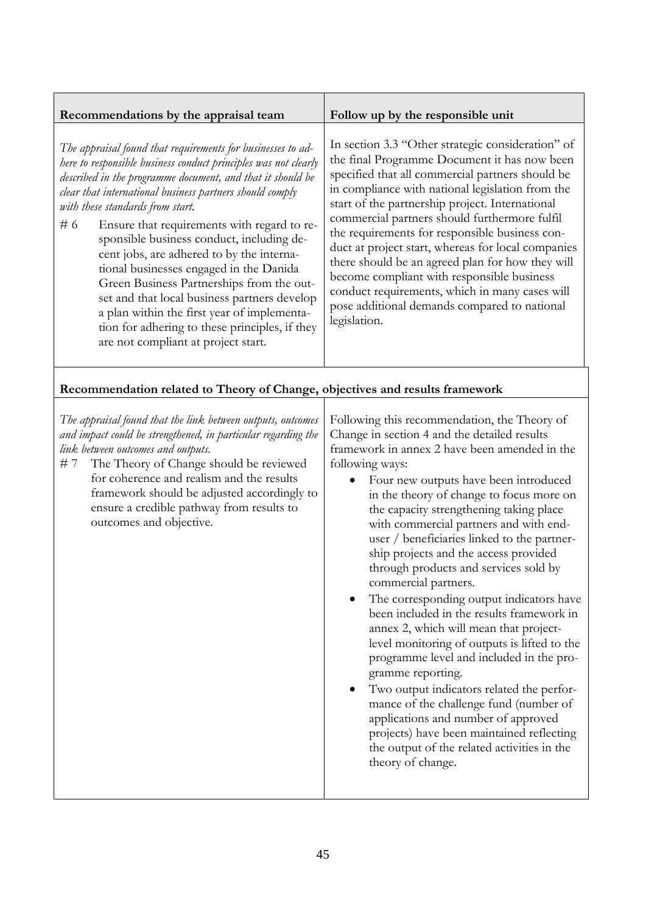| Recommendations by the appraisal team | Follow up by the responsible unit |
|---|---|
| *The appraisal found that requirements for businesses to adhere to responsible business conduct principles was not clearly described in the programme document, and that it should be clear that international business partners should comply with these standards from start.*<br># 6 Ensure that requirements with regard to responsible business conduct, including decent jobs, are adhered to by the international businesses engaged in the Danida Green Business Partnerships from the outset and that local business partners develop a plan within the first year of implementation for adhering to these principles, if they are not compliant at project start. | In section 3.3 "Other strategic consideration" of the final Programme Document it has now been specified that all commercial partners should be in compliance with national legislation from the start of the partnership project. International commercial partners should furthermore fulfil the requirements for responsible business conduct at project start, whereas for local companies there should be an agreed plan for how they will become compliant with responsible business conduct requirements, which in many cases will pose additional demands compared to national legislation. |
| **Recommendation related to Theory of Change, objectives and results framework** | |
| *The appraisal found that the link between outputs, outcomes and impact could be strengthened, in particular regarding the link between outcomes and outputs.*<br># 7 The Theory of Change should be reviewed for coherence and realism and the results framework should be adjusted accordingly to ensure a credible pathway from results to outcomes and objective. | Following this recommendation, the Theory of Change in section 4 and the detailed results framework in annex 2 have been amended in the following ways:<br>• Four new outputs have been introduced in the theory of change to focus more on the capacity strengthening taking place with commercial partners and with end-user / beneficiaries linked to the partnership projects and the access provided through products and services sold by commercial partners.<br>• The corresponding output indicators have been included in the results framework in annex 2, which will mean that project-level monitoring of outputs is lifted to the programme level and included in the programme reporting.<br>• Two output indicators related the performance of the challenge fund (number of applications and number of approved projects) have been maintained reflecting the output of the related activities in the theory of change. |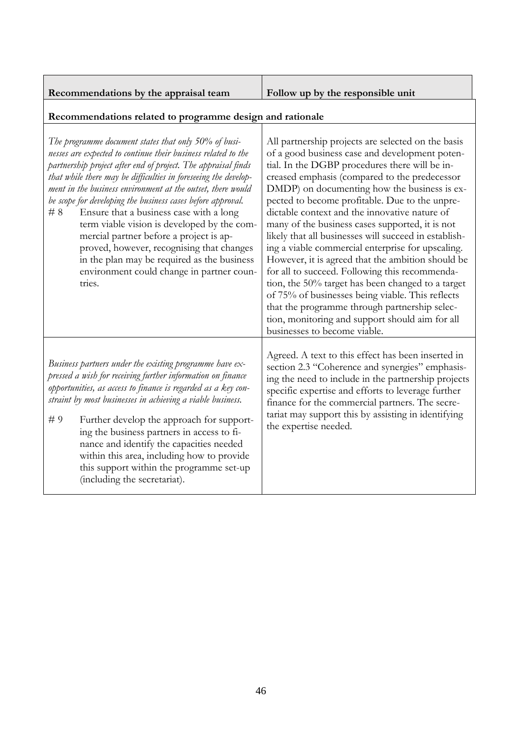| Recommendations by the appraisal team | Follow up by the responsible unit |
|---|---|
| **Recommendations related to programme design and rationale** | |
| *The programme document states that only 50% of businesses are expected to continue their business related to the partnership project after end of project. The appraisal finds that while there may be difficulties in foreseeing the development in the business environment at the outset, there would be scope for developing the business cases before approval.*<br># 8 Ensure that a business case with a long term viable vision is developed by the commercial partner before a project is approved, however, recognising that changes in the plan may be required as the business environment could change in partner countries. | All partnership projects are selected on the basis of a good business case and development potential. In the DGBP procedures there will be increased emphasis (compared to the predecessor DMDP) on documenting how the business is expected to become profitable. Due to the unpredictable context and the innovative nature of many of the business cases supported, it is not likely that all businesses will succeed in establishing a viable commercial enterprise for upscaling. However, it is agreed that the ambition should be for all to succeed. Following this recommendation, the 50% target has been changed to a target of 75% of businesses being viable. This reflects that the programme through partnership selection, monitoring and support should aim for all businesses to become viable. |
| *Business partners under the existing programme have expressed a wish for receiving further information on finance opportunities, as access to finance is regarded as a key constraint by most businesses in achieving a viable business.*<br># 9 Further develop the approach for supporting the business partners in access to finance and identify the capacities needed within this area, including how to provide this support within the programme set-up (including the secretariat). | Agreed. A text to this effect has been inserted in section 2.3 "Coherence and synergies" emphasising the need to include in the partnership projects specific expertise and efforts to leverage further finance for the commercial partners. The secretariat may support this by assisting in identifying the expertise needed. |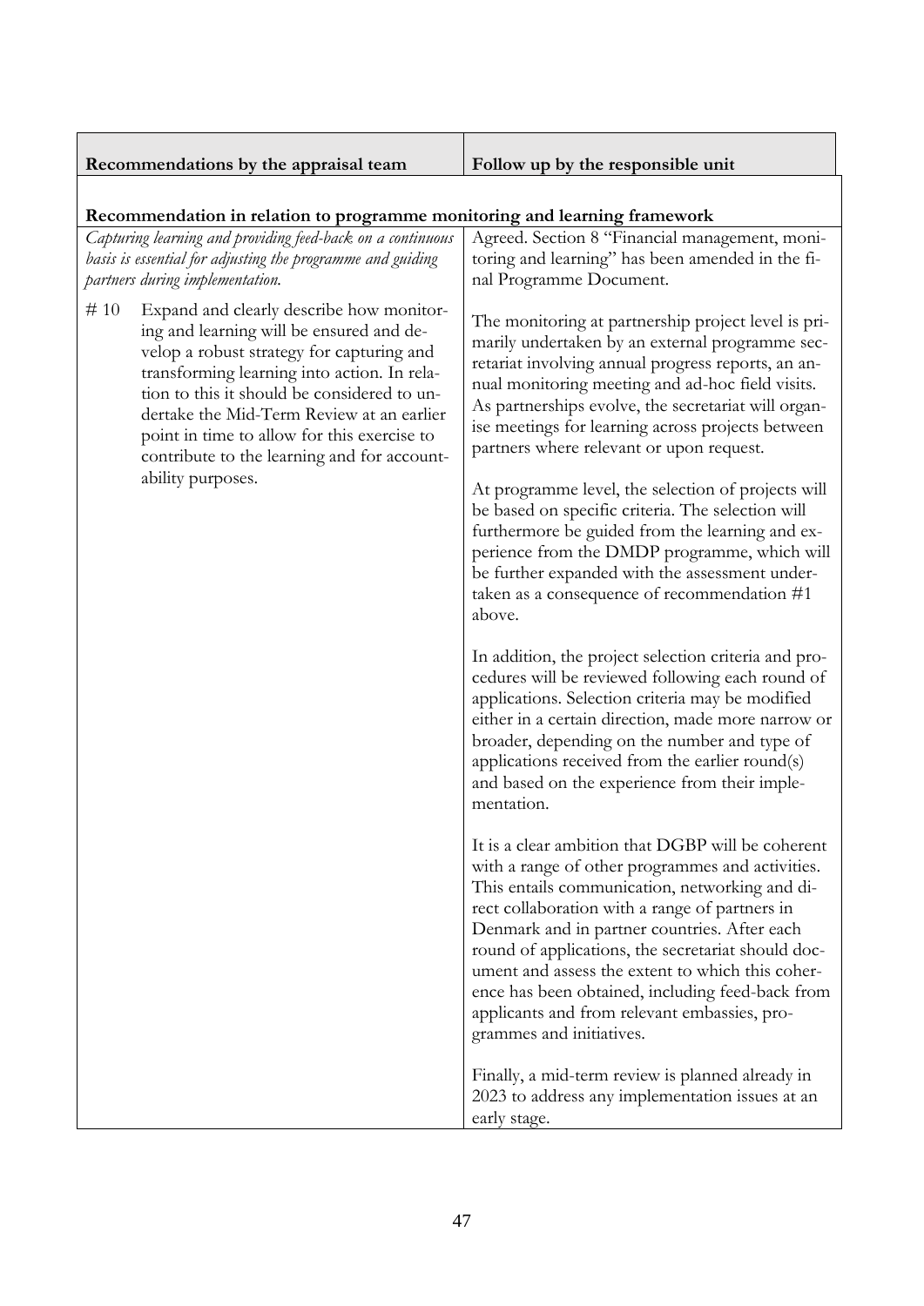| Recommendations by the appraisal team | Follow up by the responsible unit |
|---|---|
| **Recommendation in relation to programme monitoring and learning framework** | |
| *Capturing learning and providing feed-back on a continuous basis is essential for adjusting the programme and guiding partners during implementation.* | Agreed. Section 8 "Financial management, monitoring and learning" has been amended in the final Programme Document. |
| # 10 Expand and clearly describe how monitoring and learning will be ensured and develop a robust strategy for capturing and transforming learning into action. In relation to this it should be considered to undertake the Mid-Term Review at an earlier point in time to allow for this exercise to contribute to the learning and for accountability purposes. | The monitoring at partnership project level is primarily undertaken by an external programme secretariat involving annual progress reports, an annual monitoring meeting and ad-hoc field visits. As partnerships evolve, the secretariat will organise meetings for learning across projects between partners where relevant or upon request.<br><br>At programme level, the selection of projects will be based on specific criteria. The selection will furthermore be guided from the learning and experience from the DMDP programme, which will be further expanded with the assessment undertaken as a consequence of recommendation #1 above.<br><br>In addition, the project selection criteria and procedures will be reviewed following each round of applications. Selection criteria may be modified either in a certain direction, made more narrow or broader, depending on the number and type of applications received from the earlier round(s) and based on the experience from their implementation.<br><br>It is a clear ambition that DGBP will be coherent with a range of other programmes and activities. This entails communication, networking and direct collaboration with a range of partners in Denmark and in partner countries. After each round of applications, the secretariat should document and assess the extent to which this coherence has been obtained, including feed-back from applicants and from relevant embassies, programmes and initiatives.<br><br>Finally, a mid-term review is planned already in 2023 to address any implementation issues at an early stage. |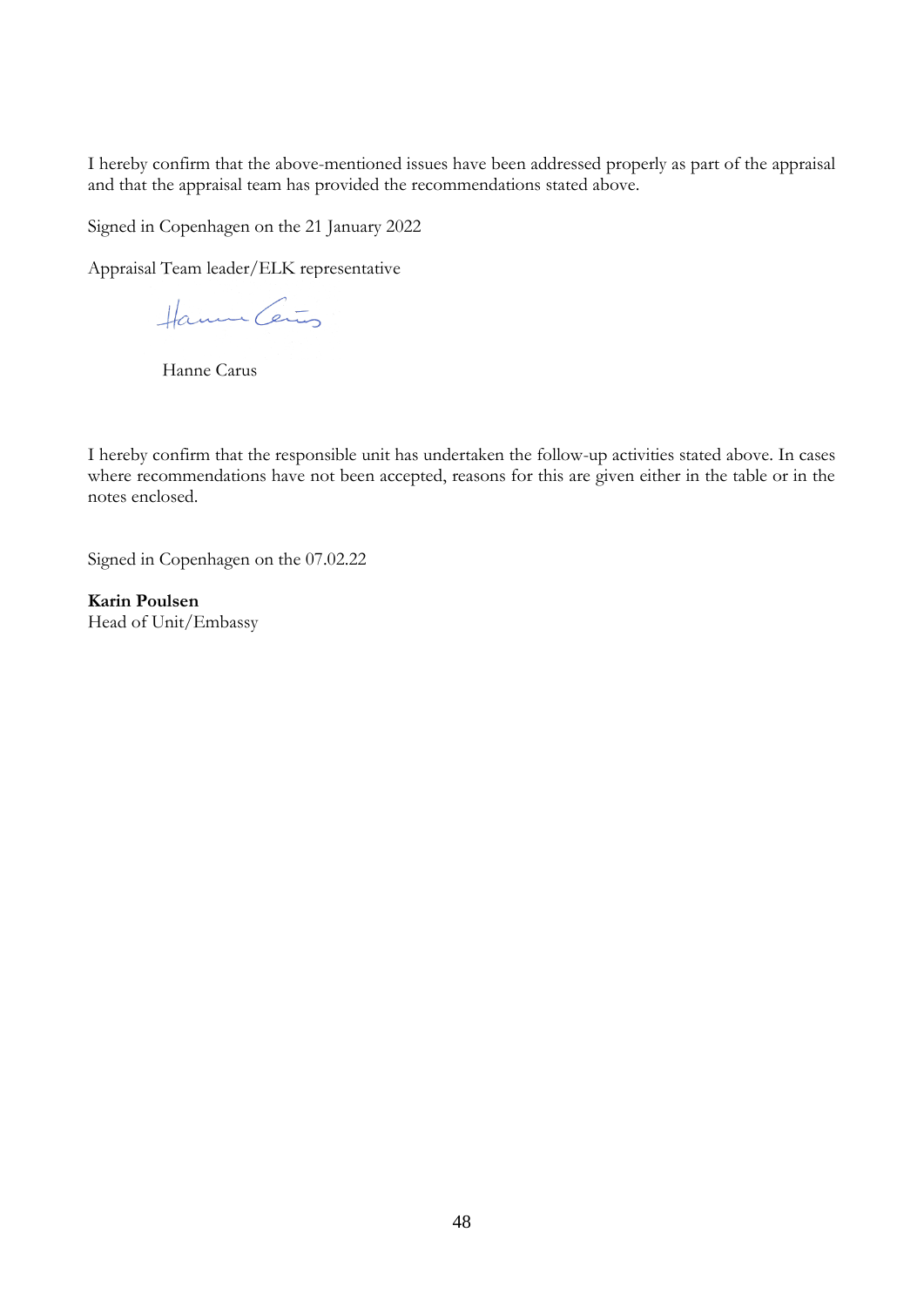I hereby confirm that the above-mentioned issues have been addressed properly as part of the appraisal and that the appraisal team has provided the recommendations stated above.

Signed in Copenhagen on the 21 January 2022

Appraisal Team leader/ELK representative

Hanne Carus

I hereby confirm that the responsible unit has undertaken the follow-up activities stated above. In cases where recommendations have not been accepted, reasons for this are given either in the table or in the notes enclosed.

Signed in Copenhagen on the 07.02.22

**Karin Poulsen**
Head of Unit/Embassy